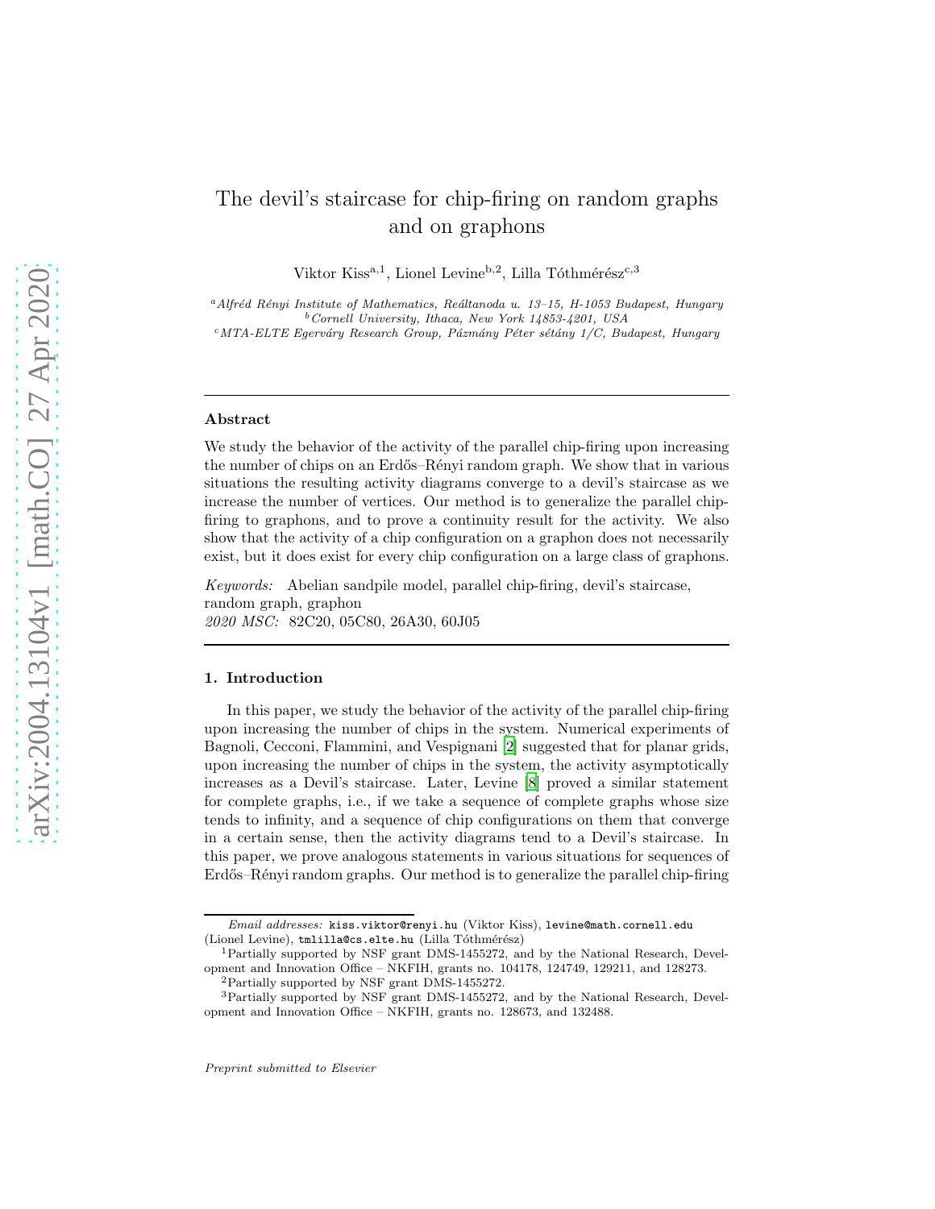# The devil's staircase for chip-firing on random graphs and on graphons

Viktor Kiss[a,1], Lionel Levine[b,2], Lilla Tóthmérész[c,3]

[a] *Alfréd Rényi Institute of Mathematics, Reáltanoda u. 13–15, H-1053 Budapest, Hungary*
[b] *Cornell University, Ithaca, New York 14853-4201, USA*
[c] *MTA-ELTE Egerváry Research Group, Pázmány Péter sétány 1/C, Budapest, Hungary*

---

### Abstract

We study the behavior of the activity of the parallel chip-firing upon increasing the number of chips on an Erdős–Rényi random graph. We show that in various situations the resulting activity diagrams converge to a devil's staircase as we increase the number of vertices. Our method is to generalize the parallel chip-firing to graphons, and to prove a continuity result for the activity. We also show that the activity of a chip configuration on a graphon does not necessarily exist, but it does exist for every chip configuration on a large class of graphons.

*Keywords:* Abelian sandpile model, parallel chip-firing, devil's staircase, random graph, graphon
*2020 MSC:* 82C20, 05C80, 26A30, 60J05

---

## 1. Introduction

In this paper, we study the behavior of the activity of the parallel chip-firing upon increasing the number of chips in the system. Numerical experiments of Bagnoli, Cecconi, Flammini, and Vespignani [2] suggested that for planar grids, upon increasing the number of chips in the system, the activity asymptotically increases as a Devil's staircase. Later, Levine [8] proved a similar statement for complete graphs, i.e., if we take a sequence of complete graphs whose size tends to infinity, and a sequence of chip configurations on them that converge in a certain sense, then the activity diagrams tend to a Devil's staircase. In this paper, we prove analogous statements in various situations for sequences of Erdős–Rényi random graphs. Our method is to generalize the parallel chip-firing

---

*Email addresses:* kiss.viktor@renyi.hu (Viktor Kiss), levine@math.cornell.edu (Lionel Levine), tmlilla@cs.elte.hu (Lilla Tóthmérész)

[1] Partially supported by NSF grant DMS-1455272, and by the National Research, Development and Innovation Office – NKFIH, grants no. 104178, 124749, 129211, and 128273.

[2] Partially supported by NSF grant DMS-1455272.

[3] Partially supported by NSF grant DMS-1455272, and by the National Research, Development and Innovation Office – NKFIH, grants no. 128673, and 132488.

*Preprint submitted to Elsevier*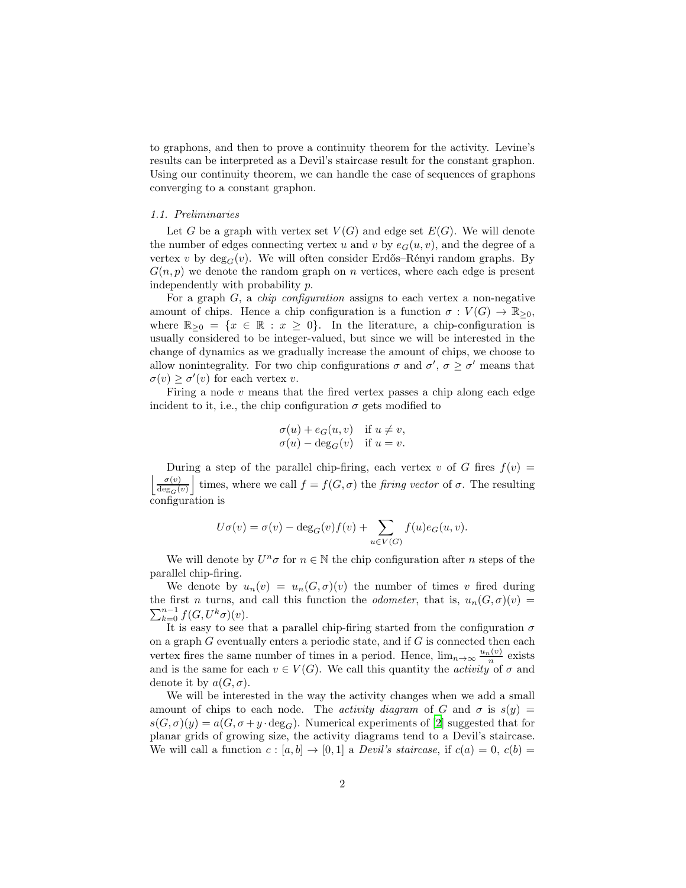to graphons, and then to prove a continuity theorem for the activity. Levine's results can be interpreted as a Devil's staircase result for the constant graphon. Using our continuity theorem, we can handle the case of sequences of graphons converging to a constant graphon.

### 1.1. Preliminaries

Let $G$ be a graph with vertex set $V(G)$ and edge set $E(G)$. We will denote the number of edges connecting vertex $u$ and $v$ by $e_G(u,v)$, and the degree of a vertex $v$ by $\deg_G(v)$. We will often consider Erdős–Rényi random graphs. By $G(n,p)$ we denote the random graph on $n$ vertices, where each edge is present independently with probability $p$.

For a graph $G$, a *chip configuration* assigns to each vertex a non-negative amount of chips. Hence a chip configuration is a function $\sigma : V(G) \to \mathbb{R}_{\geq 0}$, where $\mathbb{R}_{\geq 0} = \{x \in \mathbb{R} : x \geq 0\}$. In the literature, a chip-configuration is usually considered to be integer-valued, but since we will be interested in the change of dynamics as we gradually increase the amount of chips, we choose to allow nonintegrality. For two chip configurations $\sigma$ and $\sigma'$, $\sigma \geq \sigma'$ means that $\sigma(v) \geq \sigma'(v)$ for each vertex $v$.

Firing a node $v$ means that the fired vertex passes a chip along each edge incident to it, i.e., the chip configuration $\sigma$ gets modified to

$$\begin{array}{ll} \sigma(u) + e_G(u,v) & \text{if } u \neq v, \\ \sigma(u) - \deg_G(v) & \text{if } u = v. \end{array}$$

During a step of the parallel chip-firing, each vertex $v$ of $G$ fires $f(v) = \left\lfloor \frac{\sigma(v)}{\deg_G(v)} \right\rfloor$ times, where we call $f = f(G,\sigma)$ the *firing vector* of $\sigma$. The resulting configuration is

$$U\sigma(v) = \sigma(v) - \deg_G(v) f(v) + \sum_{u \in V(G)} f(u) e_G(u,v).$$

We will denote by $U^n\sigma$ for $n \in \mathbb{N}$ the chip configuration after $n$ steps of the parallel chip-firing.

We denote by $u_n(v) = u_n(G,\sigma)(v)$ the number of times $v$ fired during the first $n$ turns, and call this function the *odometer*, that is, $u_n(G,\sigma)(v) = \sum_{k=0}^{n-1} f(G, U^k\sigma)(v)$.

It is easy to see that a parallel chip-firing started from the configuration $\sigma$ on a graph $G$ eventually enters a periodic state, and if $G$ is connected then each vertex fires the same number of times in a period. Hence, $\lim_{n\to\infty} \frac{u_n(v)}{n}$ exists and is the same for each $v \in V(G)$. We call this quantity the *activity* of $\sigma$ and denote it by $a(G,\sigma)$.

We will be interested in the way the activity changes when we add a small amount of chips to each node. The *activity diagram* of $G$ and $\sigma$ is $s(y) = s(G,\sigma)(y) = a(G, \sigma + y \cdot \deg_G)$. Numerical experiments of [2] suggested that for planar grids of growing size, the activity diagrams tend to a Devil's staircase. We will call a function $c : [a,b] \to [0,1]$ a *Devil's staircase*, if $c(a) = 0$, $c(b) =$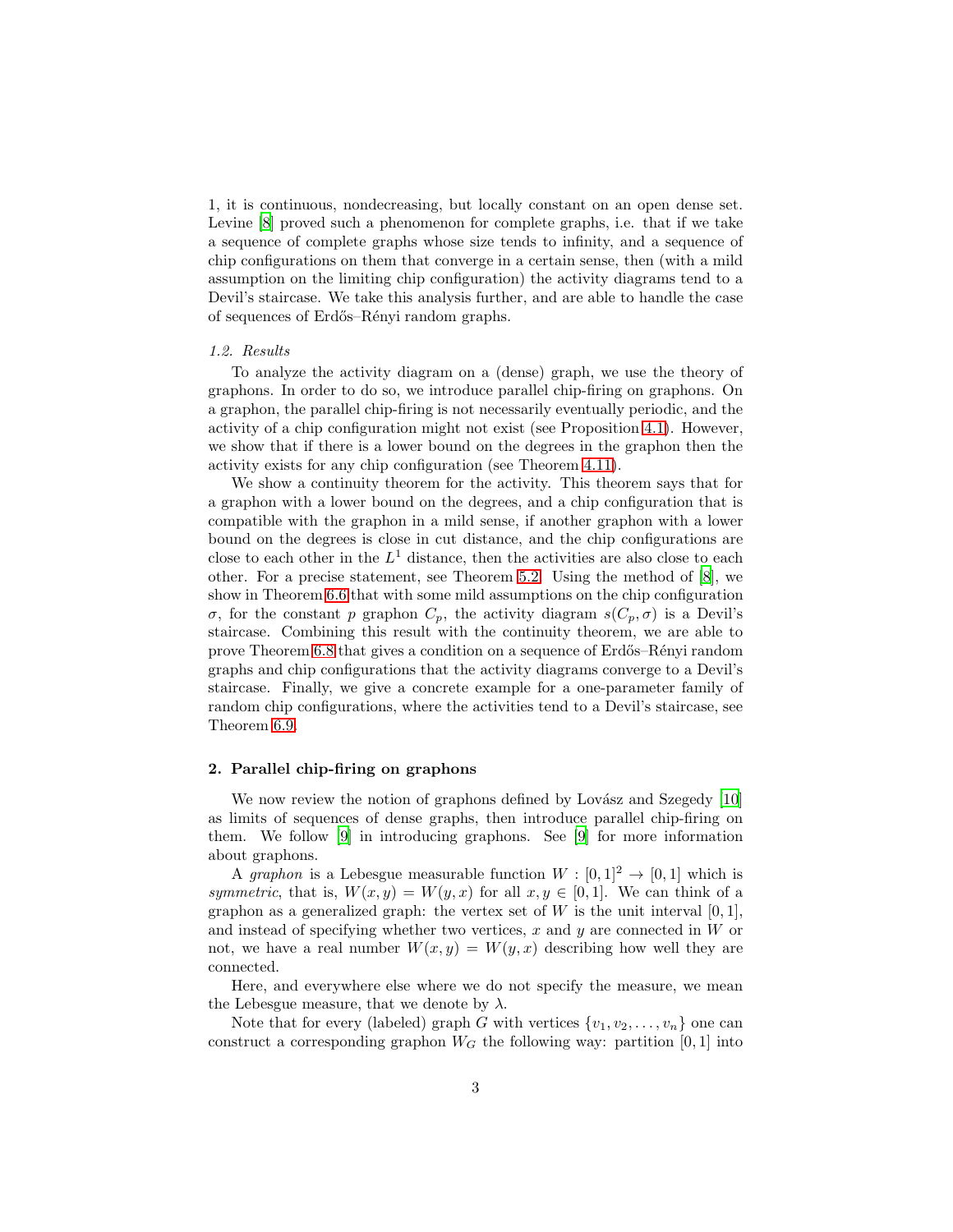1, it is continuous, nondecreasing, but locally constant on an open dense set. Levine [8] proved such a phenomenon for complete graphs, i.e. that if we take a sequence of complete graphs whose size tends to infinity, and a sequence of chip configurations on them that converge in a certain sense, then (with a mild assumption on the limiting chip configuration) the activity diagrams tend to a Devil's staircase. We take this analysis further, and are able to handle the case of sequences of Erdős–Rényi random graphs.

### 1.2. Results

To analyze the activity diagram on a (dense) graph, we use the theory of graphons. In order to do so, we introduce parallel chip-firing on graphons. On a graphon, the parallel chip-firing is not necessarily eventually periodic, and the activity of a chip configuration might not exist (see Proposition 4.1). However, we show that if there is a lower bound on the degrees in the graphon then the activity exists for any chip configuration (see Theorem 4.11).

We show a continuity theorem for the activity. This theorem says that for a graphon with a lower bound on the degrees, and a chip configuration that is compatible with the graphon in a mild sense, if another graphon with a lower bound on the degrees is close in cut distance, and the chip configurations are close to each other in the $L^1$ distance, then the activities are also close to each other. For a precise statement, see Theorem 5.2. Using the method of [8], we show in Theorem 6.6 that with some mild assumptions on the chip configuration $\sigma$, for the constant $p$ graphon $C_p$, the activity diagram $s(C_p, \sigma)$ is a Devil's staircase. Combining this result with the continuity theorem, we are able to prove Theorem 6.8 that gives a condition on a sequence of Erdős–Rényi random graphs and chip configurations that the activity diagrams converge to a Devil's staircase. Finally, we give a concrete example for a one-parameter family of random chip configurations, where the activities tend to a Devil's staircase, see Theorem 6.9.

## 2. Parallel chip-firing on graphons

We now review the notion of graphons defined by Lovász and Szegedy [10] as limits of sequences of dense graphs, then introduce parallel chip-firing on them. We follow [9] in introducing graphons. See [9] for more information about graphons.

A *graphon* is a Lebesgue measurable function $W : [0,1]^2 \to [0,1]$ which is *symmetric*, that is, $W(x,y) = W(y,x)$ for all $x, y \in [0,1]$. We can think of a graphon as a generalized graph: the vertex set of $W$ is the unit interval $[0,1]$, and instead of specifying whether two vertices, $x$ and $y$ are connected in $W$ or not, we have a real number $W(x,y) = W(y,x)$ describing how well they are connected.

Here, and everywhere else where we do not specify the measure, we mean the Lebesgue measure, that we denote by $\lambda$.

Note that for every (labeled) graph $G$ with vertices $\{v_1, v_2, \dots, v_n\}$ one can construct a corresponding graphon $W_G$ the following way: partition $[0,1]$ into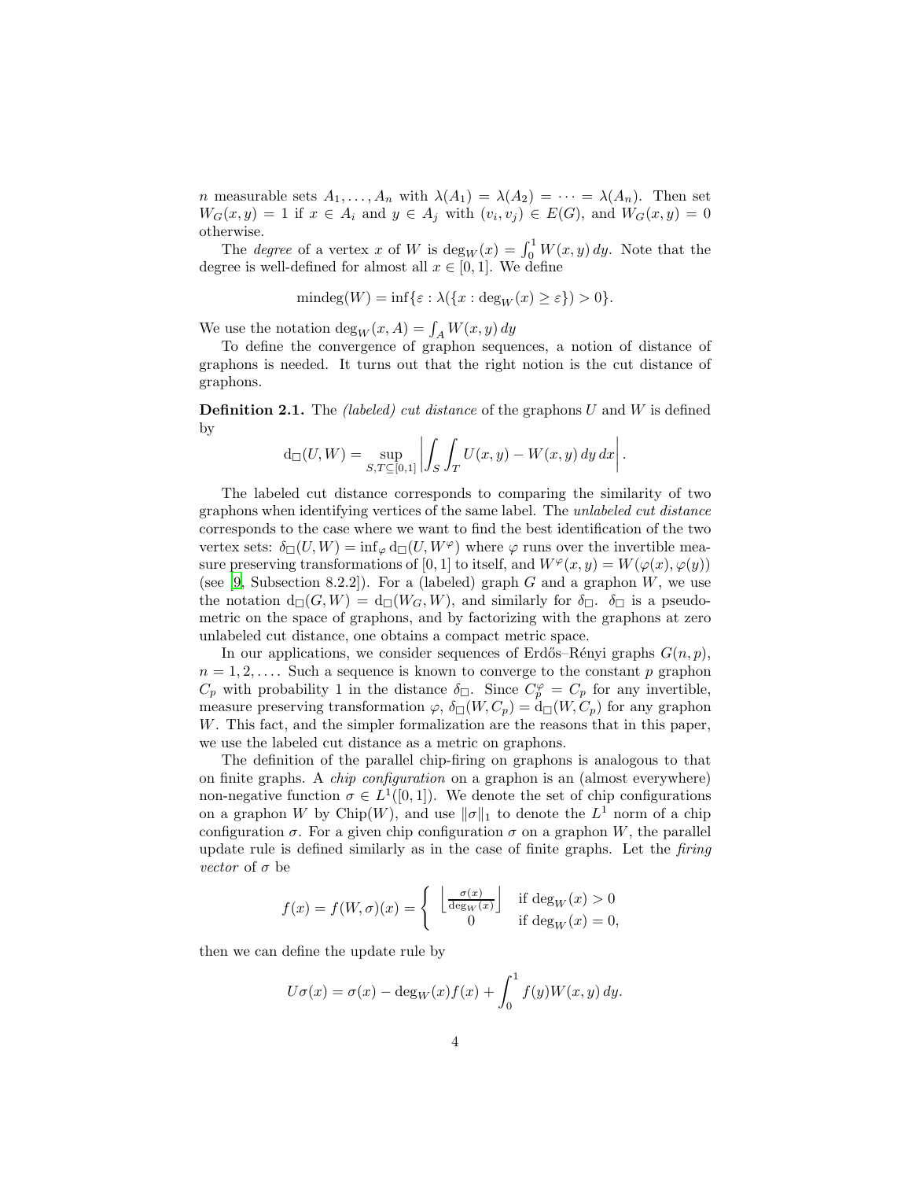$n$ measurable sets $A_1, \dots, A_n$ with $\lambda(A_1) = \lambda(A_2) = \cdots = \lambda(A_n)$. Then set $W_G(x,y) = 1$ if $x \in A_i$ and $y \in A_j$ with $(v_i, v_j) \in E(G)$, and $W_G(x,y) = 0$ otherwise.

The *degree* of a vertex $x$ of $W$ is $\deg_W(x) = \int_0^1 W(x,y)\,dy$. Note that the degree is well-defined for almost all $x \in [0,1]$. We define

$$\operatorname{mindeg}(W) = \inf\{\varepsilon : \lambda(\{x : \deg_W(x) \geq \varepsilon\}) > 0\}.$$

We use the notation $\deg_W(x, A) = \int_A W(x,y)\,dy$

To define the convergence of graphon sequences, a notion of distance of graphons is needed. It turns out that the right notion is the cut distance of graphons.

**Definition 2.1.** The *(labeled) cut distance* of the graphons $U$ and $W$ is defined by

$$\mathrm{d}_\square(U,W) = \sup_{S,T \subseteq [0,1]} \left| \int_S \int_T U(x,y) - W(x,y)\,dy\,dx \right|.$$

The labeled cut distance corresponds to comparing the similarity of two graphons when identifying vertices of the same label. The *unlabeled cut distance* corresponds to the case where we want to find the best identification of the two vertex sets: $\delta_\square(U,W) = \inf_\varphi \mathrm{d}_\square(U, W^\varphi)$ where $\varphi$ runs over the invertible measure preserving transformations of $[0,1]$ to itself, and $W^\varphi(x,y) = W(\varphi(x), \varphi(y))$ (see [9, Subsection 8.2.2]). For a (labeled) graph $G$ and a graphon $W$, we use the notation $\mathrm{d}_\square(G,W) = \mathrm{d}_\square(W_G, W)$, and similarly for $\delta_\square$. $\delta_\square$ is a pseudometric on the space of graphons, and by factorizing with the graphons at zero unlabeled cut distance, one obtains a compact metric space.

In our applications, we consider sequences of Erdős–Rényi graphs $G(n,p)$, $n = 1, 2, \dots$. Such a sequence is known to converge to the constant $p$ graphon $C_p$ with probability 1 in the distance $\delta_\square$. Since $C_p^\varphi = C_p$ for any invertible, measure preserving transformation $\varphi$, $\delta_\square(W, C_p) = \mathrm{d}_\square(W, C_p)$ for any graphon $W$. This fact, and the simpler formalization are the reasons that in this paper, we use the labeled cut distance as a metric on graphons.

The definition of the parallel chip-firing on graphons is analogous to that on finite graphs. A *chip configuration* on a graphon is an (almost everywhere) non-negative function $\sigma \in L^1([0,1])$. We denote the set of chip configurations on a graphon $W$ by $\mathrm{Chip}(W)$, and use $\|\sigma\|_1$ to denote the $L^1$ norm of a chip configuration $\sigma$. For a given chip configuration $\sigma$ on a graphon $W$, the parallel update rule is defined similarly as in the case of finite graphs. Let the *firing vector* of $\sigma$ be

$$f(x) = f(W,\sigma)(x) = \begin{cases} \left\lfloor \frac{\sigma(x)}{\deg_W(x)} \right\rfloor & \text{if } \deg_W(x) > 0 \\ 0 & \text{if } \deg_W(x) = 0, \end{cases}$$

then we can define the update rule by

$$U\sigma(x) = \sigma(x) - \deg_W(x) f(x) + \int_0^1 f(y) W(x,y)\,dy.$$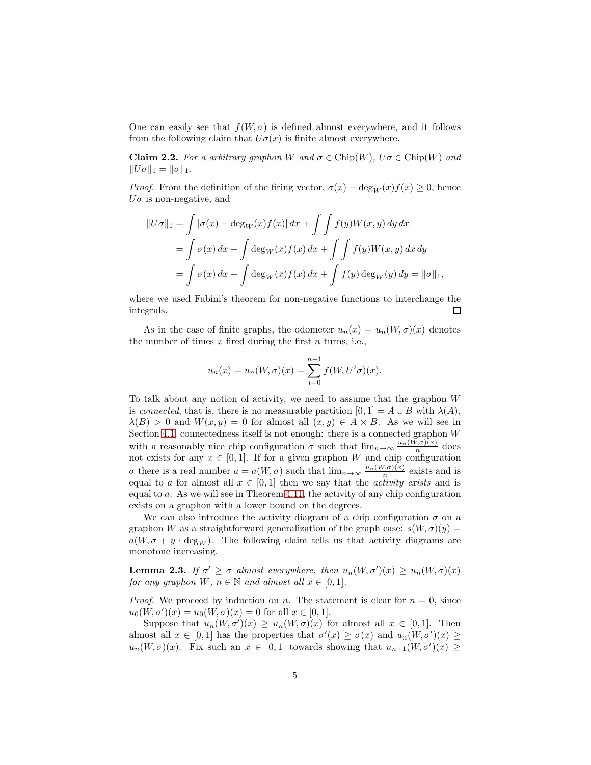One can easily see that $f(W,\sigma)$ is defined almost everywhere, and it follows from the following claim that $U\sigma(x)$ is finite almost everywhere.

**Claim 2.2.** *For a arbitrary graphon $W$ and $\sigma \in \mathrm{Chip}(W)$, $U\sigma \in \mathrm{Chip}(W)$ and $\|U\sigma\|_1 = \|\sigma\|_1$.*

*Proof.* From the definition of the firing vector, $\sigma(x) - \deg_W(x) f(x) \geq 0$, hence $U\sigma$ is non-negative, and

$$
\begin{aligned}
\|U\sigma\|_1 &= \int |\sigma(x) - \deg_W(x) f(x)|\, dx + \int\int f(y) W(x,y)\, dy\, dx \\
&= \int \sigma(x)\, dx - \int \deg_W(x) f(x)\, dx + \int\int f(y) W(x,y)\, dx\, dy \\
&= \int \sigma(x)\, dx - \int \deg_W(x) f(x)\, dx + \int f(y) \deg_W(y)\, dy = \|\sigma\|_1,
\end{aligned}
$$

where we used Fubini's theorem for non-negative functions to interchange the integrals. $\square$

As in the case of finite graphs, the odometer $u_n(x) = u_n(W,\sigma)(x)$ denotes the number of times $x$ fired during the first $n$ turns, i.e.,

$$
u_n(x) = u_n(W,\sigma)(x) = \sum_{i=0}^{n-1} f(W, U^i\sigma)(x).
$$

To talk about any notion of activity, we need to assume that the graphon $W$ is *connected*, that is, there is no measurable partition $[0,1] = A \cup B$ with $\lambda(A)$, $\lambda(B) > 0$ and $W(x,y) = 0$ for almost all $(x,y) \in A \times B$. As we will see in Section 4.1, connectedness itself is not enough: there is a connected graphon $W$ with a reasonably nice chip configuration $\sigma$ such that $\lim_{n\to\infty} \frac{u_n(W,\sigma)(x)}{n}$ does not exists for any $x \in [0,1]$. If for a given graphon $W$ and chip configuration $\sigma$ there is a real number $a = a(W,\sigma)$ such that $\lim_{n\to\infty} \frac{u_n(W,\sigma)(x)}{n}$ exists and is equal to $a$ for almost all $x \in [0,1]$ then we say that the *activity exists* and is equal to $a$. As we will see in Theorem 4.11, the activity of any chip configuration exists on a graphon with a lower bound on the degrees.

We can also introduce the activity diagram of a chip configuration $\sigma$ on a graphon $W$ as a straightforward generalization of the graph case: $s(W,\sigma)(y) = a(W, \sigma + y \cdot \deg_W)$. The following claim tells us that activity diagrams are monotone increasing.

**Lemma 2.3.** *If $\sigma' \geq \sigma$ almost everywhere, then $u_n(W,\sigma')(x) \geq u_n(W,\sigma)(x)$ for any graphon $W$, $n \in \mathbb{N}$ and almost all $x \in [0,1]$.*

*Proof.* We proceed by induction on $n$. The statement is clear for $n = 0$, since $u_0(W,\sigma')(x) = u_0(W,\sigma)(x) = 0$ for all $x \in [0,1]$.

Suppose that $u_n(W,\sigma')(x) \geq u_n(W,\sigma)(x)$ for almost all $x \in [0,1]$. Then almost all $x \in [0,1]$ has the properties that $\sigma'(x) \geq \sigma(x)$ and $u_n(W,\sigma')(x) \geq u_n(W,\sigma)(x)$. Fix such an $x \in [0,1]$ towards showing that $u_{n+1}(W,\sigma')(x) \geq$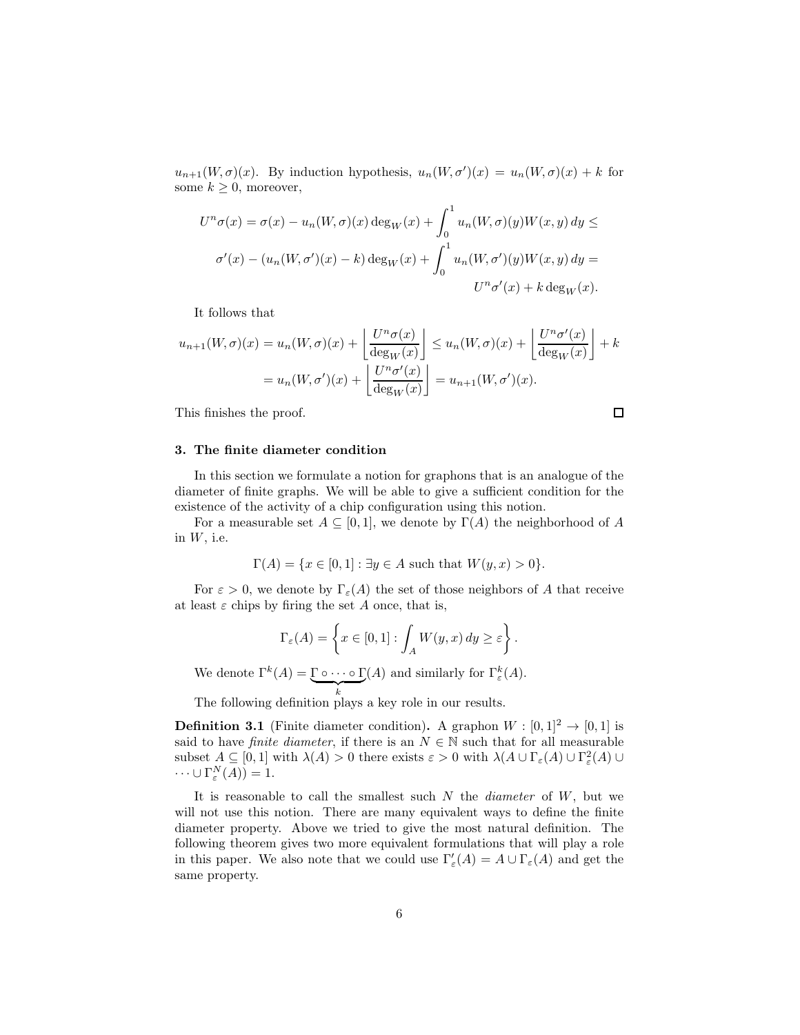$u_{n+1}(W,\sigma)(x)$. By induction hypothesis, $u_n(W,\sigma')(x) = u_n(W,\sigma)(x) + k$ for some $k \geq 0$, moreover,

$$U^n\sigma(x) = \sigma(x) - u_n(W,\sigma)(x)\deg_W(x) + \int_0^1 u_n(W,\sigma)(y)W(x,y)\,dy \leq$$
$$\sigma'(x) - (u_n(W,\sigma')(x) - k)\deg_W(x) + \int_0^1 u_n(W,\sigma')(y)W(x,y)\,dy =$$
$$U^n\sigma'(x) + k\deg_W(x).$$

It follows that

$$u_{n+1}(W,\sigma)(x) = u_n(W,\sigma)(x) + \left\lfloor \frac{U^n\sigma(x)}{\deg_W(x)} \right\rfloor \leq u_n(W,\sigma)(x) + \left\lfloor \frac{U^n\sigma'(x)}{\deg_W(x)} \right\rfloor + k$$
$$= u_n(W,\sigma')(x) + \left\lfloor \frac{U^n\sigma'(x)}{\deg_W(x)} \right\rfloor = u_{n+1}(W,\sigma')(x).$$

This finishes the proof. □

## 3. The finite diameter condition

In this section we formulate a notion for graphons that is an analogue of the diameter of finite graphs. We will be able to give a sufficient condition for the existence of the activity of a chip configuration using this notion.

For a measurable set $A \subseteq [0,1]$, we denote by $\Gamma(A)$ the neighborhood of $A$ in $W$, i.e.

$$\Gamma(A) = \{x \in [0,1] : \exists y \in A \text{ such that } W(y,x) > 0\}.$$

For $\varepsilon > 0$, we denote by $\Gamma_\varepsilon(A)$ the set of those neighbors of $A$ that receive at least $\varepsilon$ chips by firing the set $A$ once, that is,

$$\Gamma_\varepsilon(A) = \left\{x \in [0,1] : \int_A W(y,x)\,dy \geq \varepsilon \right\}.$$

We denote $\Gamma^k(A) = \underbrace{\Gamma \circ \cdots \circ \Gamma}_{k}(A)$ and similarly for $\Gamma_\varepsilon^k(A)$.

The following definition plays a key role in our results.

**Definition 3.1** (Finite diameter condition)**.** A graphon $W : [0,1]^2 \to [0,1]$ is said to have *finite diameter*, if there is an $N \in \mathbb{N}$ such that for all measurable subset $A \subseteq [0,1]$ with $\lambda(A) > 0$ there exists $\varepsilon > 0$ with $\lambda(A \cup \Gamma_\varepsilon(A) \cup \Gamma_\varepsilon^2(A) \cup \cdots \cup \Gamma_\varepsilon^N(A)) = 1$.

It is reasonable to call the smallest such $N$ the *diameter* of $W$, but we will not use this notion. There are many equivalent ways to define the finite diameter property. Above we tried to give the most natural definition. The following theorem gives two more equivalent formulations that will play a role in this paper. We also note that we could use $\Gamma'_\varepsilon(A) = A \cup \Gamma_\varepsilon(A)$ and get the same property.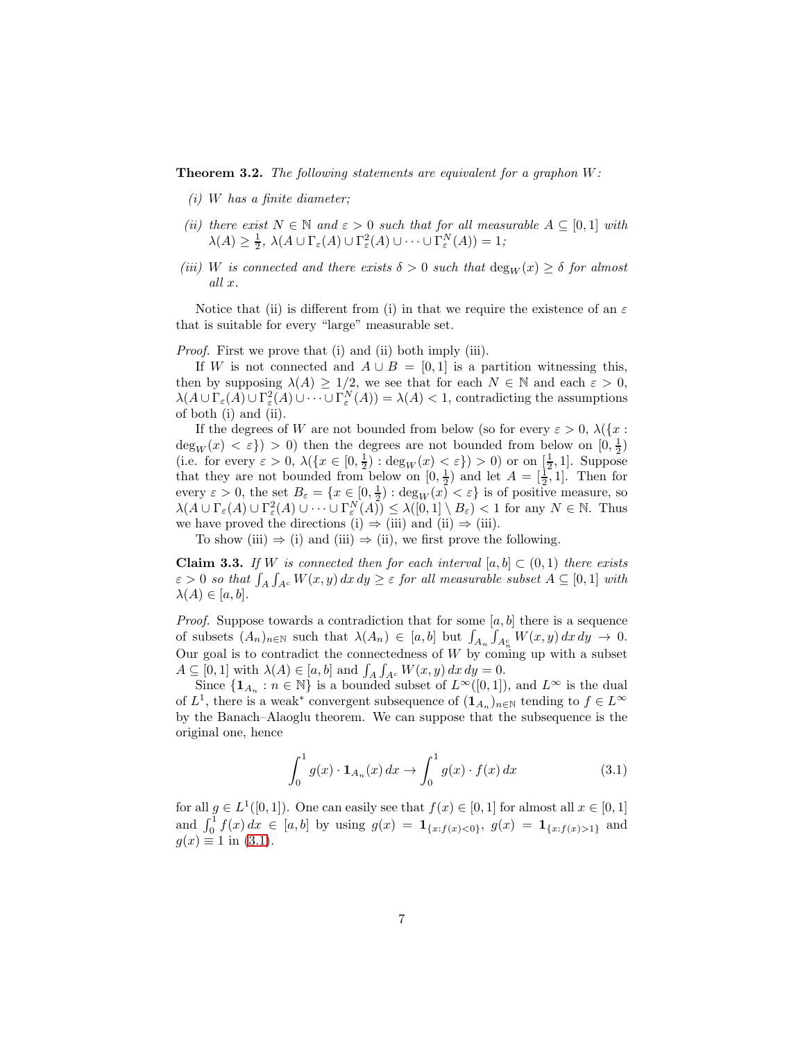**Theorem 3.2.** *The following statements are equivalent for a graphon $W$:*

*(i) $W$ has a finite diameter;*

*(ii) there exist $N \in \mathbb{N}$ and $\varepsilon > 0$ such that for all measurable $A \subseteq [0,1]$ with $\lambda(A) \geq \frac{1}{2}$, $\lambda(A \cup \Gamma_\varepsilon(A) \cup \Gamma_\varepsilon^2(A) \cup \cdots \cup \Gamma_\varepsilon^N(A)) = 1$;*

*(iii) $W$ is connected and there exists $\delta > 0$ such that $\deg_W(x) \geq \delta$ for almost all $x$.*

Notice that (ii) is different from (i) in that we require the existence of an $\varepsilon$ that is suitable for every "large" measurable set.

*Proof.* First we prove that (i) and (ii) both imply (iii).

If $W$ is not connected and $A \cup B = [0,1]$ is a partition witnessing this, then by supposing $\lambda(A) \geq 1/2$, we see that for each $N \in \mathbb{N}$ and each $\varepsilon > 0$, $\lambda(A \cup \Gamma_\varepsilon(A) \cup \Gamma_\varepsilon^2(A) \cup \cdots \cup \Gamma_\varepsilon^N(A)) = \lambda(A) < 1$, contradicting the assumptions of both (i) and (ii).

If the degrees of $W$ are not bounded from below (so for every $\varepsilon > 0$, $\lambda(\{x : \deg_W(x) < \varepsilon\}) > 0$) then the degrees are not bounded from below on $[0, \frac{1}{2})$ (i.e. for every $\varepsilon > 0$, $\lambda(\{x \in [0, \frac{1}{2}) : \deg_W(x) < \varepsilon\}) > 0$) or on $[\frac{1}{2}, 1]$. Suppose that they are not bounded from below on $[0, \frac{1}{2})$ and let $A = [\frac{1}{2}, 1]$. Then for every $\varepsilon > 0$, the set $B_\varepsilon = \{x \in [0, \frac{1}{2}) : \deg_W(x) < \varepsilon\}$ is of positive measure, so $\lambda(A \cup \Gamma_\varepsilon(A) \cup \Gamma_\varepsilon^2(A) \cup \cdots \cup \Gamma_\varepsilon^N(A)) \leq \lambda([0,1] \setminus B_\varepsilon) < 1$ for any $N \in \mathbb{N}$. Thus we have proved the directions (i) $\Rightarrow$ (iii) and (ii) $\Rightarrow$ (iii).

To show (iii) $\Rightarrow$ (i) and (iii) $\Rightarrow$ (ii), we first prove the following.

**Claim 3.3.** *If $W$ is connected then for each interval $[a,b] \subset (0,1)$ there exists $\varepsilon > 0$ so that $\int_A \int_{A^c} W(x,y)\,dx\,dy \geq \varepsilon$ for all measurable subset $A \subseteq [0,1]$ with $\lambda(A) \in [a,b]$.*

*Proof.* Suppose towards a contradiction that for some $[a,b]$ there is a sequence of subsets $(A_n)_{n\in\mathbb{N}}$ such that $\lambda(A_n) \in [a,b]$ but $\int_{A_n} \int_{A_n^c} W(x,y)\,dx\,dy \to 0$. Our goal is to contradict the connectedness of $W$ by coming up with a subset $A \subseteq [0,1]$ with $\lambda(A) \in [a,b]$ and $\int_A \int_{A^c} W(x,y)\,dx\,dy = 0$.

Since $\{\mathbf{1}_{A_n} : n \in \mathbb{N}\}$ is a bounded subset of $L^\infty([0,1])$, and $L^\infty$ is the dual of $L^1$, there is a weak$^*$ convergent subsequence of $(\mathbf{1}_{A_n})_{n\in\mathbb{N}}$ tending to $f \in L^\infty$ by the Banach–Alaoglu theorem. We can suppose that the subsequence is the original one, hence

$$\int_0^1 g(x) \cdot \mathbf{1}_{A_n}(x)\,dx \to \int_0^1 g(x) \cdot f(x)\,dx \tag{3.1}$$

for all $g \in L^1([0,1])$. One can easily see that $f(x) \in [0,1]$ for almost all $x \in [0,1]$ and $\int_0^1 f(x)\,dx \in [a,b]$ by using $g(x) = \mathbf{1}_{\{x: f(x)<0\}}$, $g(x) = \mathbf{1}_{\{x: f(x)>1\}}$ and $g(x) \equiv 1$ in (3.1).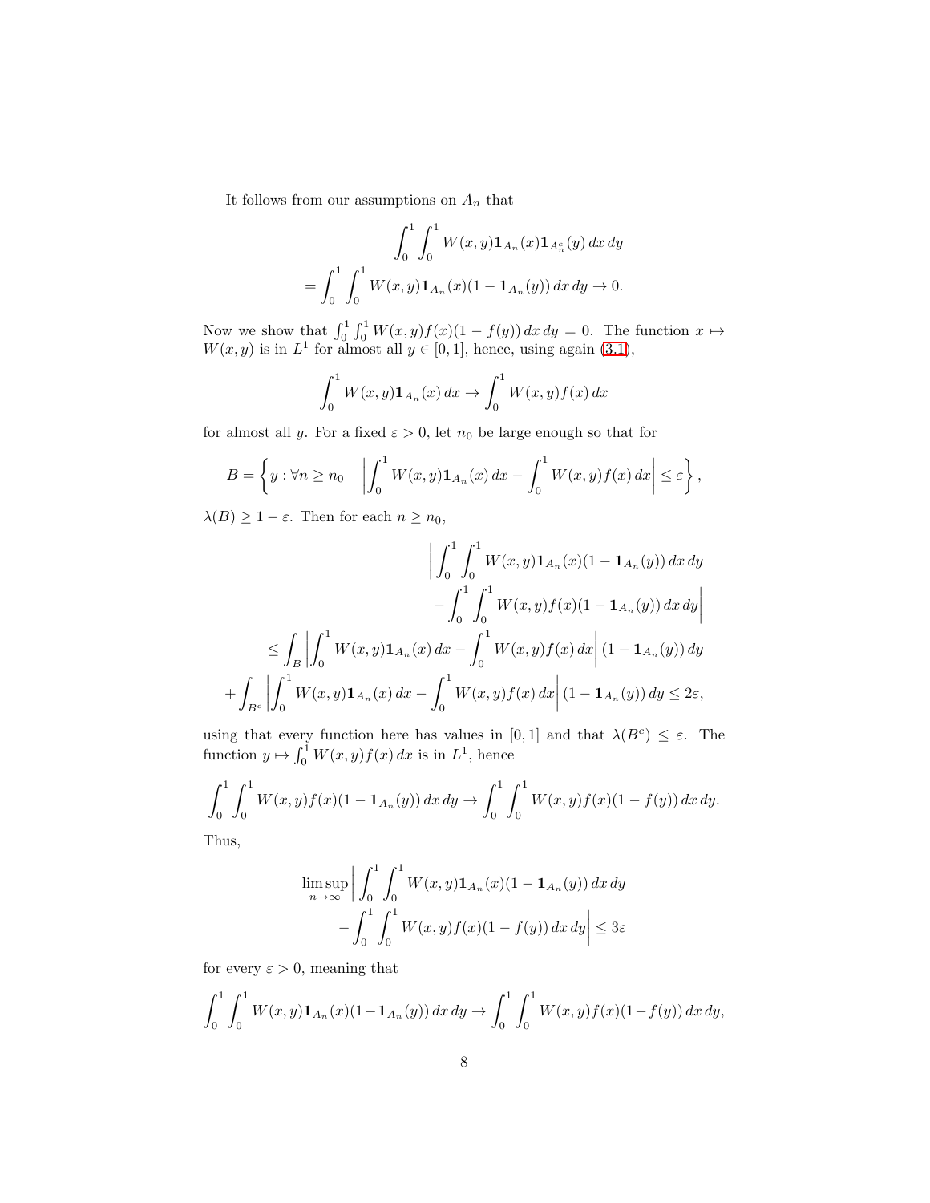It follows from our assumptions on $A_n$ that

$$
\begin{aligned}
&\int_0^1 \int_0^1 W(x,y)\mathbf{1}_{A_n}(x)\mathbf{1}_{A_n^c}(y)\,dx\,dy \\
&= \int_0^1 \int_0^1 W(x,y)\mathbf{1}_{A_n}(x)(1-\mathbf{1}_{A_n}(y))\,dx\,dy \to 0.
\end{aligned}
$$

Now we show that $\int_0^1 \int_0^1 W(x,y)f(x)(1-f(y))\,dx\,dy = 0$. The function $x \mapsto W(x,y)$ is in $L^1$ for almost all $y \in [0,1]$, hence, using again (3.1),

$$
\int_0^1 W(x,y)\mathbf{1}_{A_n}(x)\,dx \to \int_0^1 W(x,y)f(x)\,dx
$$

for almost all $y$. For a fixed $\varepsilon > 0$, let $n_0$ be large enough so that for

$$
B = \left\{ y : \forall n \geq n_0 \quad \left| \int_0^1 W(x,y)\mathbf{1}_{A_n}(x)\,dx - \int_0^1 W(x,y)f(x)\,dx \right| \leq \varepsilon \right\},
$$

$\lambda(B) \geq 1-\varepsilon$. Then for each $n \geq n_0$,

$$
\begin{aligned}
&\bigg| \int_0^1 \int_0^1 W(x,y)\mathbf{1}_{A_n}(x)(1-\mathbf{1}_{A_n}(y))\,dx\,dy \\
&\qquad - \int_0^1 \int_0^1 W(x,y)f(x)(1-\mathbf{1}_{A_n}(y))\,dx\,dy \bigg| \\
&\leq \int_B \left| \int_0^1 W(x,y)\mathbf{1}_{A_n}(x)\,dx - \int_0^1 W(x,y)f(x)\,dx \right| (1-\mathbf{1}_{A_n}(y))\,dy \\
&+ \int_{B^c} \left| \int_0^1 W(x,y)\mathbf{1}_{A_n}(x)\,dx - \int_0^1 W(x,y)f(x)\,dx \right| (1-\mathbf{1}_{A_n}(y))\,dy \leq 2\varepsilon,
\end{aligned}
$$

using that every function here has values in $[0,1]$ and that $\lambda(B^c) \leq \varepsilon$. The function $y \mapsto \int_0^1 W(x,y)f(x)\,dx$ is in $L^1$, hence

$$
\int_0^1 \int_0^1 W(x,y)f(x)(1-\mathbf{1}_{A_n}(y))\,dx\,dy \to \int_0^1 \int_0^1 W(x,y)f(x)(1-f(y))\,dx\,dy.
$$

Thus,

$$
\begin{aligned}
\limsup_{n\to\infty} \bigg| &\int_0^1 \int_0^1 W(x,y)\mathbf{1}_{A_n}(x)(1-\mathbf{1}_{A_n}(y))\,dx\,dy \\
&- \int_0^1 \int_0^1 W(x,y)f(x)(1-f(y))\,dx\,dy \bigg| \leq 3\varepsilon
\end{aligned}
$$

for every $\varepsilon > 0$, meaning that

$$
\int_0^1 \int_0^1 W(x,y)\mathbf{1}_{A_n}(x)(1-\mathbf{1}_{A_n}(y))\,dx\,dy \to \int_0^1 \int_0^1 W(x,y)f(x)(1-f(y))\,dx\,dy,
$$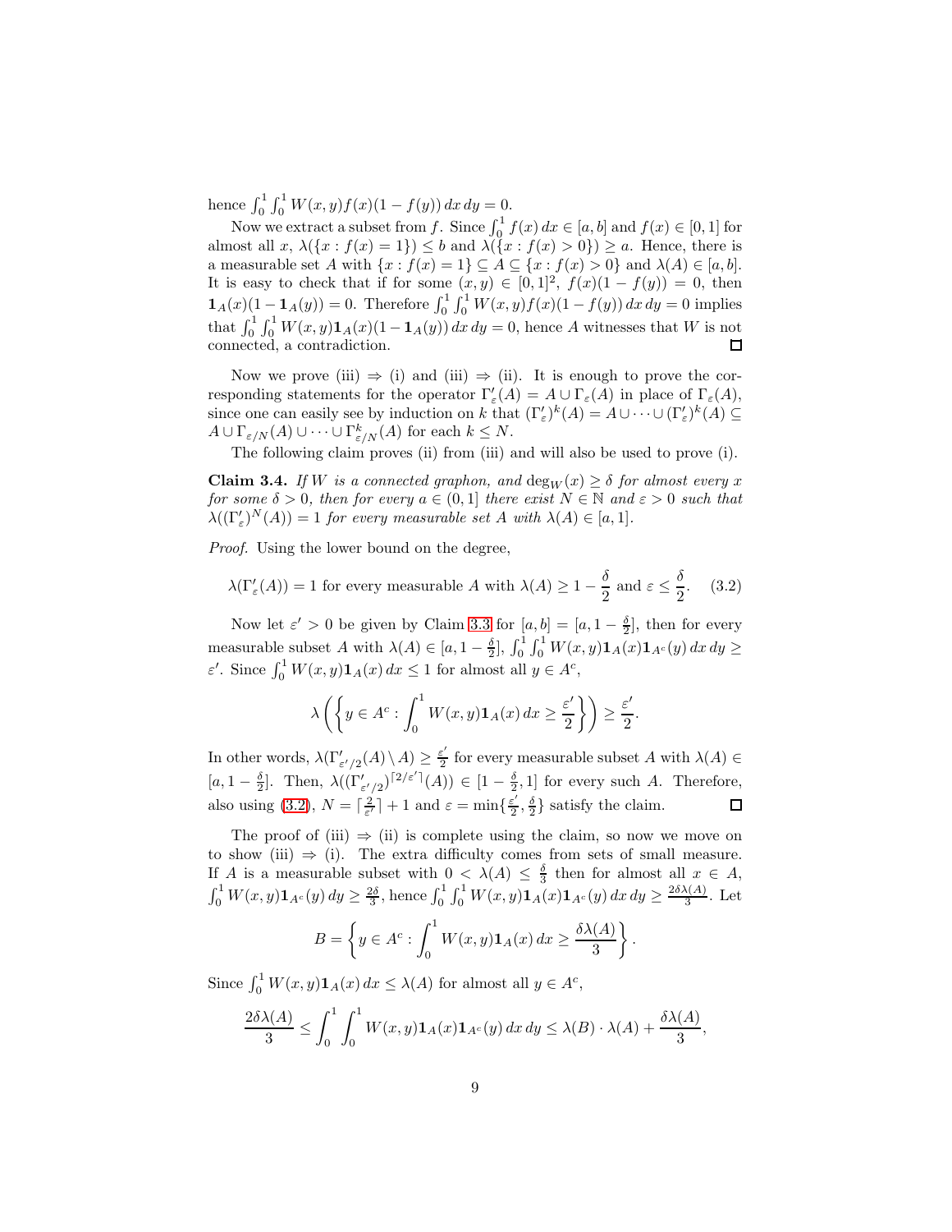hence $\int_0^1 \int_0^1 W(x,y)f(x)(1-f(y))\,dx\,dy = 0$.

Now we extract a subset from $f$. Since $\int_0^1 f(x)\,dx \in [a,b]$ and $f(x) \in [0,1]$ for almost all $x$, $\lambda(\{x : f(x) = 1\}) \leq b$ and $\lambda(\{x : f(x) > 0\}) \geq a$. Hence, there is a measurable set $A$ with $\{x : f(x) = 1\} \subseteq A \subseteq \{x : f(x) > 0\}$ and $\lambda(A) \in [a,b]$. It is easy to check that if for some $(x,y) \in [0,1]^2$, $f(x)(1-f(y)) = 0$, then $\mathbf{1}_A(x)(1-\mathbf{1}_A(y)) = 0$. Therefore $\int_0^1 \int_0^1 W(x,y)f(x)(1-f(y))\,dx\,dy = 0$ implies that $\int_0^1 \int_0^1 W(x,y)\mathbf{1}_A(x)(1-\mathbf{1}_A(y))\,dx\,dy = 0$, hence $A$ witnesses that $W$ is not connected, a contradiction. $\square$

Now we prove (iii) $\Rightarrow$ (i) and (iii) $\Rightarrow$ (ii). It is enough to prove the corresponding statements for the operator $\Gamma'_\varepsilon(A) = A \cup \Gamma_\varepsilon(A)$ in place of $\Gamma_\varepsilon(A)$, since one can easily see by induction on $k$ that $(\Gamma'_\varepsilon)^k(A) = A \cup \cdots \cup (\Gamma'_\varepsilon)^k(A) \subseteq A \cup \Gamma_{\varepsilon/N}(A) \cup \cdots \cup \Gamma^k_{\varepsilon/N}(A)$ for each $k \leq N$.

The following claim proves (ii) from (iii) and will also be used to prove (i).

**Claim 3.4.** *If $W$ is a connected graphon, and $\deg_W(x) \geq \delta$ for almost every $x$ for some $\delta > 0$, then for every $a \in (0,1]$ there exist $N \in \mathbb{N}$ and $\varepsilon > 0$ such that $\lambda((\Gamma'_\varepsilon)^N(A)) = 1$ for every measurable set $A$ with $\lambda(A) \in [a,1]$.*

*Proof.* Using the lower bound on the degree,

$$\lambda(\Gamma'_\varepsilon(A)) = 1 \text{ for every measurable } A \text{ with } \lambda(A) \geq 1 - \frac{\delta}{2} \text{ and } \varepsilon \leq \frac{\delta}{2}. \tag{3.2}$$

Now let $\varepsilon' > 0$ be given by Claim 3.3 for $[a,b] = [a, 1-\frac{\delta}{2}]$, then for every measurable subset $A$ with $\lambda(A) \in [a, 1-\frac{\delta}{2}]$, $\int_0^1 \int_0^1 W(x,y)\mathbf{1}_A(x)\mathbf{1}_{A^c}(y)\,dx\,dy \geq \varepsilon'$. Since $\int_0^1 W(x,y)\mathbf{1}_A(x)\,dx \leq 1$ for almost all $y \in A^c$,

$$\lambda\left(\left\{y \in A^c : \int_0^1 W(x,y)\mathbf{1}_A(x)\,dx \geq \frac{\varepsilon'}{2}\right\}\right) \geq \frac{\varepsilon'}{2}.$$

In other words, $\lambda(\Gamma'_{\varepsilon'/2}(A) \setminus A) \geq \frac{\varepsilon'}{2}$ for every measurable subset $A$ with $\lambda(A) \in [a, 1-\frac{\delta}{2}]$. Then, $\lambda((\Gamma'_{\varepsilon'/2})^{\lceil 2/\varepsilon' \rceil}(A)) \in [1-\frac{\delta}{2}, 1]$ for every such $A$. Therefore, also using (3.2), $N = \lceil \frac{2}{\varepsilon'} \rceil + 1$ and $\varepsilon = \min\{\frac{\varepsilon'}{2}, \frac{\delta}{2}\}$ satisfy the claim. $\square$

The proof of (iii) $\Rightarrow$ (ii) is complete using the claim, so now we move on to show (iii) $\Rightarrow$ (i). The extra difficulty comes from sets of small measure. If $A$ is a measurable subset with $0 < \lambda(A) \leq \frac{\delta}{3}$ then for almost all $x \in A$, $\int_0^1 W(x,y)\mathbf{1}_{A^c}(y)\,dy \geq \frac{2\delta}{3}$, hence $\int_0^1 \int_0^1 W(x,y)\mathbf{1}_A(x)\mathbf{1}_{A^c}(y)\,dx\,dy \geq \frac{2\delta\lambda(A)}{3}$. Let

$$B = \left\{y \in A^c : \int_0^1 W(x,y)\mathbf{1}_A(x)\,dx \geq \frac{\delta\lambda(A)}{3}\right\}.$$

Since $\int_0^1 W(x,y)\mathbf{1}_A(x)\,dx \leq \lambda(A)$ for almost all $y \in A^c$,

$$\frac{2\delta\lambda(A)}{3} \leq \int_0^1 \int_0^1 W(x,y)\mathbf{1}_A(x)\mathbf{1}_{A^c}(y)\,dx\,dy \leq \lambda(B) \cdot \lambda(A) + \frac{\delta\lambda(A)}{3},$$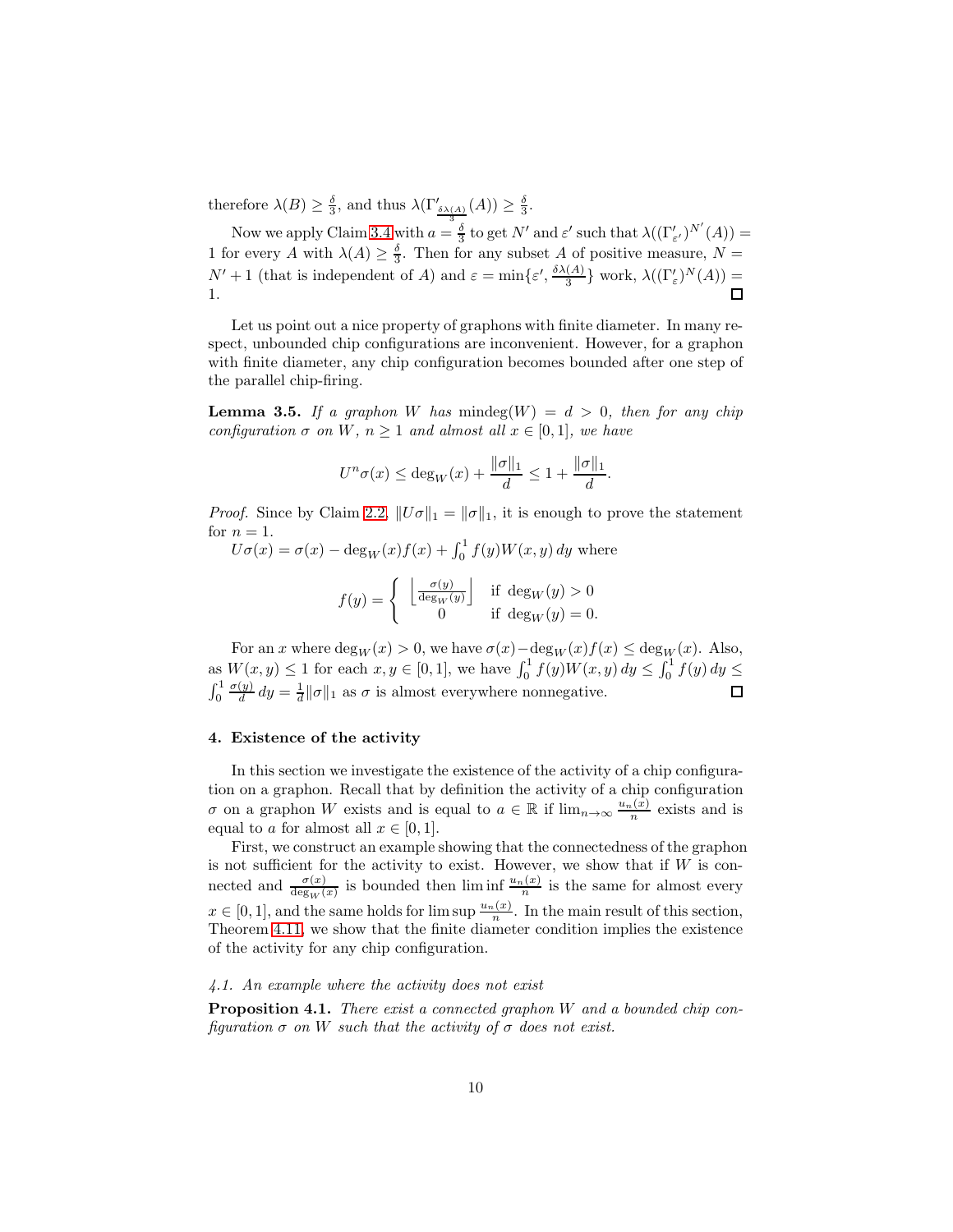therefore $\lambda(B) \geq \frac{\delta}{3}$, and thus $\lambda(\Gamma'_{\frac{\delta\lambda(A)}{3}}(A)) \geq \frac{\delta}{3}$.

Now we apply Claim 3.4 with $a = \frac{\delta}{3}$ to get $N'$ and $\varepsilon'$ such that $\lambda((\Gamma'_{\varepsilon'})^{N'}(A)) = 1$ for every $A$ with $\lambda(A) \geq \frac{\delta}{3}$. Then for any subset $A$ of positive measure, $N = N' + 1$ (that is independent of $A$) and $\varepsilon = \min\{\varepsilon', \frac{\delta\lambda(A)}{3}\}$ work, $\lambda((\Gamma'_{\varepsilon})^{N}(A)) = 1$. ◻

Let us point out a nice property of graphons with finite diameter. In many respect, unbounded chip configurations are inconvenient. However, for a graphon with finite diameter, any chip configuration becomes bounded after one step of the parallel chip-firing.

**Lemma 3.5.** *If a graphon $W$ has $\text{mindeg}(W) = d > 0$, then for any chip configuration $\sigma$ on $W$, $n \geq 1$ and almost all $x \in [0,1]$, we have*

$$U^n\sigma(x) \leq \deg_W(x) + \frac{\|\sigma\|_1}{d} \leq 1 + \frac{\|\sigma\|_1}{d}.$$

*Proof.* Since by Claim 2.2, $\|U\sigma\|_1 = \|\sigma\|_1$, it is enough to prove the statement for $n = 1$.

$U\sigma(x) = \sigma(x) - \deg_W(x)f(x) + \int_0^1 f(y)W(x,y)\,dy$ where

$$f(y) = \begin{cases} \left\lfloor \frac{\sigma(y)}{\deg_W(y)} \right\rfloor & \text{if } \deg_W(y) > 0 \\ 0 & \text{if } \deg_W(y) = 0. \end{cases}$$

For an $x$ where $\deg_W(x) > 0$, we have $\sigma(x) - \deg_W(x)f(x) \leq \deg_W(x)$. Also, as $W(x,y) \leq 1$ for each $x, y \in [0,1]$, we have $\int_0^1 f(y)W(x,y)\,dy \leq \int_0^1 f(y)\,dy \leq \int_0^1 \frac{\sigma(y)}{d}\,dy = \frac{1}{d}\|\sigma\|_1$ as $\sigma$ is almost everywhere nonnegative. ◻

## 4. Existence of the activity

In this section we investigate the existence of the activity of a chip configuration on a graphon. Recall that by definition the activity of a chip configuration $\sigma$ on a graphon $W$ exists and is equal to $a \in \mathbb{R}$ if $\lim_{n\to\infty} \frac{u_n(x)}{n}$ exists and is equal to $a$ for almost all $x \in [0,1]$.

First, we construct an example showing that the connectedness of the graphon is not sufficient for the activity to exist. However, we show that if $W$ is connected and $\frac{\sigma(x)}{\deg_W(x)}$ is bounded then $\liminf \frac{u_n(x)}{n}$ is the same for almost every $x \in [0,1]$, and the same holds for $\limsup \frac{u_n(x)}{n}$. In the main result of this section, Theorem 4.11, we show that the finite diameter condition implies the existence of the activity for any chip configuration.

### *4.1. An example where the activity does not exist*

**Proposition 4.1.** *There exist a connected graphon $W$ and a bounded chip configuration $\sigma$ on $W$ such that the activity of $\sigma$ does not exist.*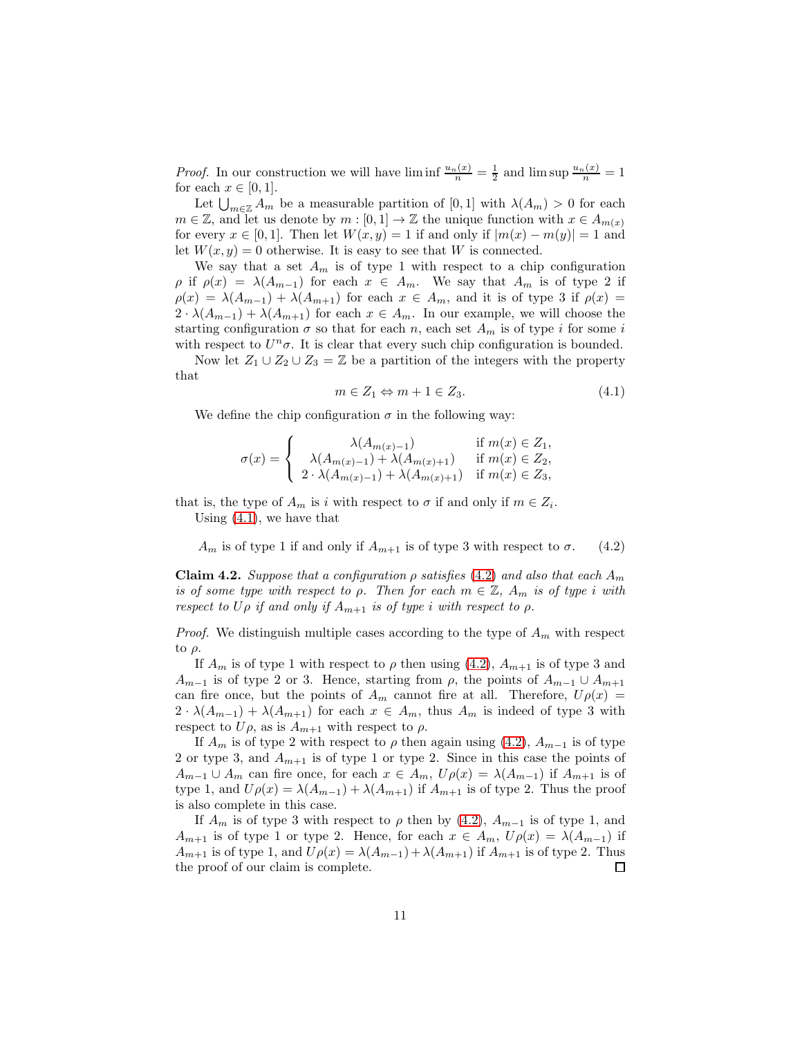*Proof.* In our construction we will have $\liminf \frac{u_n(x)}{n} = \frac{1}{2}$ and $\limsup \frac{u_n(x)}{n} = 1$ for each $x \in [0,1]$.

Let $\bigcup_{m\in\mathbb{Z}} A_m$ be a measurable partition of $[0,1]$ with $\lambda(A_m) > 0$ for each $m \in \mathbb{Z}$, and let us denote by $m : [0,1] \to \mathbb{Z}$ the unique function with $x \in A_{m(x)}$ for every $x \in [0,1]$. Then let $W(x,y) = 1$ if and only if $|m(x) - m(y)| = 1$ and let $W(x,y) = 0$ otherwise. It is easy to see that $W$ is connected.

We say that a set $A_m$ is of type 1 with respect to a chip configuration $\rho$ if $\rho(x) = \lambda(A_{m-1})$ for each $x \in A_m$. We say that $A_m$ is of type 2 if $\rho(x) = \lambda(A_{m-1}) + \lambda(A_{m+1})$ for each $x \in A_m$, and it is of type 3 if $\rho(x) = 2 \cdot \lambda(A_{m-1}) + \lambda(A_{m+1})$ for each $x \in A_m$. In our example, we will choose the starting configuration $\sigma$ so that for each $n$, each set $A_m$ is of type $i$ for some $i$ with respect to $U^n\sigma$. It is clear that every such chip configuration is bounded.

Now let $Z_1 \cup Z_2 \cup Z_3 = \mathbb{Z}$ be a partition of the integers with the property that

$$m \in Z_1 \Leftrightarrow m + 1 \in Z_3. \tag{4.1}$$

We define the chip configuration $\sigma$ in the following way:

$$\sigma(x) = \begin{cases} \lambda(A_{m(x)-1}) & \text{if } m(x) \in Z_1, \\ \lambda(A_{m(x)-1}) + \lambda(A_{m(x)+1}) & \text{if } m(x) \in Z_2, \\ 2 \cdot \lambda(A_{m(x)-1}) + \lambda(A_{m(x)+1}) & \text{if } m(x) \in Z_3, \end{cases}$$

that is, the type of $A_m$ is $i$ with respect to $\sigma$ if and only if $m \in Z_i$.

Using (4.1), we have that

$$A_m \text{ is of type 1 if and only if } A_{m+1} \text{ is of type 3 with respect to } \sigma. \tag{4.2}$$

**Claim 4.2.** *Suppose that a configuration $\rho$ satisfies (4.2) and also that each $A_m$ is of some type with respect to $\rho$. Then for each $m \in \mathbb{Z}$, $A_m$ is of type $i$ with respect to $U\rho$ if and only if $A_{m+1}$ is of type $i$ with respect to $\rho$.*

*Proof.* We distinguish multiple cases according to the type of $A_m$ with respect to $\rho$.

If $A_m$ is of type 1 with respect to $\rho$ then using (4.2), $A_{m+1}$ is of type 3 and $A_{m-1}$ is of type 2 or 3. Hence, starting from $\rho$, the points of $A_{m-1} \cup A_{m+1}$ can fire once, but the points of $A_m$ cannot fire at all. Therefore, $U\rho(x) = 2 \cdot \lambda(A_{m-1}) + \lambda(A_{m+1})$ for each $x \in A_m$, thus $A_m$ is indeed of type 3 with respect to $U\rho$, as is $A_{m+1}$ with respect to $\rho$.

If $A_m$ is of type 2 with respect to $\rho$ then again using (4.2), $A_{m-1}$ is of type 2 or type 3, and $A_{m+1}$ is of type 1 or type 2. Since in this case the points of $A_{m-1} \cup A_m$ can fire once, for each $x \in A_m$, $U\rho(x) = \lambda(A_{m-1})$ if $A_{m+1}$ is of type 1, and $U\rho(x) = \lambda(A_{m-1}) + \lambda(A_{m+1})$ if $A_{m+1}$ is of type 2. Thus the proof is also complete in this case.

If $A_m$ is of type 3 with respect to $\rho$ then by (4.2), $A_{m-1}$ is of type 1, and $A_{m+1}$ is of type 1 or type 2. Hence, for each $x \in A_m$, $U\rho(x) = \lambda(A_{m-1})$ if $A_{m+1}$ is of type 1, and $U\rho(x) = \lambda(A_{m-1}) + \lambda(A_{m+1})$ if $A_{m+1}$ is of type 2. Thus the proof of our claim is complete. ◻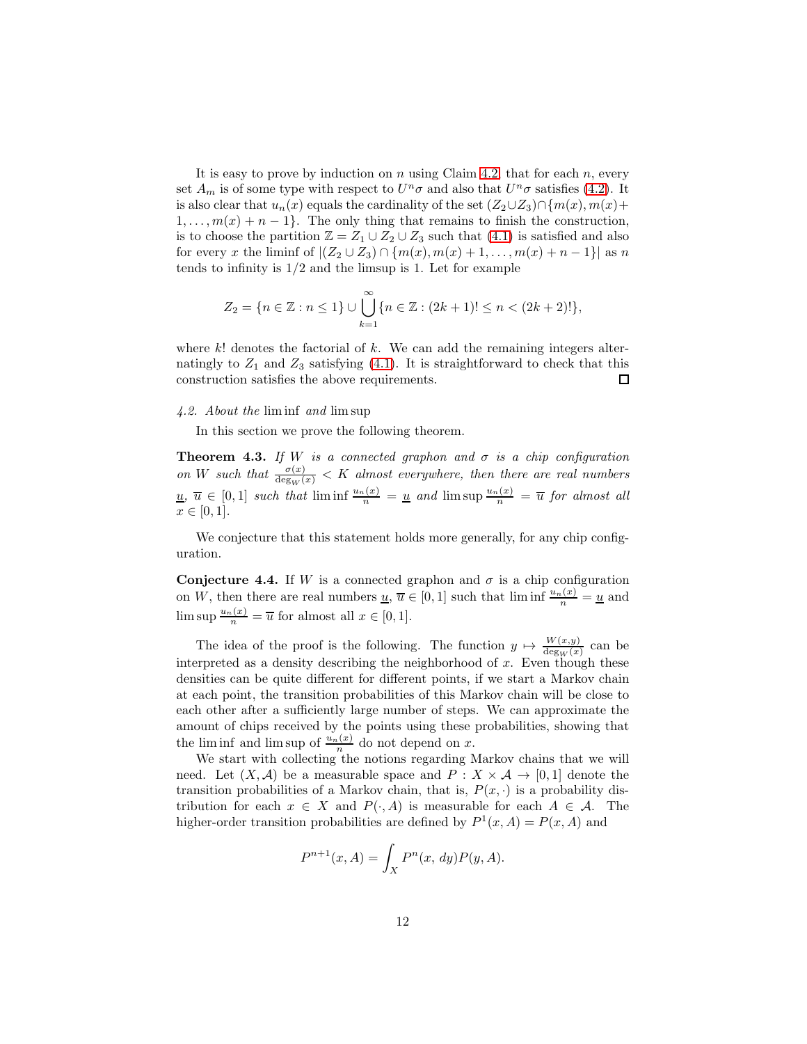It is easy to prove by induction on $n$ using Claim 4.2, that for each $n$, every set $A_m$ is of some type with respect to $U^n\sigma$ and also that $U^n\sigma$ satisfies (4.2). It is also clear that $u_n(x)$ equals the cardinality of the set $(Z_2 \cup Z_3) \cap \{m(x), m(x)+1, \dots, m(x)+n-1\}$. The only thing that remains to finish the construction, is to choose the partition $\mathbb{Z} = Z_1 \cup Z_2 \cup Z_3$ such that (4.1) is satisfied and also for every $x$ the liminf of $|(Z_2 \cup Z_3) \cap \{m(x), m(x)+1, \dots, m(x)+n-1\}|$ as $n$ tends to infinity is $1/2$ and the limsup is 1. Let for example

$$Z_2 = \{n \in \mathbb{Z} : n \leq 1\} \cup \bigcup_{k=1}^{\infty} \{n \in \mathbb{Z} : (2k+1)! \leq n < (2k+2)!\},$$

where $k!$ denotes the factorial of $k$. We can add the remaining integers alternatingly to $Z_1$ and $Z_3$ satisfying (4.1). It is straightforward to check that this construction satisfies the above requirements. □

### 4.2. About the lim inf and lim sup

In this section we prove the following theorem.

**Theorem 4.3.** *If $W$ is a connected graphon and $\sigma$ is a chip configuration on $W$ such that $\frac{\sigma(x)}{\deg_W(x)} < K$ almost everywhere, then there are real numbers $\underline{u}$, $\overline{u} \in [0,1]$ such that $\liminf \frac{u_n(x)}{n} = \underline{u}$ and $\limsup \frac{u_n(x)}{n} = \overline{u}$ for almost all $x \in [0,1]$.*

We conjecture that this statement holds more generally, for any chip configuration.

**Conjecture 4.4.** If $W$ is a connected graphon and $\sigma$ is a chip configuration on $W$, then there are real numbers $\underline{u}$, $\overline{u} \in [0,1]$ such that $\liminf \frac{u_n(x)}{n} = \underline{u}$ and $\limsup \frac{u_n(x)}{n} = \overline{u}$ for almost all $x \in [0,1]$.

The idea of the proof is the following. The function $y \mapsto \frac{W(x,y)}{\deg_W(x)}$ can be interpreted as a density describing the neighborhood of $x$. Even though these densities can be quite different for different points, if we start a Markov chain at each point, the transition probabilities of this Markov chain will be close to each other after a sufficiently large number of steps. We can approximate the amount of chips received by the points using these probabilities, showing that the lim inf and lim sup of $\frac{u_n(x)}{n}$ do not depend on $x$.

We start with collecting the notions regarding Markov chains that we will need. Let $(X, \mathcal{A})$ be a measurable space and $P : X \times \mathcal{A} \to [0,1]$ denote the transition probabilities of a Markov chain, that is, $P(x, \cdot)$ is a probability distribution for each $x \in X$ and $P(\cdot, A)$ is measurable for each $A \in \mathcal{A}$. The higher-order transition probabilities are defined by $P^1(x, A) = P(x, A)$ and

$$P^{n+1}(x, A) = \int_X P^n(x, dy) P(y, A).$$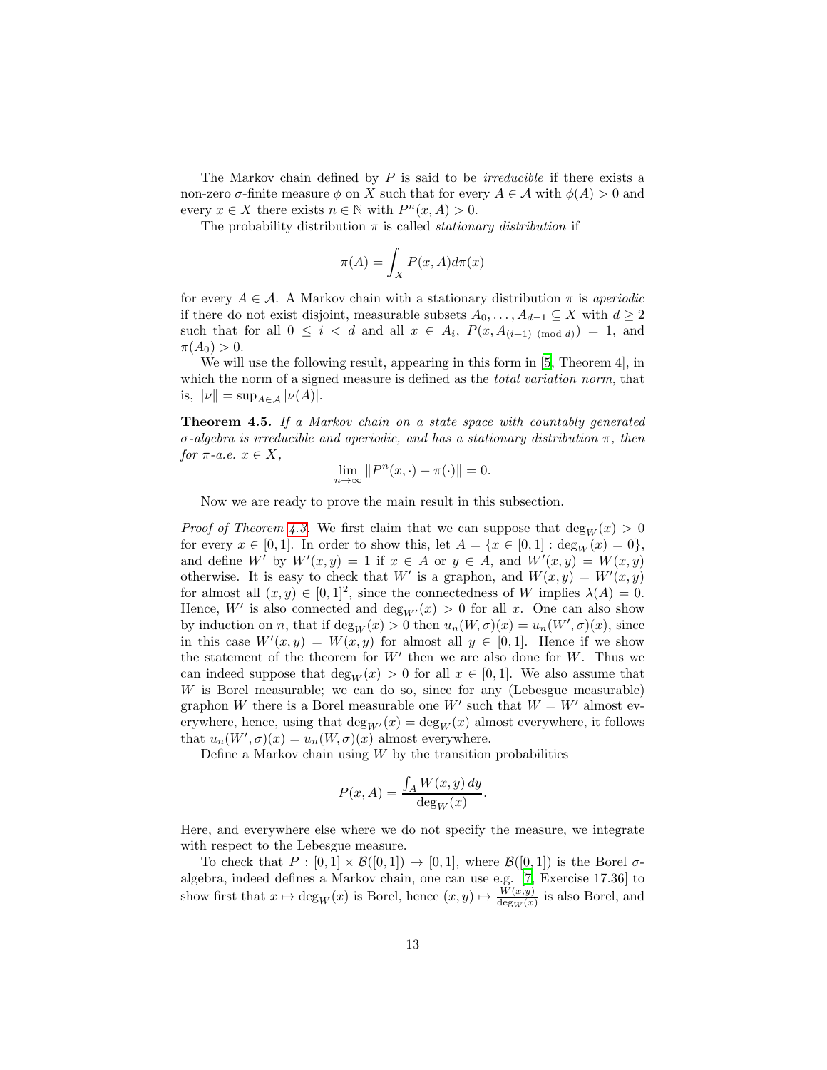The Markov chain defined by $P$ is said to be *irreducible* if there exists a non-zero $\sigma$-finite measure $\phi$ on $X$ such that for every $A \in \mathcal{A}$ with $\phi(A) > 0$ and every $x \in X$ there exists $n \in \mathbb{N}$ with $P^n(x, A) > 0$.

The probability distribution $\pi$ is called *stationary distribution* if

$$\pi(A) = \int_X P(x, A) d\pi(x)$$

for every $A \in \mathcal{A}$. A Markov chain with a stationary distribution $\pi$ is *aperiodic* if there do not exist disjoint, measurable subsets $A_0, \dots, A_{d-1} \subseteq X$ with $d \geq 2$ such that for all $0 \leq i < d$ and all $x \in A_i$, $P(x, A_{(i+1) \pmod d}) = 1$, and $\pi(A_0) > 0$.

We will use the following result, appearing in this form in [5, Theorem 4], in which the norm of a signed measure is defined as the *total variation norm*, that is, $\|\nu\| = \sup_{A \in \mathcal{A}} |\nu(A)|$.

**Theorem 4.5.** *If a Markov chain on a state space with countably generated $\sigma$-algebra is irreducible and aperiodic, and has a stationary distribution $\pi$, then for $\pi$-a.e. $x \in X$,*

$$\lim_{n \to \infty} \|P^n(x, \cdot) - \pi(\cdot)\| = 0.$$

Now we are ready to prove the main result in this subsection.

*Proof of Theorem 4.3.* We first claim that we can suppose that $\deg_W(x) > 0$ for every $x \in [0, 1]$. In order to show this, let $A = \{x \in [0, 1] : \deg_W(x) = 0\}$, and define $W'$ by $W'(x, y) = 1$ if $x \in A$ or $y \in A$, and $W'(x, y) = W(x, y)$ otherwise. It is easy to check that $W'$ is a graphon, and $W(x, y) = W'(x, y)$ for almost all $(x, y) \in [0, 1]^2$, since the connectedness of $W$ implies $\lambda(A) = 0$. Hence, $W'$ is also connected and $\deg_{W'}(x) > 0$ for all $x$. One can also show by induction on $n$, that if $\deg_W(x) > 0$ then $u_n(W, \sigma)(x) = u_n(W', \sigma)(x)$, since in this case $W'(x, y) = W(x, y)$ for almost all $y \in [0, 1]$. Hence if we show the statement of the theorem for $W'$ then we are also done for $W$. Thus we can indeed suppose that $\deg_W(x) > 0$ for all $x \in [0, 1]$. We also assume that $W$ is Borel measurable; we can do so, since for any (Lebesgue measurable) graphon $W$ there is a Borel measurable one $W'$ such that $W = W'$ almost everywhere, hence, using that $\deg_{W'}(x) = \deg_W(x)$ almost everywhere, it follows that $u_n(W', \sigma)(x) = u_n(W, \sigma)(x)$ almost everywhere.

Define a Markov chain using $W$ by the transition probabilities

$$P(x, A) = \frac{\int_A W(x, y)\, dy}{\deg_W(x)}.$$

Here, and everywhere else where we do not specify the measure, we integrate with respect to the Lebesgue measure.

To check that $P : [0, 1] \times \mathcal{B}([0, 1]) \to [0, 1]$, where $\mathcal{B}([0, 1])$ is the Borel $\sigma$-algebra, indeed defines a Markov chain, one can use e.g. [7, Exercise 17.36] to show first that $x \mapsto \deg_W(x)$ is Borel, hence $(x, y) \mapsto \frac{W(x,y)}{\deg_W(x)}$ is also Borel, and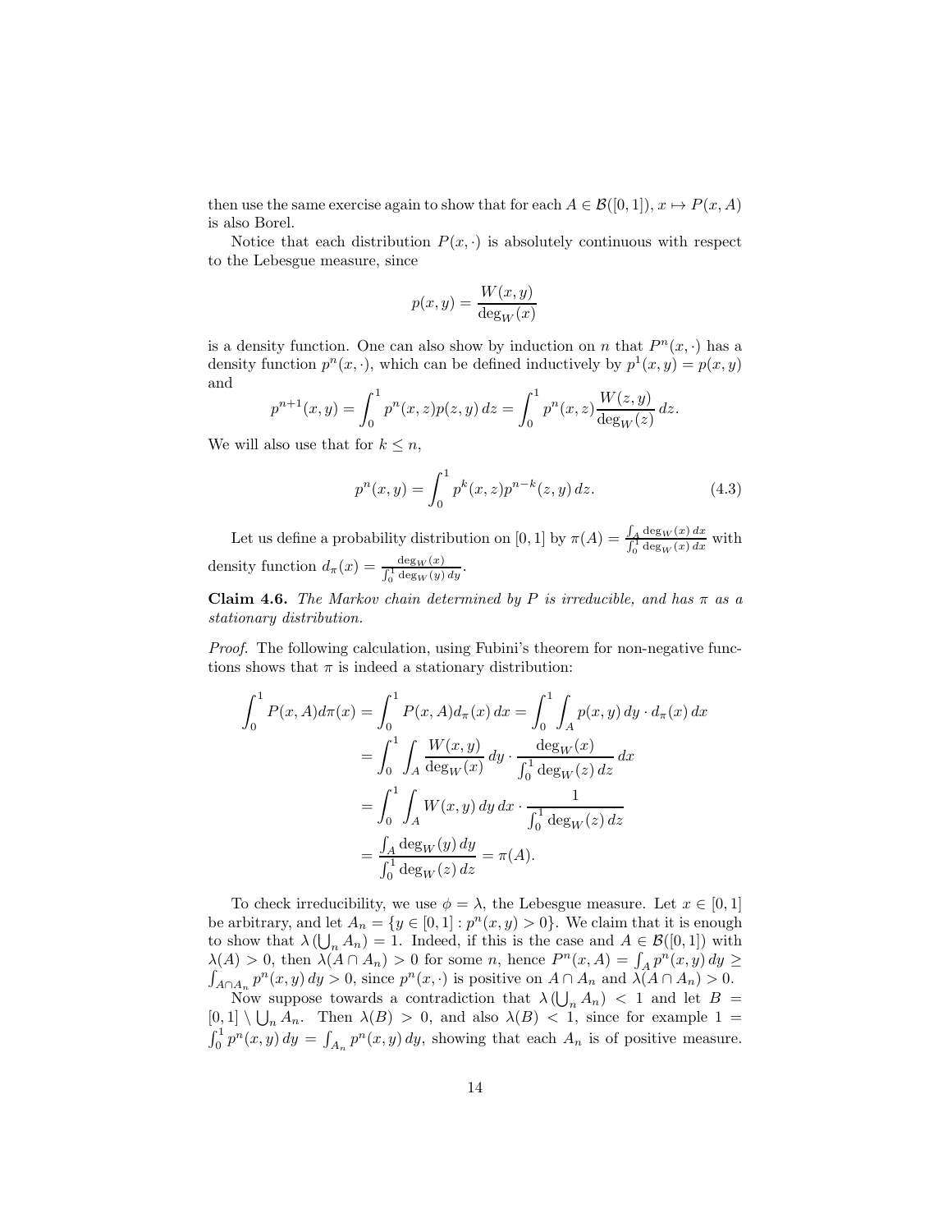then use the same exercise again to show that for each $A \in \mathcal{B}([0,1])$, $x \mapsto P(x, A)$ is also Borel.

Notice that each distribution $P(x, \cdot)$ is absolutely continuous with respect to the Lebesgue measure, since

$$p(x,y) = \frac{W(x,y)}{\deg_W(x)}$$

is a density function. One can also show by induction on $n$ that $P^n(x, \cdot)$ has a density function $p^n(x, \cdot)$, which can be defined inductively by $p^1(x,y) = p(x,y)$ and

$$p^{n+1}(x,y) = \int_0^1 p^n(x,z)p(z,y)\,dz = \int_0^1 p^n(x,z)\frac{W(z,y)}{\deg_W(z)}\,dz.$$

We will also use that for $k \le n$,

$$p^n(x,y) = \int_0^1 p^k(x,z)p^{n-k}(z,y)\,dz. \tag{4.3}$$

Let us define a probability distribution on $[0,1]$ by $\pi(A) = \frac{\int_A \deg_W(x)\,dx}{\int_0^1 \deg_W(x)\,dx}$ with density function $d_\pi(x) = \frac{\deg_W(x)}{\int_0^1 \deg_W(y)\,dy}$.

**Claim 4.6.** *The Markov chain determined by $P$ is irreducible, and has $\pi$ as a stationary distribution.*

*Proof.* The following calculation, using Fubini's theorem for non-negative functions shows that $\pi$ is indeed a stationary distribution:

$$\begin{aligned}
\int_0^1 P(x,A)d\pi(x) &= \int_0^1 P(x,A)d_\pi(x)\,dx = \int_0^1 \int_A p(x,y)\,dy \cdot d_\pi(x)\,dx \\
&= \int_0^1 \int_A \frac{W(x,y)}{\deg_W(x)}\,dy \cdot \frac{\deg_W(x)}{\int_0^1 \deg_W(z)\,dz}\,dx \\
&= \int_0^1 \int_A W(x,y)\,dy\,dx \cdot \frac{1}{\int_0^1 \deg_W(z)\,dz} \\
&= \frac{\int_A \deg_W(y)\,dy}{\int_0^1 \deg_W(z)\,dz} = \pi(A).
\end{aligned}$$

To check irreducibility, we use $\phi = \lambda$, the Lebesgue measure. Let $x \in [0,1]$ be arbitrary, and let $A_n = \{y \in [0,1] : p^n(x,y) > 0\}$. We claim that it is enough to show that $\lambda\left(\bigcup_n A_n\right) = 1$. Indeed, if this is the case and $A \in \mathcal{B}([0,1])$ with $\lambda(A) > 0$, then $\lambda(A \cap A_n) > 0$ for some $n$, hence $P^n(x,A) = \int_A p^n(x,y)\,dy \ge \int_{A \cap A_n} p^n(x,y)\,dy > 0$, since $p^n(x,\cdot)$ is positive on $A \cap A_n$ and $\lambda(A \cap A_n) > 0$.

Now suppose towards a contradiction that $\lambda\left(\bigcup_n A_n\right) < 1$ and let $B = [0,1] \setminus \bigcup_n A_n$. Then $\lambda(B) > 0$, and also $\lambda(B) < 1$, since for example $1 = \int_0^1 p^n(x,y)\,dy = \int_{A_n} p^n(x,y)\,dy$, showing that each $A_n$ is of positive measure.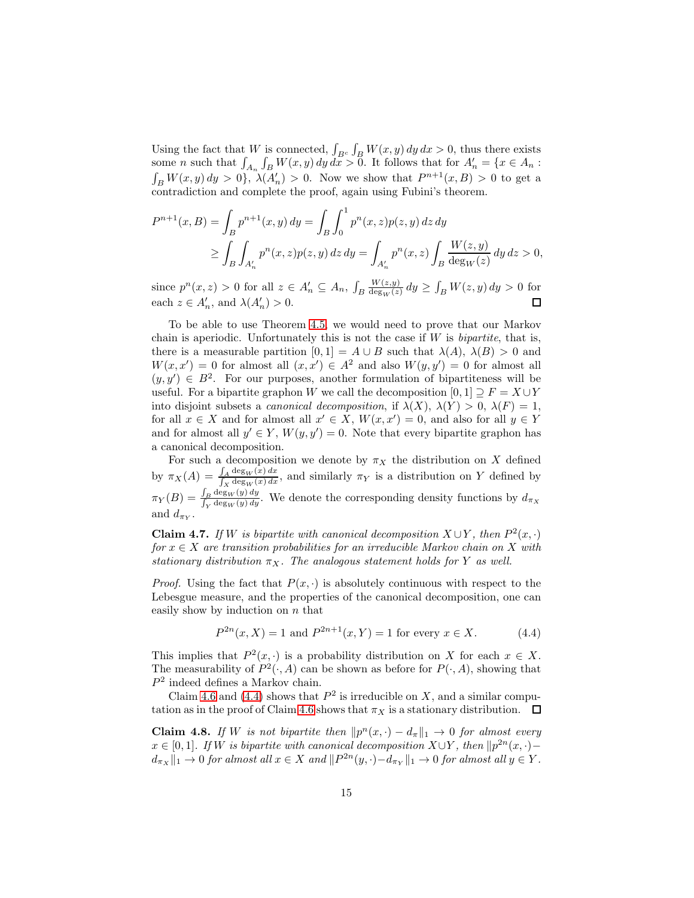Using the fact that $W$ is connected, $\int_{B^c}\int_B W(x,y)\,dy\,dx > 0$, thus there exists some $n$ such that $\int_{A_n}\int_B W(x,y)\,dy\,dx > 0$. It follows that for $A'_n = \{x \in A_n : \int_B W(x,y)\,dy > 0\}$, $\lambda(A'_n) > 0$. Now we show that $P^{n+1}(x,B) > 0$ to get a contradiction and complete the proof, again using Fubini's theorem.

$$
\begin{aligned}
P^{n+1}(x,B) &= \int_B p^{n+1}(x,y)\,dy = \int_B \int_0^1 p^n(x,z)p(z,y)\,dz\,dy \\
&\geq \int_B \int_{A'_n} p^n(x,z)p(z,y)\,dz\,dy = \int_{A'_n} p^n(x,z) \int_B \frac{W(z,y)}{\deg_W(z)}\,dy\,dz > 0,
\end{aligned}
$$

since $p^n(x,z) > 0$ for all $z \in A'_n \subseteq A_n$, $\int_B \frac{W(z,y)}{\deg_W(z)}\,dy \geq \int_B W(z,y)\,dy > 0$ for each $z \in A'_n$, and $\lambda(A'_n) > 0$. $\square$

To be able to use Theorem 4.5, we would need to prove that our Markov chain is aperiodic. Unfortunately this is not the case if $W$ is *bipartite*, that is, there is a measurable partition $[0,1] = A \cup B$ such that $\lambda(A)$, $\lambda(B) > 0$ and $W(x,x') = 0$ for almost all $(x,x') \in A^2$ and also $W(y,y') = 0$ for almost all $(y,y') \in B^2$. For our purposes, another formulation of bipartiteness will be useful. For a bipartite graphon $W$ we call the decomposition $[0,1] \supseteq F = X \cup Y$ into disjoint subsets a *canonical decomposition*, if $\lambda(X)$, $\lambda(Y) > 0$, $\lambda(F) = 1$, for all $x \in X$ and for almost all $x' \in X$, $W(x,x') = 0$, and also for all $y \in Y$ and for almost all $y' \in Y$, $W(y,y') = 0$. Note that every bipartite graphon has a canonical decomposition.

For such a decomposition we denote by $\pi_X$ the distribution on $X$ defined by $\pi_X(A) = \frac{\int_A \deg_W(x)\,dx}{\int_X \deg_W(x)\,dx}$, and similarly $\pi_Y$ is a distribution on $Y$ defined by $\pi_Y(B) = \frac{\int_B \deg_W(y)\,dy}{\int_Y \deg_W(y)\,dy}$. We denote the corresponding density functions by $d_{\pi_X}$ and $d_{\pi_Y}$.

**Claim 4.7.** *If $W$ is bipartite with canonical decomposition $X \cup Y$, then $P^2(x,\cdot)$ for $x \in X$ are transition probabilities for an irreducible Markov chain on $X$ with stationary distribution $\pi_X$. The analogous statement holds for $Y$ as well.*

*Proof.* Using the fact that $P(x,\cdot)$ is absolutely continuous with respect to the Lebesgue measure, and the properties of the canonical decomposition, one can easily show by induction on $n$ that

$$
P^{2n}(x,X) = 1 \text{ and } P^{2n+1}(x,Y) = 1 \text{ for every } x \in X. \tag{4.4}
$$

This implies that $P^2(x,\cdot)$ is a probability distribution on $X$ for each $x \in X$. The measurability of $P^2(\cdot,A)$ can be shown as before for $P(\cdot,A)$, showing that $P^2$ indeed defines a Markov chain.

Claim 4.6 and (4.4) shows that $P^2$ is irreducible on $X$, and a similar computation as in the proof of Claim 4.6 shows that $\pi_X$ is a stationary distribution. $\square$

**Claim 4.8.** *If $W$ is not bipartite then $\|p^n(x,\cdot) - d_\pi\|_1 \to 0$ for almost every $x \in [0,1]$. If $W$ is bipartite with canonical decomposition $X \cup Y$, then $\|p^{2n}(x,\cdot) - d_{\pi_X}\|_1 \to 0$ for almost all $x \in X$ and $\|P^{2n}(y,\cdot) - d_{\pi_Y}\|_1 \to 0$ for almost all $y \in Y$.*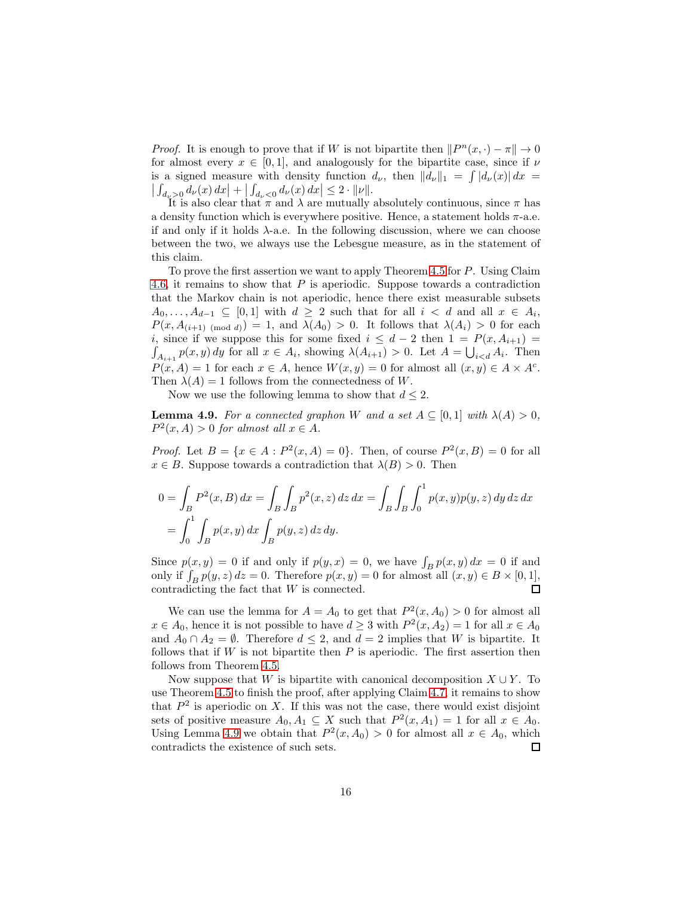*Proof.* It is enough to prove that if $W$ is not bipartite then $\|P^n(x,\cdot) - \pi\| \to 0$ for almost every $x \in [0,1]$, and analogously for the bipartite case, since if $\nu$ is a signed measure with density function $d_\nu$, then $\|d_\nu\|_1 = \int |d_\nu(x)|\, dx = \left|\int_{d_\nu > 0} d_\nu(x)\, dx\right| + \left|\int_{d_\nu < 0} d_\nu(x)\, dx\right| \leq 2 \cdot \|\nu\|$.

It is also clear that $\pi$ and $\lambda$ are mutually absolutely continuous, since $\pi$ has a density function which is everywhere positive. Hence, a statement holds $\pi$-a.e. if and only if it holds $\lambda$-a.e. In the following discussion, where we can choose between the two, we always use the Lebesgue measure, as in the statement of this claim.

To prove the first assertion we want to apply Theorem 4.5 for $P$. Using Claim 4.6, it remains to show that $P$ is aperiodic. Suppose towards a contradiction that the Markov chain is not aperiodic, hence there exist measurable subsets $A_0, \ldots, A_{d-1} \subseteq [0,1]$ with $d \geq 2$ such that for all $i < d$ and all $x \in A_i$, $P(x, A_{(i+1) \pmod d}) = 1$, and $\lambda(A_0) > 0$. It follows that $\lambda(A_i) > 0$ for each $i$, since if we suppose this for some fixed $i \leq d-2$ then $1 = P(x, A_{i+1}) = \int_{A_{i+1}} p(x,y)\, dy$ for all $x \in A_i$, showing $\lambda(A_{i+1}) > 0$. Let $A = \bigcup_{i<d} A_i$. Then $P(x, A) = 1$ for each $x \in A$, hence $W(x,y) = 0$ for almost all $(x,y) \in A \times A^c$. Then $\lambda(A) = 1$ follows from the connectedness of $W$.

Now we use the following lemma to show that $d \leq 2$.

**Lemma 4.9.** *For a connected graphon $W$ and a set $A \subseteq [0,1]$ with $\lambda(A) > 0$, $P^2(x, A) > 0$ for almost all $x \in A$.*

*Proof.* Let $B = \{x \in A : P^2(x, A) = 0\}$. Then, of course $P^2(x, B) = 0$ for all $x \in B$. Suppose towards a contradiction that $\lambda(B) > 0$. Then

$$
\begin{aligned}
0 &= \int_B P^2(x, B)\, dx = \int_B \int_B p^2(x,z)\, dz\, dx = \int_B \int_B \int_0^1 p(x,y) p(y,z)\, dy\, dz\, dx \\
&= \int_0^1 \int_B p(x,y)\, dx \int_B p(y,z)\, dz\, dy.
\end{aligned}
$$

Since $p(x,y) = 0$ if and only if $p(y,x) = 0$, we have $\int_B p(x,y)\, dx = 0$ if and only if $\int_B p(y,z)\, dz = 0$. Therefore $p(x,y) = 0$ for almost all $(x,y) \in B \times [0,1]$, contradicting the fact that $W$ is connected. $\square$

We can use the lemma for $A = A_0$ to get that $P^2(x, A_0) > 0$ for almost all $x \in A_0$, hence it is not possible to have $d \geq 3$ with $P^2(x, A_2) = 1$ for all $x \in A_0$ and $A_0 \cap A_2 = \emptyset$. Therefore $d \leq 2$, and $d = 2$ implies that $W$ is bipartite. It follows that if $W$ is not bipartite then $P$ is aperiodic. The first assertion then follows from Theorem 4.5.

Now suppose that $W$ is bipartite with canonical decomposition $X \cup Y$. To use Theorem 4.5 to finish the proof, after applying Claim 4.7, it remains to show that $P^2$ is aperiodic on $X$. If this was not the case, there would exist disjoint sets of positive measure $A_0, A_1 \subseteq X$ such that $P^2(x, A_1) = 1$ for all $x \in A_0$. Using Lemma 4.9 we obtain that $P^2(x, A_0) > 0$ for almost all $x \in A_0$, which contradicts the existence of such sets. $\square$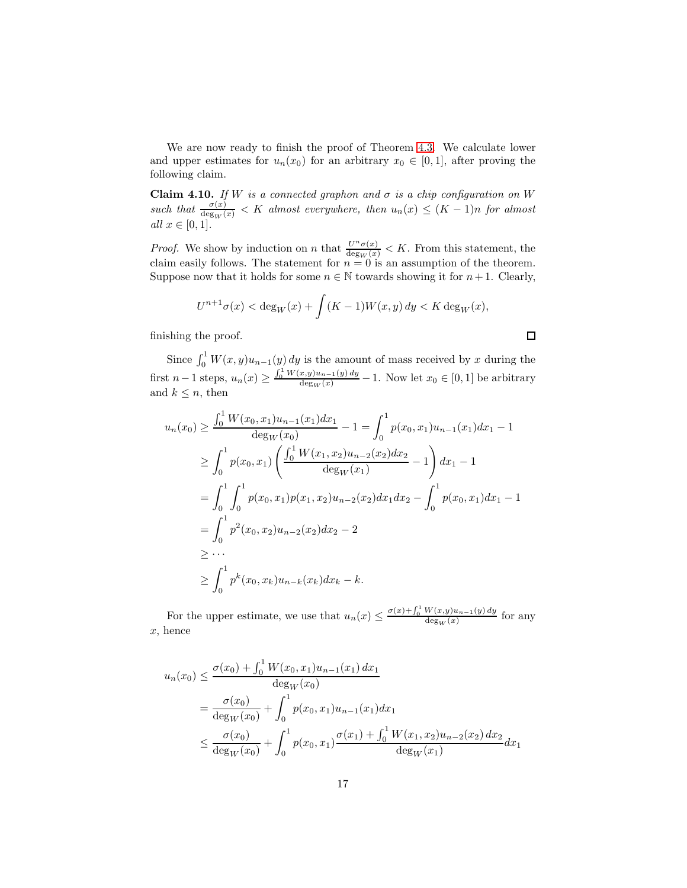We are now ready to finish the proof of Theorem 4.3. We calculate lower and upper estimates for $u_n(x_0)$ for an arbitrary $x_0 \in [0,1]$, after proving the following claim.

**Claim 4.10.** *If $W$ is a connected graphon and $\sigma$ is a chip configuration on $W$ such that $\frac{\sigma(x)}{\deg_W(x)} < K$ almost everywhere, then $u_n(x) \leq (K-1)n$ for almost all $x \in [0,1]$.*

*Proof.* We show by induction on $n$ that $\frac{U^n\sigma(x)}{\deg_W(x)} < K$. From this statement, the claim easily follows. The statement for $n = 0$ is an assumption of the theorem. Suppose now that it holds for some $n \in \mathbb{N}$ towards showing it for $n+1$. Clearly,

$$U^{n+1}\sigma(x) < \deg_W(x) + \int (K-1)W(x,y)\,dy < K\deg_W(x),$$

finishing the proof. $\square$

Since $\int_0^1 W(x,y)u_{n-1}(y)\,dy$ is the amount of mass received by $x$ during the first $n-1$ steps, $u_n(x) \geq \frac{\int_0^1 W(x,y)u_{n-1}(y)\,dy}{\deg_W(x)} - 1$. Now let $x_0 \in [0,1]$ be arbitrary and $k \leq n$, then

$$\begin{aligned}
u_n(x_0) &\geq \frac{\int_0^1 W(x_0,x_1)u_{n-1}(x_1)dx_1}{\deg_W(x_0)} - 1 = \int_0^1 p(x_0,x_1)u_{n-1}(x_1)dx_1 - 1 \\
&\geq \int_0^1 p(x_0,x_1)\left(\frac{\int_0^1 W(x_1,x_2)u_{n-2}(x_2)dx_2}{\deg_W(x_1)} - 1\right)dx_1 - 1 \\
&= \int_0^1\int_0^1 p(x_0,x_1)p(x_1,x_2)u_{n-2}(x_2)dx_1dx_2 - \int_0^1 p(x_0,x_1)dx_1 - 1 \\
&= \int_0^1 p^2(x_0,x_2)u_{n-2}(x_2)dx_2 - 2 \\
&\geq \cdots \\
&\geq \int_0^1 p^k(x_0,x_k)u_{n-k}(x_k)dx_k - k.
\end{aligned}$$

For the upper estimate, we use that $u_n(x) \leq \frac{\sigma(x)+\int_0^1 W(x,y)u_{n-1}(y)\,dy}{\deg_W(x)}$ for any $x$, hence

$$\begin{aligned}
u_n(x_0) &\leq \frac{\sigma(x_0) + \int_0^1 W(x_0,x_1)u_{n-1}(x_1)\,dx_1}{\deg_W(x_0)} \\
&= \frac{\sigma(x_0)}{\deg_W(x_0)} + \int_0^1 p(x_0,x_1)u_{n-1}(x_1)dx_1 \\
&\leq \frac{\sigma(x_0)}{\deg_W(x_0)} + \int_0^1 p(x_0,x_1)\frac{\sigma(x_1) + \int_0^1 W(x_1,x_2)u_{n-2}(x_2)\,dx_2}{\deg_W(x_1)}dx_1
\end{aligned}$$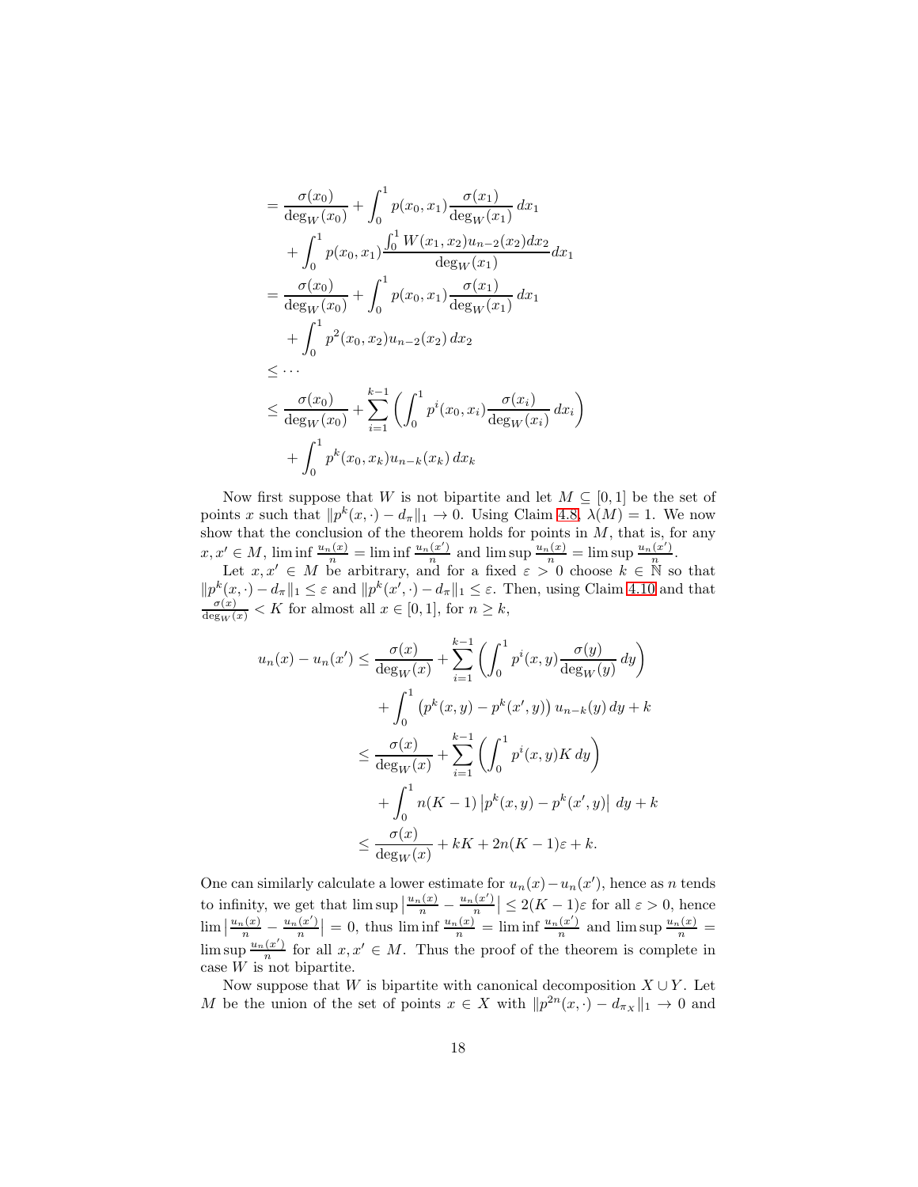$$
\begin{aligned}
&= \frac{\sigma(x_0)}{\deg_W(x_0)} + \int_0^1 p(x_0,x_1)\frac{\sigma(x_1)}{\deg_W(x_1)}\,dx_1 \\
&\quad + \int_0^1 p(x_0,x_1)\frac{\int_0^1 W(x_1,x_2)u_{n-2}(x_2)dx_2}{\deg_W(x_1)}dx_1 \\
&= \frac{\sigma(x_0)}{\deg_W(x_0)} + \int_0^1 p(x_0,x_1)\frac{\sigma(x_1)}{\deg_W(x_1)}\,dx_1 \\
&\quad + \int_0^1 p^2(x_0,x_2)u_{n-2}(x_2)\,dx_2 \\
&\leq \cdots \\
&\leq \frac{\sigma(x_0)}{\deg_W(x_0)} + \sum_{i=1}^{k-1}\left(\int_0^1 p^i(x_0,x_i)\frac{\sigma(x_i)}{\deg_W(x_i)}\,dx_i\right) \\
&\quad + \int_0^1 p^k(x_0,x_k)u_{n-k}(x_k)\,dx_k
\end{aligned}
$$

Now first suppose that $W$ is not bipartite and let $M \subseteq [0,1]$ be the set of points $x$ such that $\|p^k(x,\cdot) - d_\pi\|_1 \to 0$. Using Claim 4.8, $\lambda(M) = 1$. We now show that the conclusion of the theorem holds for points in $M$, that is, for any $x, x' \in M$, $\liminf \frac{u_n(x)}{n} = \liminf \frac{u_n(x')}{n}$ and $\limsup \frac{u_n(x)}{n} = \limsup \frac{u_n(x')}{n}$.

Let $x, x' \in M$ be arbitrary, and for a fixed $\varepsilon > 0$ choose $k \in \mathbb{N}$ so that $\|p^k(x,\cdot) - d_\pi\|_1 \leq \varepsilon$ and $\|p^k(x',\cdot) - d_\pi\|_1 \leq \varepsilon$. Then, using Claim 4.10 and that $\frac{\sigma(x)}{\deg_W(x)} < K$ for almost all $x \in [0,1]$, for $n \geq k$,

$$
\begin{aligned}
u_n(x) - u_n(x') &\leq \frac{\sigma(x)}{\deg_W(x)} + \sum_{i=1}^{k-1}\left(\int_0^1 p^i(x,y)\frac{\sigma(y)}{\deg_W(y)}\,dy\right) \\
&\quad + \int_0^1 \left(p^k(x,y) - p^k(x',y)\right)u_{n-k}(y)\,dy + k \\
&\leq \frac{\sigma(x)}{\deg_W(x)} + \sum_{i=1}^{k-1}\left(\int_0^1 p^i(x,y)K\,dy\right) \\
&\quad + \int_0^1 n(K-1)\left|p^k(x,y) - p^k(x',y)\right|\,dy + k \\
&\leq \frac{\sigma(x)}{\deg_W(x)} + kK + 2n(K-1)\varepsilon + k.
\end{aligned}
$$

One can similarly calculate a lower estimate for $u_n(x) - u_n(x')$, hence as $n$ tends to infinity, we get that $\limsup \left|\frac{u_n(x)}{n} - \frac{u_n(x')}{n}\right| \leq 2(K-1)\varepsilon$ for all $\varepsilon > 0$, hence $\lim \left|\frac{u_n(x)}{n} - \frac{u_n(x')}{n}\right| = 0$, thus $\liminf \frac{u_n(x)}{n} = \liminf \frac{u_n(x')}{n}$ and $\limsup \frac{u_n(x)}{n} = \limsup \frac{u_n(x')}{n}$ for all $x, x' \in M$. Thus the proof of the theorem is complete in case $W$ is not bipartite.

Now suppose that $W$ is bipartite with canonical decomposition $X \cup Y$. Let $M$ be the union of the set of points $x \in X$ with $\|p^{2n}(x,\cdot) - d_{\pi_X}\|_1 \to 0$ and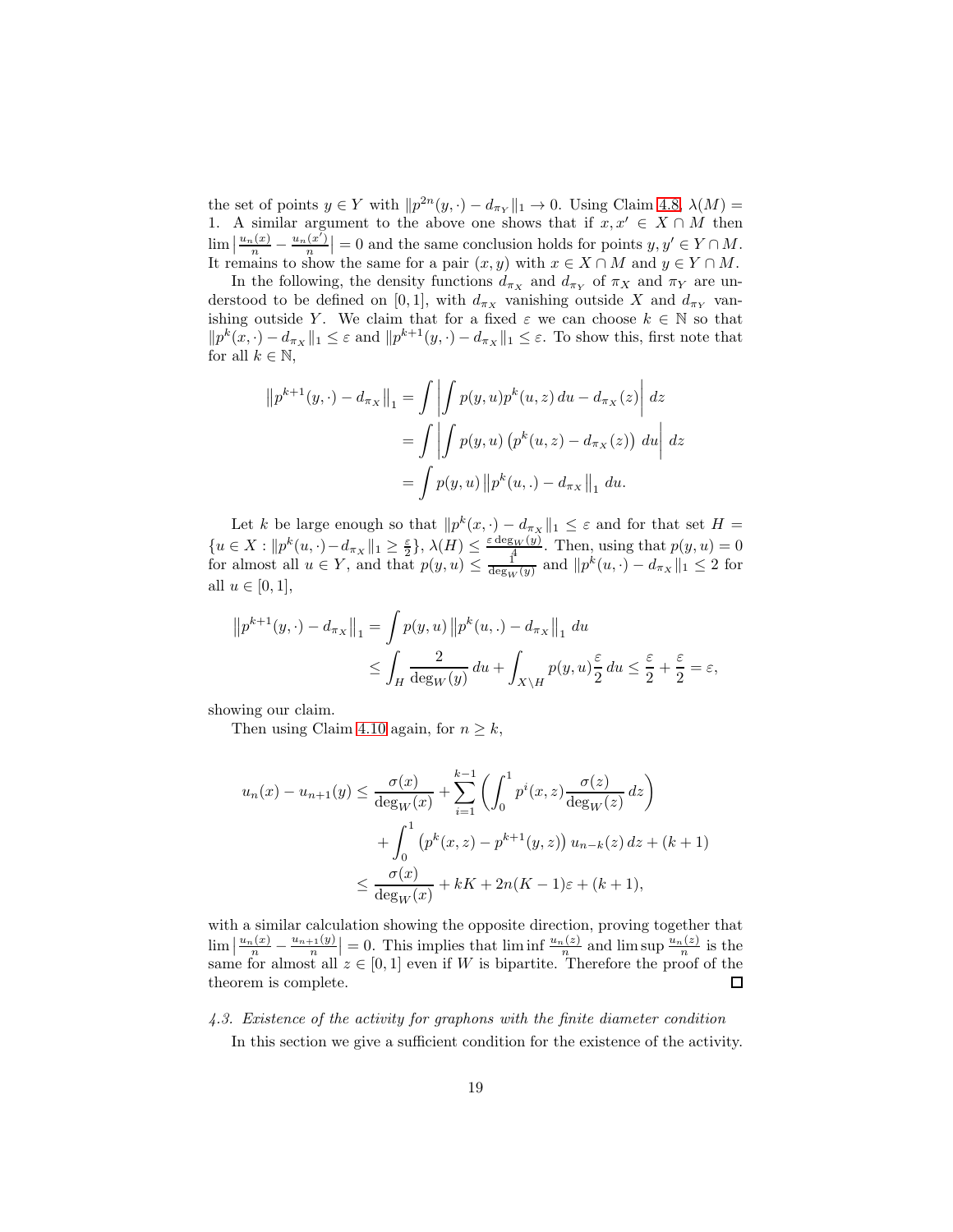the set of points $y \in Y$ with $\|p^{2n}(y,\cdot) - d_{\pi_Y}\|_1 \to 0$. Using Claim 4.8, $\lambda(M) = 1$. A similar argument to the above one shows that if $x, x' \in X \cap M$ then $\lim \left|\frac{u_n(x)}{n} - \frac{u_n(x')}{n}\right| = 0$ and the same conclusion holds for points $y, y' \in Y \cap M$. It remains to show the same for a pair $(x,y)$ with $x \in X \cap M$ and $y \in Y \cap M$.

In the following, the density functions $d_{\pi_X}$ and $d_{\pi_Y}$ of $\pi_X$ and $\pi_Y$ are understood to be defined on $[0,1]$, with $d_{\pi_X}$ vanishing outside $X$ and $d_{\pi_Y}$ vanishing outside $Y$. We claim that for a fixed $\varepsilon$ we can choose $k \in \mathbb{N}$ so that $\|p^k(x,\cdot) - d_{\pi_X}\|_1 \le \varepsilon$ and $\|p^{k+1}(y,\cdot) - d_{\pi_X}\|_1 \le \varepsilon$. To show this, first note that for all $k \in \mathbb{N}$,

$$
\begin{aligned}
\left\|p^{k+1}(y,\cdot) - d_{\pi_X}\right\|_1 &= \int \left| \int p(y,u) p^k(u,z)\, du - d_{\pi_X}(z) \right| dz \\
&= \int \left| \int p(y,u) \left(p^k(u,z) - d_{\pi_X}(z)\right) du \right| dz \\
&= \int p(y,u) \left\|p^k(u,.) - d_{\pi_X}\right\|_1 du.
\end{aligned}
$$

Let $k$ be large enough so that $\|p^k(x,\cdot) - d_{\pi_X}\|_1 \le \varepsilon$ and for that set $H = \{u \in X : \|p^k(u,\cdot) - d_{\pi_X}\|_1 \ge \frac{\varepsilon}{2}\}$, $\lambda(H) \le \frac{\varepsilon \deg_W(y)}{4}$. Then, using that $p(y,u) = 0$ for almost all $u \in Y$, and that $p(y,u) \le \frac{1}{\deg_W(y)}$ and $\|p^k(u,\cdot) - d_{\pi_X}\|_1 \le 2$ for all $u \in [0,1]$,

$$
\begin{aligned}
\left\|p^{k+1}(y,\cdot) - d_{\pi_X}\right\|_1 &= \int p(y,u) \left\|p^k(u,.) - d_{\pi_X}\right\|_1 du \\
&\le \int_H \frac{2}{\deg_W(y)}\, du + \int_{X \setminus H} p(y,u) \frac{\varepsilon}{2}\, du \le \frac{\varepsilon}{2} + \frac{\varepsilon}{2} = \varepsilon,
\end{aligned}
$$

showing our claim.

Then using Claim 4.10 again, for $n \ge k$,

$$
\begin{aligned}
u_n(x) - u_{n+1}(y) &\le \frac{\sigma(x)}{\deg_W(x)} + \sum_{i=1}^{k-1} \left( \int_0^1 p^i(x,z) \frac{\sigma(z)}{\deg_W(z)}\, dz \right) \\
&\quad + \int_0^1 \left(p^k(x,z) - p^{k+1}(y,z)\right) u_{n-k}(z)\, dz + (k+1) \\
&\le \frac{\sigma(x)}{\deg_W(x)} + kK + 2n(K-1)\varepsilon + (k+1),
\end{aligned}
$$

with a similar calculation showing the opposite direction, proving together that $\lim \left|\frac{u_n(x)}{n} - \frac{u_{n+1}(y)}{n}\right| = 0$. This implies that $\liminf \frac{u_n(z)}{n}$ and $\limsup \frac{u_n(z)}{n}$ is the same for almost all $z \in [0,1]$ even if $W$ is bipartite. Therefore the proof of the theorem is complete. □

### 4.3. Existence of the activity for graphons with the finite diameter condition

In this section we give a sufficient condition for the existence of the activity.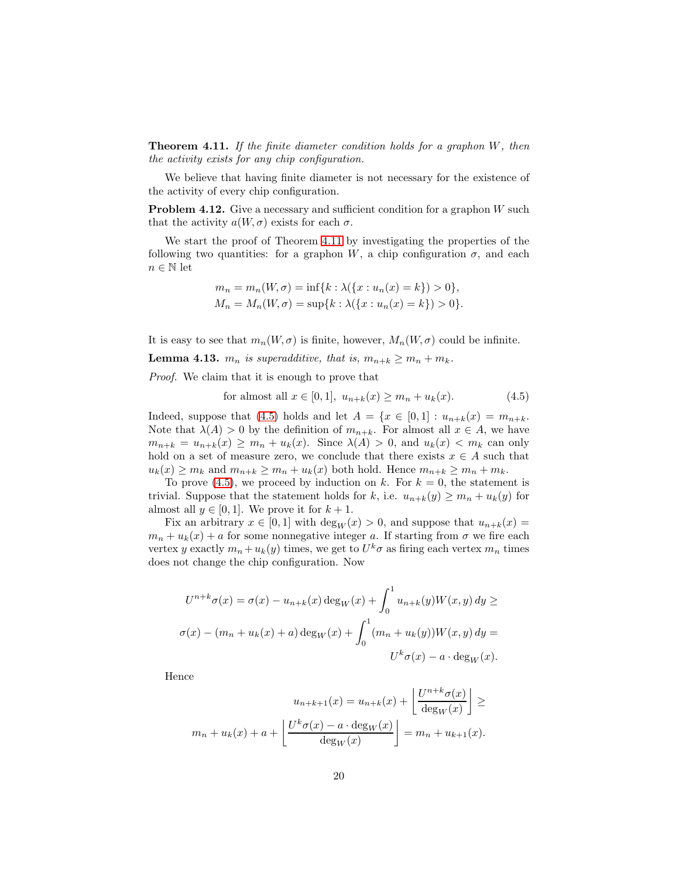**Theorem 4.11.** *If the finite diameter condition holds for a graphon $W$, then the activity exists for any chip configuration.*

We believe that having finite diameter is not necessary for the existence of the activity of every chip configuration.

**Problem 4.12.** Give a necessary and sufficient condition for a graphon $W$ such that the activity $a(W, \sigma)$ exists for each $\sigma$.

We start the proof of Theorem 4.11 by investigating the properties of the following two quantities: for a graphon $W$, a chip configuration $\sigma$, and each $n \in \mathbb{N}$ let

$$m_n = m_n(W, \sigma) = \inf\{k : \lambda(\{x : u_n(x) = k\}) > 0\},$$
$$M_n = M_n(W, \sigma) = \sup\{k : \lambda(\{x : u_n(x) = k\}) > 0\}.$$

It is easy to see that $m_n(W, \sigma)$ is finite, however, $M_n(W, \sigma)$ could be infinite.

**Lemma 4.13.** *$m_n$ is superadditive, that is, $m_{n+k} \geq m_n + m_k$.*

*Proof.* We claim that it is enough to prove that

$$\text{for almost all } x \in [0,1],\ u_{n+k}(x) \geq m_n + u_k(x). \tag{4.5}$$

Indeed, suppose that (4.5) holds and let $A = \{x \in [0,1] : u_{n+k}(x) = m_{n+k}$. Note that $\lambda(A) > 0$ by the definition of $m_{n+k}$. For almost all $x \in A$, we have $m_{n+k} = u_{n+k}(x) \geq m_n + u_k(x)$. Since $\lambda(A) > 0$, and $u_k(x) < m_k$ can only hold on a set of measure zero, we conclude that there exists $x \in A$ such that $u_k(x) \geq m_k$ and $m_{n+k} \geq m_n + u_k(x)$ both hold. Hence $m_{n+k} \geq m_n + m_k$.

To prove (4.5), we proceed by induction on $k$. For $k = 0$, the statement is trivial. Suppose that the statement holds for $k$, i.e. $u_{n+k}(y) \geq m_n + u_k(y)$ for almost all $y \in [0,1]$. We prove it for $k+1$.

Fix an arbitrary $x \in [0,1]$ with $\deg_W(x) > 0$, and suppose that $u_{n+k}(x) = m_n + u_k(x) + a$ for some nonnegative integer $a$. If starting from $\sigma$ we fire each vertex $y$ exactly $m_n + u_k(y)$ times, we get to $U^k\sigma$ as firing each vertex $m_n$ times does not change the chip configuration. Now

$$U^{n+k}\sigma(x) = \sigma(x) - u_{n+k}(x)\deg_W(x) + \int_0^1 u_{n+k}(y)W(x,y)\,dy \geq$$
$$\sigma(x) - (m_n + u_k(x) + a)\deg_W(x) + \int_0^1 (m_n + u_k(y))W(x,y)\,dy =$$
$$U^k\sigma(x) - a \cdot \deg_W(x).$$

Hence

$$u_{n+k+1}(x) = u_{n+k}(x) + \left\lfloor \frac{U^{n+k}\sigma(x)}{\deg_W(x)} \right\rfloor \geq$$
$$m_n + u_k(x) + a + \left\lfloor \frac{U^k\sigma(x) - a \cdot \deg_W(x)}{\deg_W(x)} \right\rfloor = m_n + u_{k+1}(x).$$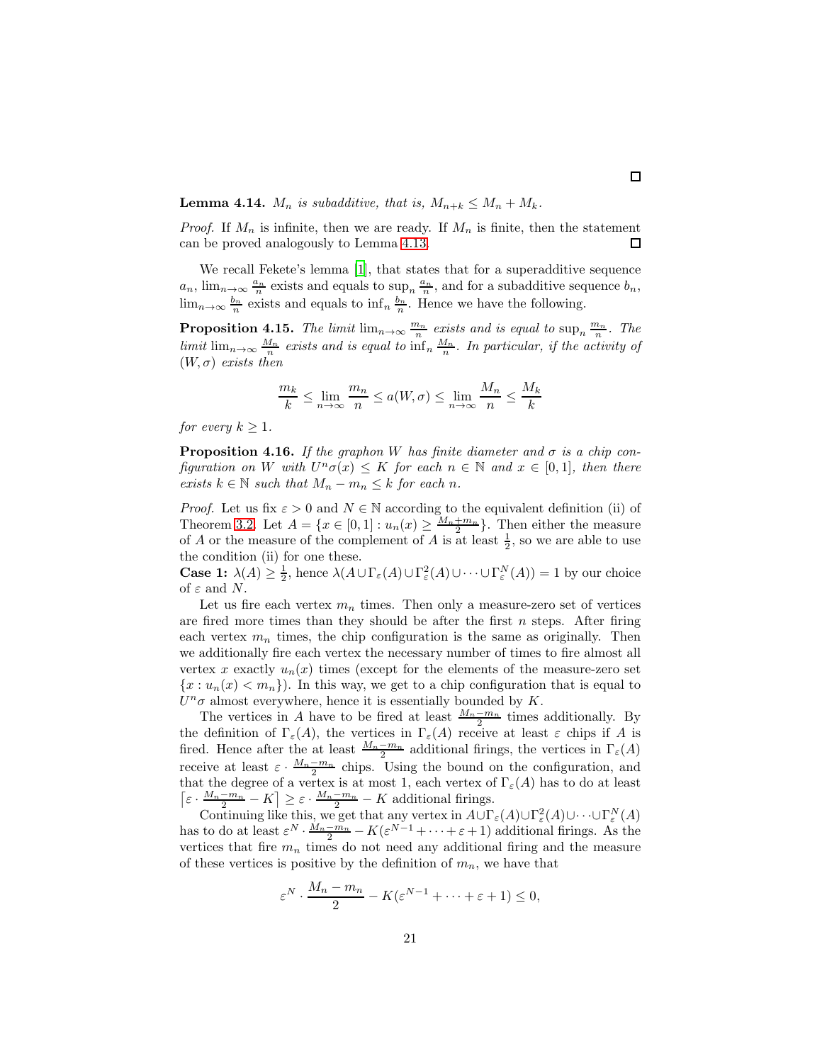∎

**Lemma 4.14.** *$M_n$ is subadditive, that is, $M_{n+k} \leq M_n + M_k$.*

*Proof.* If $M_n$ is infinite, then we are ready. If $M_n$ is finite, then the statement can be proved analogously to Lemma 4.13. ∎

We recall Fekete's lemma [1], that states that for a superadditive sequence $a_n$, $\lim_{n\to\infty} \frac{a_n}{n}$ exists and equals to $\sup_n \frac{a_n}{n}$, and for a subadditive sequence $b_n$, $\lim_{n\to\infty} \frac{b_n}{n}$ exists and equals to $\inf_n \frac{b_n}{n}$. Hence we have the following.

**Proposition 4.15.** *The limit $\lim_{n\to\infty} \frac{m_n}{n}$ exists and is equal to $\sup_n \frac{m_n}{n}$. The limit $\lim_{n\to\infty} \frac{M_n}{n}$ exists and is equal to $\inf_n \frac{M_n}{n}$. In particular, if the activity of $(W, \sigma)$ exists then*

$$\frac{m_k}{k} \leq \lim_{n\to\infty} \frac{m_n}{n} \leq a(W, \sigma) \leq \lim_{n\to\infty} \frac{M_n}{n} \leq \frac{M_k}{k}$$

*for every $k \geq 1$.*

**Proposition 4.16.** *If the graphon $W$ has finite diameter and $\sigma$ is a chip configuration on $W$ with $U^n\sigma(x) \leq K$ for each $n \in \mathbb{N}$ and $x \in [0, 1]$, then there exists $k \in \mathbb{N}$ such that $M_n - m_n \leq k$ for each $n$.*

*Proof.* Let us fix $\varepsilon > 0$ and $N \in \mathbb{N}$ according to the equivalent definition (ii) of Theorem 3.2. Let $A = \{x \in [0, 1] : u_n(x) \geq \frac{M_n+m_n}{2}\}$. Then either the measure of $A$ or the measure of the complement of $A$ is at least $\frac{1}{2}$, so we are able to use the condition (ii) for one these.

**Case 1:** $\lambda(A) \geq \frac{1}{2}$, hence $\lambda(A \cup \Gamma_\varepsilon(A) \cup \Gamma^2_\varepsilon(A) \cup \cdots \cup \Gamma^N_\varepsilon(A)) = 1$ by our choice of $\varepsilon$ and $N$.

Let us fire each vertex $m_n$ times. Then only a measure-zero set of vertices are fired more times than they should be after the first $n$ steps. After firing each vertex $m_n$ times, the chip configuration is the same as originally. Then we additionally fire each vertex the necessary number of times to fire almost all vertex $x$ exactly $u_n(x)$ times (except for the elements of the measure-zero set $\{x : u_n(x) < m_n\}$). In this way, we get to a chip configuration that is equal to $U^n\sigma$ almost everywhere, hence it is essentially bounded by $K$.

The vertices in $A$ have to be fired at least $\frac{M_n-m_n}{2}$ times additionally. By the definition of $\Gamma_\varepsilon(A)$, the vertices in $\Gamma_\varepsilon(A)$ receive at least $\varepsilon$ chips if $A$ is fired. Hence after the at least $\frac{M_n-m_n}{2}$ additional firings, the vertices in $\Gamma_\varepsilon(A)$ receive at least $\varepsilon \cdot \frac{M_n-m_n}{2}$ chips. Using the bound on the configuration, and that the degree of a vertex is at most 1, each vertex of $\Gamma_\varepsilon(A)$ has to do at least $\lceil \varepsilon \cdot \frac{M_n-m_n}{2} - K \rceil \geq \varepsilon \cdot \frac{M_n-m_n}{2} - K$ additional firings.

Continuing like this, we get that any vertex in $A \cup \Gamma_\varepsilon(A) \cup \Gamma^2_\varepsilon(A) \cup \cdots \cup \Gamma^N_\varepsilon(A)$ has to do at least $\varepsilon^N \cdot \frac{M_n-m_n}{2} - K(\varepsilon^{N-1} + \cdots + \varepsilon + 1)$ additional firings. As the vertices that fire $m_n$ times do not need any additional firing and the measure of these vertices is positive by the definition of $m_n$, we have that

$$\varepsilon^N \cdot \frac{M_n - m_n}{2} - K(\varepsilon^{N-1} + \cdots + \varepsilon + 1) \leq 0,$$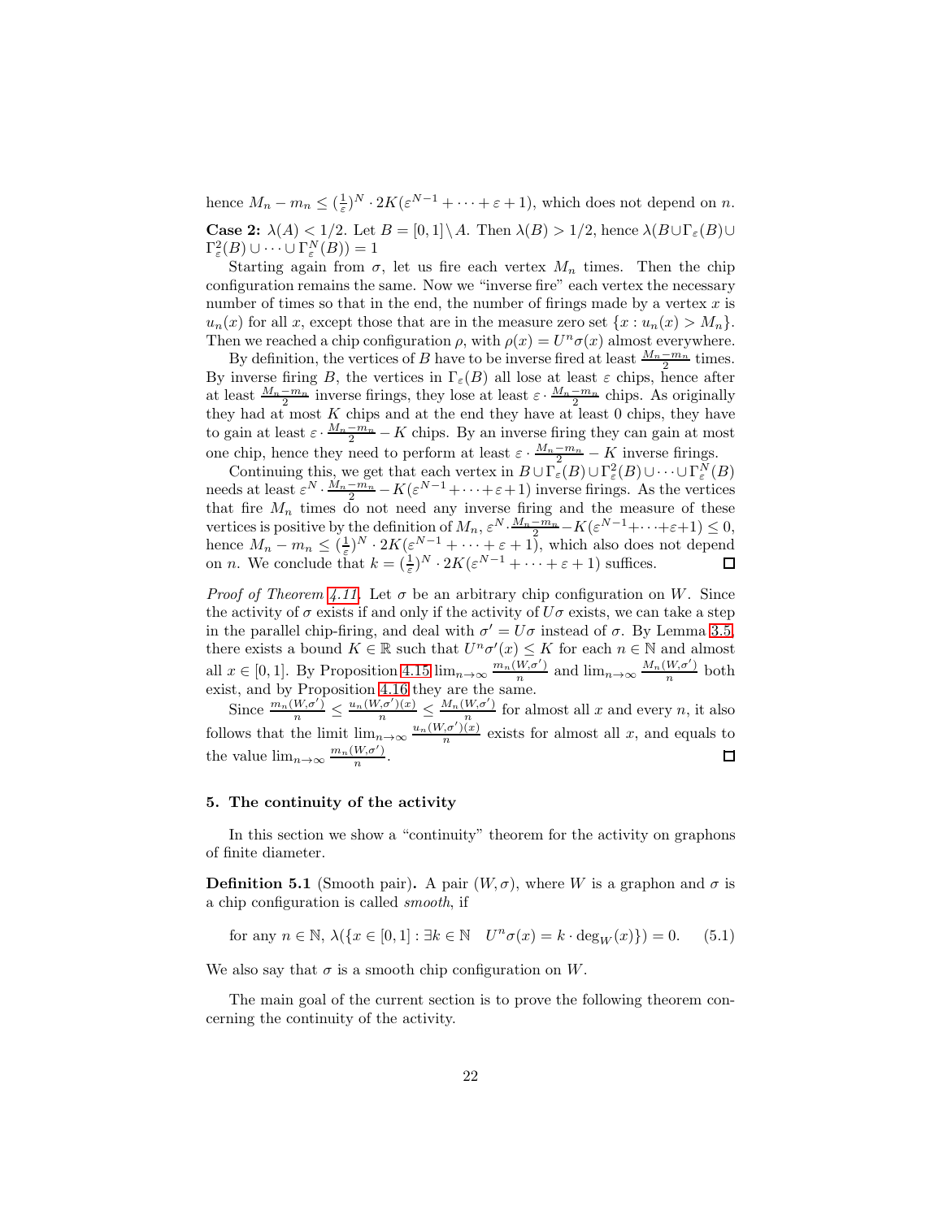hence $M_n - m_n \le (\frac{1}{\varepsilon})^N \cdot 2K(\varepsilon^{N-1} + \cdots + \varepsilon + 1)$, which does not depend on $n$.

**Case 2:** $\lambda(A) < 1/2$. Let $B = [0,1] \setminus A$. Then $\lambda(B) > 1/2$, hence $\lambda(B \cup \Gamma_\varepsilon(B) \cup \Gamma^2_\varepsilon(B) \cup \cdots \cup \Gamma^N_\varepsilon(B)) = 1$

Starting again from $\sigma$, let us fire each vertex $M_n$ times. Then the chip configuration remains the same. Now we "inverse fire" each vertex the necessary number of times so that in the end, the number of firings made by a vertex $x$ is $u_n(x)$ for all $x$, except those that are in the measure zero set $\{x : u_n(x) > M_n\}$. Then we reached a chip configuration $\rho$, with $\rho(x) = U^n\sigma(x)$ almost everywhere.

By definition, the vertices of $B$ have to be inverse fired at least $\frac{M_n - m_n}{2}$ times. By inverse firing $B$, the vertices in $\Gamma_\varepsilon(B)$ all lose at least $\varepsilon$ chips, hence after at least $\frac{M_n - m_n}{2}$ inverse firings, they lose at least $\varepsilon \cdot \frac{M_n - m_n}{2}$ chips. As originally they had at most $K$ chips and at the end they have at least 0 chips, they have to gain at least $\varepsilon \cdot \frac{M_n - m_n}{2} - K$ chips. By an inverse firing they can gain at most one chip, hence they need to perform at least $\varepsilon \cdot \frac{M_n - m_n}{2} - K$ inverse firings.

Continuing this, we get that each vertex in $B \cup \Gamma_\varepsilon(B) \cup \Gamma^2_\varepsilon(B) \cup \cdots \cup \Gamma^N_\varepsilon(B)$ needs at least $\varepsilon^N \cdot \frac{M_n - m_n}{2} - K(\varepsilon^{N-1} + \cdots + \varepsilon + 1)$ inverse firings. As the vertices that fire $M_n$ times do not need any inverse firing and the measure of these vertices is positive by the definition of $M_n$, $\varepsilon^N \cdot \frac{M_n - m_n}{2} - K(\varepsilon^{N-1} + \cdots + \varepsilon + 1) \le 0$, hence $M_n - m_n \le (\frac{1}{\varepsilon})^N \cdot 2K(\varepsilon^{N-1} + \cdots + \varepsilon + 1)$, which also does not depend on $n$. We conclude that $k = (\frac{1}{\varepsilon})^N \cdot 2K(\varepsilon^{N-1} + \cdots + \varepsilon + 1)$ suffices. □

*Proof of Theorem 4.11.* Let $\sigma$ be an arbitrary chip configuration on $W$. Since the activity of $\sigma$ exists if and only if the activity of $U\sigma$ exists, we can take a step in the parallel chip-firing, and deal with $\sigma' = U\sigma$ instead of $\sigma$. By Lemma 3.5, there exists a bound $K \in \mathbb{R}$ such that $U^n\sigma'(x) \le K$ for each $n \in \mathbb{N}$ and almost all $x \in [0,1]$. By Proposition 4.15 $\lim_{n\to\infty} \frac{m_n(W,\sigma')}{n}$ and $\lim_{n\to\infty} \frac{M_n(W,\sigma')}{n}$ both exist, and by Proposition 4.16 they are the same.

Since $\frac{m_n(W,\sigma')}{n} \le \frac{u_n(W,\sigma')(x)}{n} \le \frac{M_n(W,\sigma')}{n}$ for almost all $x$ and every $n$, it also follows that the limit $\lim_{n\to\infty} \frac{u_n(W,\sigma')(x)}{n}$ exists for almost all $x$, and equals to the value $\lim_{n\to\infty} \frac{m_n(W,\sigma')}{n}$. □

## 5. The continuity of the activity

In this section we show a "continuity" theorem for the activity on graphons of finite diameter.

**Definition 5.1** (Smooth pair)**.** A pair $(W, \sigma)$, where $W$ is a graphon and $\sigma$ is a chip configuration is called *smooth*, if

$$\text{for any } n \in \mathbb{N},\ \lambda(\{x \in [0,1] : \exists k \in \mathbb{N} \quad U^n\sigma(x) = k \cdot \deg_W(x)\}) = 0. \tag{5.1}$$

We also say that $\sigma$ is a smooth chip configuration on $W$.

The main goal of the current section is to prove the following theorem concerning the continuity of the activity.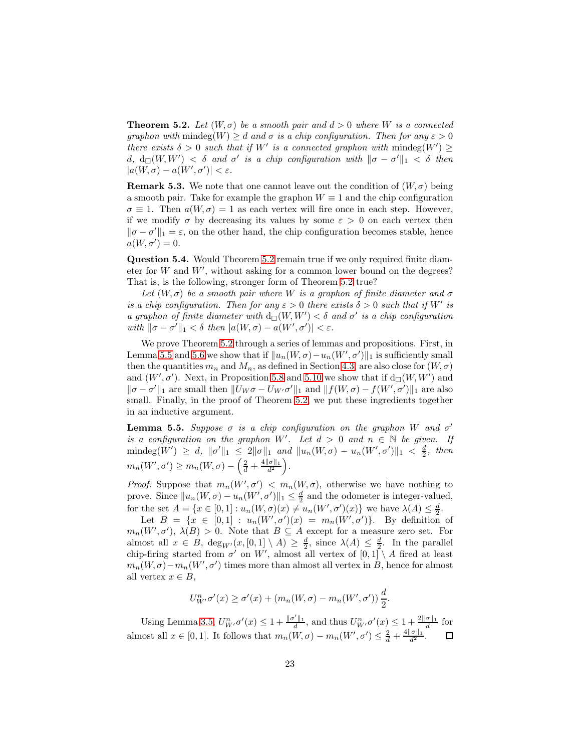**Theorem 5.2.** *Let $(W, \sigma)$ be a smooth pair and $d > 0$ where $W$ is a connected graphon with $\mathrm{mindeg}(W) \geq d$ and $\sigma$ is a chip configuration. Then for any $\varepsilon > 0$ there exists $\delta > 0$ such that if $W'$ is a connected graphon with $\mathrm{mindeg}(W') \geq d$, $\mathrm{d}_\square(W, W') < \delta$ and $\sigma'$ is a chip configuration with $\|\sigma - \sigma'\|_1 < \delta$ then $|a(W, \sigma) - a(W', \sigma')| < \varepsilon$.*

**Remark 5.3.** We note that one cannot leave out the condition of $(W, \sigma)$ being a smooth pair. Take for example the graphon $W \equiv 1$ and the chip configuration $\sigma \equiv 1$. Then $a(W, \sigma) = 1$ as each vertex will fire once in each step. However, if we modify $\sigma$ by decreasing its values by some $\varepsilon > 0$ on each vertex then $\|\sigma - \sigma'\|_1 = \varepsilon$, on the other hand, the chip configuration becomes stable, hence $a(W, \sigma') = 0$.

**Question 5.4.** Would Theorem 5.2 remain true if we only required finite diameter for $W$ and $W'$, without asking for a common lower bound on the degrees? That is, is the following, stronger form of Theorem 5.2 true?

*Let $(W, \sigma)$ be a smooth pair where $W$ is a graphon of finite diameter and $\sigma$ is a chip configuration. Then for any $\varepsilon > 0$ there exists $\delta > 0$ such that if $W'$ is a graphon of finite diameter with $\mathrm{d}_\square(W, W') < \delta$ and $\sigma'$ is a chip configuration with $\|\sigma - \sigma'\|_1 < \delta$ then $|a(W, \sigma) - a(W', \sigma')| < \varepsilon$.*

We prove Theorem 5.2 through a series of lemmas and propositions. First, in Lemma 5.5 and 5.6 we show that if $\|u_n(W, \sigma) - u_n(W', \sigma')\|_1$ is sufficiently small then the quantities $m_n$ and $M_n$, as defined in Section 4.3, are also close for $(W, \sigma)$ and $(W', \sigma')$. Next, in Proposition 5.8 and 5.10 we show that if $\mathrm{d}_\square(W, W')$ and $\|\sigma - \sigma'\|_1$ are small then $\|U_W \sigma - U_{W'} \sigma'\|_1$ and $\|f(W, \sigma) - f(W', \sigma')\|_1$ are also small. Finally, in the proof of Theorem 5.2, we put these ingredients together in an inductive argument.

**Lemma 5.5.** *Suppose $\sigma$ is a chip configuration on the graphon $W$ and $\sigma'$ is a configuration on the graphon $W'$. Let $d > 0$ and $n \in \mathbb{N}$ be given. If $\mathrm{mindeg}(W') \geq d$, $\|\sigma'\|_1 \leq 2\|\sigma\|_1$ and $\|u_n(W, \sigma) - u_n(W', \sigma')\|_1 < \frac{d}{2}$, then $m_n(W', \sigma') \geq m_n(W, \sigma) - \left(\frac{2}{d} + \frac{4\|\sigma\|_1}{d^2}\right)$.*

*Proof.* Suppose that $m_n(W', \sigma') < m_n(W, \sigma)$, otherwise we have nothing to prove. Since $\|u_n(W, \sigma) - u_n(W', \sigma')\|_1 \leq \frac{d}{2}$ and the odometer is integer-valued, for the set $A = \{x \in [0, 1] : u_n(W, \sigma)(x) \neq u_n(W', \sigma')(x)\}$ we have $\lambda(A) \leq \frac{d}{2}$.

Let $B = \{x \in [0, 1] : u_n(W', \sigma')(x) = m_n(W', \sigma')\}$. By definition of $m_n(W', \sigma')$, $\lambda(B) > 0$. Note that $B \subseteq A$ except for a measure zero set. For almost all $x \in B$, $\deg_{W'}(x, [0, 1] \setminus A) \geq \frac{d}{2}$, since $\lambda(A) \leq \frac{d}{2}$. In the parallel chip-firing started from $\sigma'$ on $W'$, almost all vertex of $[0, 1] \setminus A$ fired at least $m_n(W, \sigma) - m_n(W', \sigma')$ times more than almost all vertex in $B$, hence for almost all vertex $x \in B$,

$$U_{W'}^n \sigma'(x) \geq \sigma'(x) + (m_n(W, \sigma) - m_n(W', \sigma')) \frac{d}{2}.$$

Using Lemma 3.5, $U_{W'}^n \sigma'(x) \leq 1 + \frac{\|\sigma'\|_1}{d}$, and thus $U_{W'}^n \sigma'(x) \leq 1 + \frac{2\|\sigma\|_1}{d}$ for almost all $x \in [0, 1]$. It follows that $m_n(W, \sigma) - m_n(W', \sigma') \leq \frac{2}{d} + \frac{4\|\sigma\|_1}{d^2}$. $\square$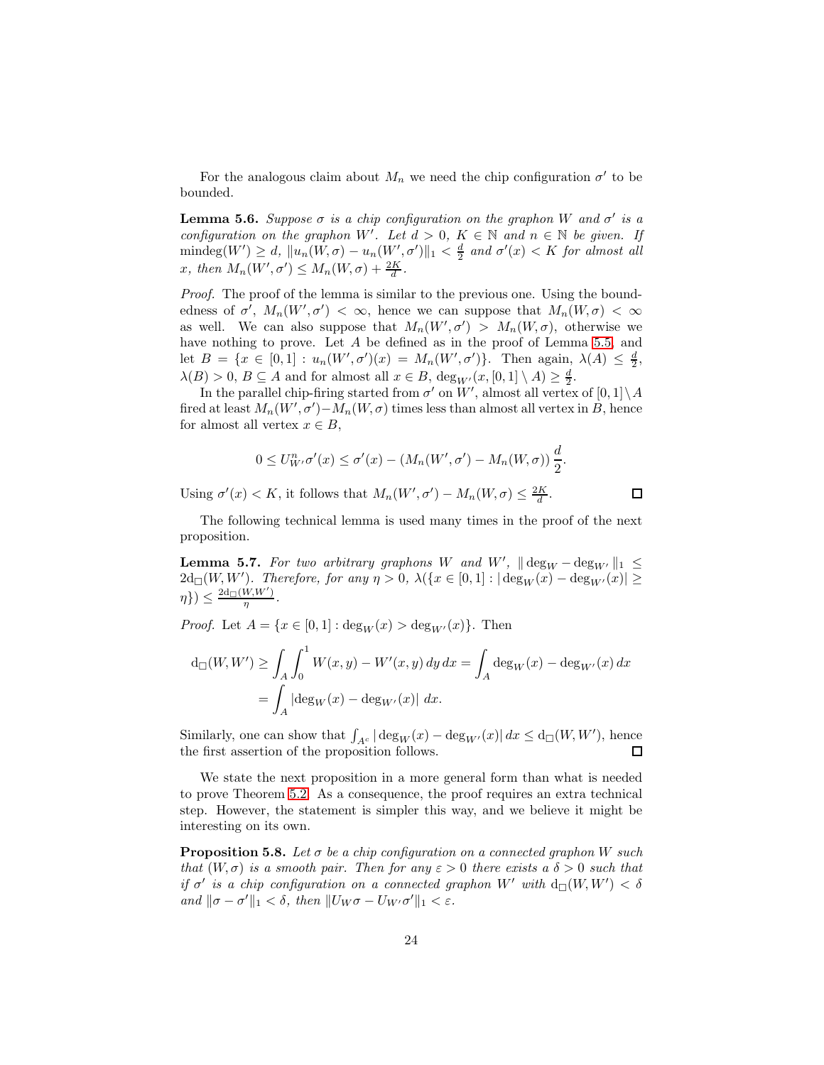For the analogous claim about $M_n$ we need the chip configuration $\sigma'$ to be bounded.

**Lemma 5.6.** *Suppose $\sigma$ is a chip configuration on the graphon $W$ and $\sigma'$ is a configuration on the graphon $W'$. Let $d > 0$, $K \in \mathbb{N}$ and $n \in \mathbb{N}$ be given. If $\operatorname{mindeg}(W') \geq d$, $\|u_n(W,\sigma) - u_n(W',\sigma')\|_1 < \frac{d}{2}$ and $\sigma'(x) < K$ for almost all $x$, then $M_n(W',\sigma') \leq M_n(W,\sigma) + \frac{2K}{d}$.*

*Proof.* The proof of the lemma is similar to the previous one. Using the boundedness of $\sigma'$, $M_n(W',\sigma') < \infty$, hence we can suppose that $M_n(W,\sigma) < \infty$ as well. We can also suppose that $M_n(W',\sigma') > M_n(W,\sigma)$, otherwise we have nothing to prove. Let $A$ be defined as in the proof of Lemma 5.5, and let $B = \{x \in [0,1] : u_n(W',\sigma')(x) = M_n(W',\sigma')\}$. Then again, $\lambda(A) \leq \frac{d}{2}$, $\lambda(B) > 0$, $B \subseteq A$ and for almost all $x \in B$, $\deg_{W'}(x, [0,1] \setminus A) \geq \frac{d}{2}$.

In the parallel chip-firing started from $\sigma'$ on $W'$, almost all vertex of $[0,1] \setminus A$ fired at least $M_n(W',\sigma') - M_n(W,\sigma)$ times less than almost all vertex in $B$, hence for almost all vertex $x \in B$,

$$0 \leq U^n_{W'}\sigma'(x) \leq \sigma'(x) - (M_n(W',\sigma') - M_n(W,\sigma))\,\frac{d}{2}.$$

Using $\sigma'(x) < K$, it follows that $M_n(W',\sigma') - M_n(W,\sigma) \leq \frac{2K}{d}$. $\square$

The following technical lemma is used many times in the proof of the next proposition.

**Lemma 5.7.** *For two arbitrary graphons $W$ and $W'$, $\|\deg_W - \deg_{W'}\|_1 \leq 2\mathrm{d}_\square(W,W')$. Therefore, for any $\eta > 0$, $\lambda(\{x \in [0,1] : |\deg_W(x) - \deg_{W'}(x)| \geq \eta\}) \leq \frac{2\mathrm{d}_\square(W,W')}{\eta}$.*

*Proof.* Let $A = \{x \in [0,1] : \deg_W(x) > \deg_{W'}(x)\}$. Then

$$\begin{aligned}
\mathrm{d}_\square(W,W') &\geq \int_A \int_0^1 W(x,y) - W'(x,y)\,dy\,dx = \int_A \deg_W(x) - \deg_{W'}(x)\,dx \\
&= \int_A |\deg_W(x) - \deg_{W'}(x)|\,dx.
\end{aligned}$$

Similarly, one can show that $\int_{A^c} |\deg_W(x) - \deg_{W'}(x)|\,dx \leq \mathrm{d}_\square(W,W')$, hence the first assertion of the proposition follows. $\square$

We state the next proposition in a more general form than what is needed to prove Theorem 5.2. As a consequence, the proof requires an extra technical step. However, the statement is simpler this way, and we believe it might be interesting on its own.

**Proposition 5.8.** *Let $\sigma$ be a chip configuration on a connected graphon $W$ such that $(W,\sigma)$ is a smooth pair. Then for any $\varepsilon > 0$ there exists a $\delta > 0$ such that if $\sigma'$ is a chip configuration on a connected graphon $W'$ with $\mathrm{d}_\square(W,W') < \delta$ and $\|\sigma - \sigma'\|_1 < \delta$, then $\|U_W\sigma - U_{W'}\sigma'\|_1 < \varepsilon$.*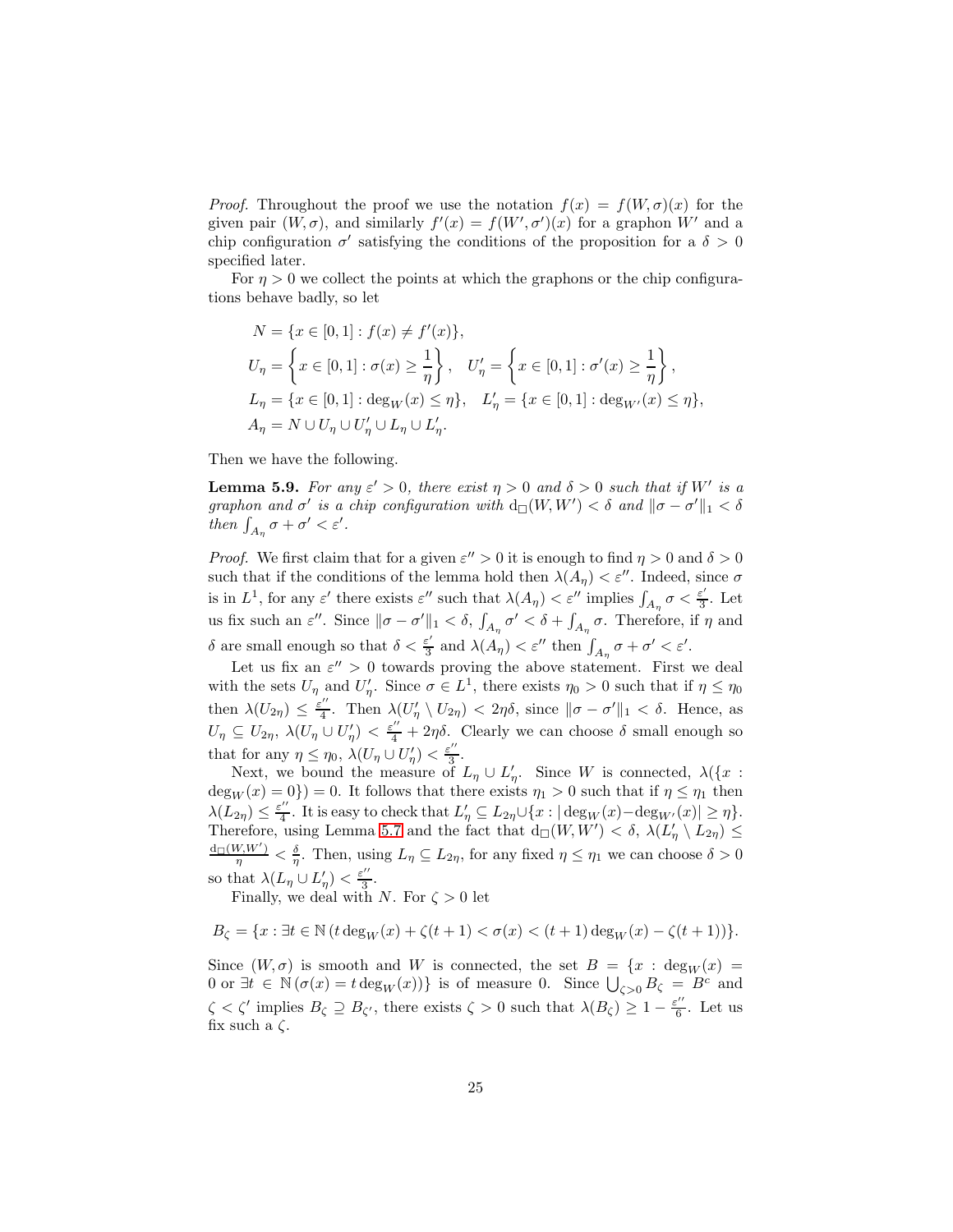*Proof.* Throughout the proof we use the notation $f(x) = f(W, \sigma)(x)$ for the given pair $(W, \sigma)$, and similarly $f'(x) = f(W', \sigma')(x)$ for a graphon $W'$ and a chip configuration $\sigma'$ satisfying the conditions of the proposition for a $\delta > 0$ specified later.

For $\eta > 0$ we collect the points at which the graphons or the chip configurations behave badly, so let

$$
\begin{aligned}
N &= \{x \in [0,1] : f(x) \neq f'(x)\}, \\
U_\eta &= \left\{x \in [0,1] : \sigma(x) \geq \frac{1}{\eta}\right\}, \quad U'_\eta = \left\{x \in [0,1] : \sigma'(x) \geq \frac{1}{\eta}\right\}, \\
L_\eta &= \{x \in [0,1] : \deg_W(x) \leq \eta\}, \quad L'_\eta = \{x \in [0,1] : \deg_{W'}(x) \leq \eta\}, \\
A_\eta &= N \cup U_\eta \cup U'_\eta \cup L_\eta \cup L'_\eta.
\end{aligned}
$$

Then we have the following.

**Lemma 5.9.** *For any $\varepsilon' > 0$, there exist $\eta > 0$ and $\delta > 0$ such that if $W'$ is a graphon and $\sigma'$ is a chip configuration with $\mathrm{d}_\square(W, W') < \delta$ and $\|\sigma - \sigma'\|_1 < \delta$ then $\int_{A_\eta} \sigma + \sigma' < \varepsilon'$.*

*Proof.* We first claim that for a given $\varepsilon'' > 0$ it is enough to find $\eta > 0$ and $\delta > 0$ such that if the conditions of the lemma hold then $\lambda(A_\eta) < \varepsilon''$. Indeed, since $\sigma$ is in $L^1$, for any $\varepsilon'$ there exists $\varepsilon''$ such that $\lambda(A_\eta) < \varepsilon''$ implies $\int_{A_\eta} \sigma < \frac{\varepsilon'}{3}$. Let us fix such an $\varepsilon''$. Since $\|\sigma - \sigma'\|_1 < \delta$, $\int_{A_\eta} \sigma' < \delta + \int_{A_\eta} \sigma$. Therefore, if $\eta$ and $\delta$ are small enough so that $\delta < \frac{\varepsilon'}{3}$ and $\lambda(A_\eta) < \varepsilon''$ then $\int_{A_\eta} \sigma + \sigma' < \varepsilon'$.

Let us fix an $\varepsilon'' > 0$ towards proving the above statement. First we deal with the sets $U_\eta$ and $U'_\eta$. Since $\sigma \in L^1$, there exists $\eta_0 > 0$ such that if $\eta \leq \eta_0$ then $\lambda(U_{2\eta}) \leq \frac{\varepsilon''}{4}$. Then $\lambda(U'_\eta \setminus U_{2\eta}) < 2\eta\delta$, since $\|\sigma - \sigma'\|_1 < \delta$. Hence, as $U_\eta \subseteq U_{2\eta}$, $\lambda(U_\eta \cup U'_\eta) < \frac{\varepsilon''}{4} + 2\eta\delta$. Clearly we can choose $\delta$ small enough so that for any $\eta \leq \eta_0$, $\lambda(U_\eta \cup U'_\eta) < \frac{\varepsilon''}{3}$.

Next, we bound the measure of $L_\eta \cup L'_\eta$. Since $W$ is connected, $\lambda(\{x : \deg_W(x) = 0\}) = 0$. It follows that there exists $\eta_1 > 0$ such that if $\eta \leq \eta_1$ then $\lambda(L_{2\eta}) \leq \frac{\varepsilon''}{4}$. It is easy to check that $L'_\eta \subseteq L_{2\eta} \cup \{x : |\deg_W(x) - \deg_{W'}(x)| \geq \eta\}$. Therefore, using Lemma 5.7 and the fact that $\mathrm{d}_\square(W, W') < \delta$, $\lambda(L'_\eta \setminus L_{2\eta}) \leq \frac{\mathrm{d}_\square(W, W')}{\eta} < \frac{\delta}{\eta}$. Then, using $L_\eta \subseteq L_{2\eta}$, for any fixed $\eta \leq \eta_1$ we can choose $\delta > 0$ so that $\lambda(L_\eta \cup L'_\eta) < \frac{\varepsilon''}{3}$.

Finally, we deal with $N$. For $\zeta > 0$ let

$$
B_\zeta = \{x : \exists t \in \mathbb{N}\, (t \deg_W(x) + \zeta(t+1) < \sigma(x) < (t+1)\deg_W(x) - \zeta(t+1))\}.
$$

Since $(W, \sigma)$ is smooth and $W$ is connected, the set $B = \{x : \deg_W(x) = 0 \text{ or } \exists t \in \mathbb{N}\, (\sigma(x) = t \deg_W(x))\}$ is of measure 0. Since $\bigcup_{\zeta > 0} B_\zeta = B^c$ and $\zeta < \zeta'$ implies $B_\zeta \supseteq B_{\zeta'}$, there exists $\zeta > 0$ such that $\lambda(B_\zeta) \geq 1 - \frac{\varepsilon''}{6}$. Let us fix such a $\zeta$.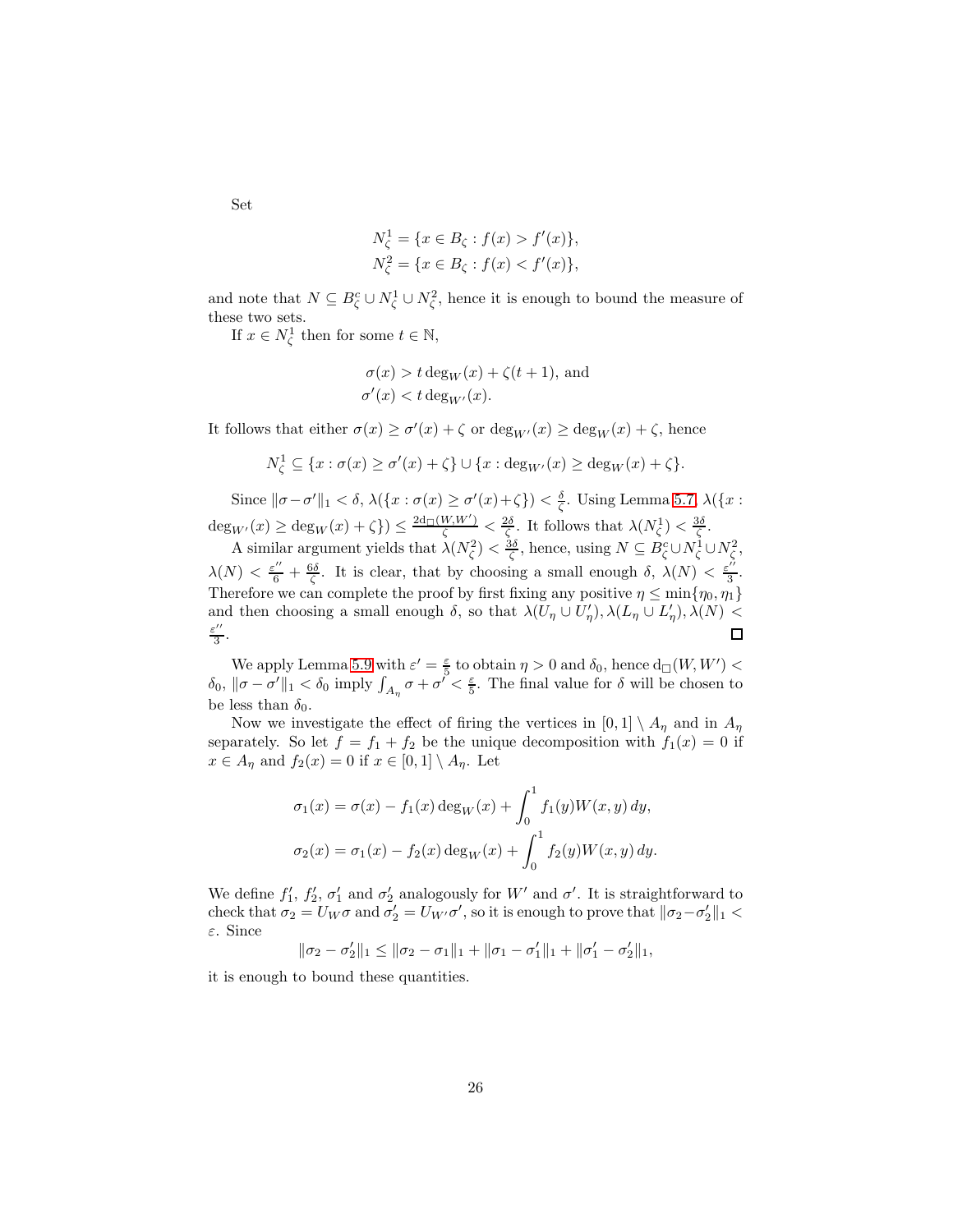Set

$$N_\zeta^1 = \{x \in B_\zeta : f(x) > f'(x)\},$$
$$N_\zeta^2 = \{x \in B_\zeta : f(x) < f'(x)\},$$

and note that $N \subseteq B_\zeta^c \cup N_\zeta^1 \cup N_\zeta^2$, hence it is enough to bound the measure of these two sets.

If $x \in N_\zeta^1$ then for some $t \in \mathbb{N}$,

$$\sigma(x) > t \deg_W(x) + \zeta(t+1), \text{ and}$$
$$\sigma'(x) < t \deg_{W'}(x).$$

It follows that either $\sigma(x) \geq \sigma'(x) + \zeta$ or $\deg_{W'}(x) \geq \deg_W(x) + \zeta$, hence

$$N_\zeta^1 \subseteq \{x : \sigma(x) \geq \sigma'(x) + \zeta\} \cup \{x : \deg_{W'}(x) \geq \deg_W(x) + \zeta\}.$$

Since $\|\sigma - \sigma'\|_1 < \delta$, $\lambda(\{x : \sigma(x) \geq \sigma'(x) + \zeta\}) < \frac{\delta}{\zeta}$. Using Lemma 5.7, $\lambda(\{x : \deg_{W'}(x) \geq \deg_W(x) + \zeta\}) \leq \frac{2 d_\square(W,W')}{\zeta} < \frac{2\delta}{\zeta}$. It follows that $\lambda(N_\zeta^1) < \frac{3\delta}{\zeta}$.

A similar argument yields that $\lambda(N_\zeta^2) < \frac{3\delta}{\zeta}$, hence, using $N \subseteq B_\zeta^c \cup N_\zeta^1 \cup N_\zeta^2$, $\lambda(N) < \frac{\varepsilon''}{6} + \frac{6\delta}{\zeta}$. It is clear, that by choosing a small enough $\delta$, $\lambda(N) < \frac{\varepsilon''}{3}$. Therefore we can complete the proof by first fixing any positive $\eta \leq \min\{\eta_0, \eta_1\}$ and then choosing a small enough $\delta$, so that $\lambda(U_\eta \cup U'_\eta), \lambda(L_\eta \cup L'_\eta), \lambda(N) < \frac{\varepsilon''}{3}$. □

We apply Lemma 5.9 with $\varepsilon' = \frac{\varepsilon}{5}$ to obtain $\eta > 0$ and $\delta_0$, hence $d_\square(W, W') < \delta_0$, $\|\sigma - \sigma'\|_1 < \delta_0$ imply $\int_{A_\eta} \sigma + \sigma' < \frac{\varepsilon}{5}$. The final value for $\delta$ will be chosen to be less than $\delta_0$.

Now we investigate the effect of firing the vertices in $[0,1] \setminus A_\eta$ and in $A_\eta$ separately. So let $f = f_1 + f_2$ be the unique decomposition with $f_1(x) = 0$ if $x \in A_\eta$ and $f_2(x) = 0$ if $x \in [0,1] \setminus A_\eta$. Let

$$\sigma_1(x) = \sigma(x) - f_1(x) \deg_W(x) + \int_0^1 f_1(y) W(x,y)\, dy,$$
$$\sigma_2(x) = \sigma_1(x) - f_2(x) \deg_W(x) + \int_0^1 f_2(y) W(x,y)\, dy.$$

We define $f'_1$, $f'_2$, $\sigma'_1$ and $\sigma'_2$ analogously for $W'$ and $\sigma'$. It is straightforward to check that $\sigma_2 = U_W \sigma$ and $\sigma'_2 = U_{W'} \sigma'$, so it is enough to prove that $\|\sigma_2 - \sigma'_2\|_1 < \varepsilon$. Since

$$\|\sigma_2 - \sigma'_2\|_1 \leq \|\sigma_2 - \sigma_1\|_1 + \|\sigma_1 - \sigma'_1\|_1 + \|\sigma'_1 - \sigma'_2\|_1,$$

it is enough to bound these quantities.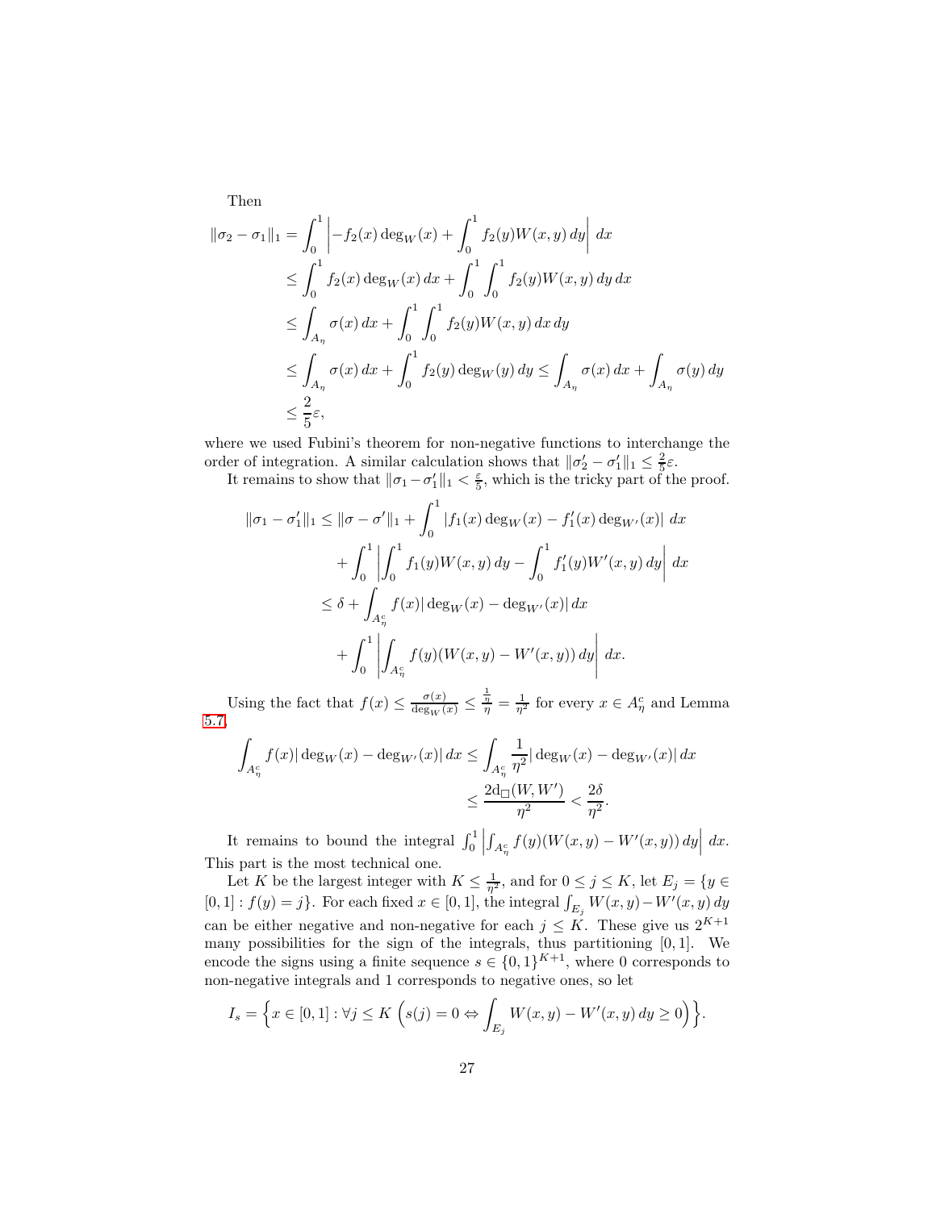Then

$$
\begin{aligned}
\|\sigma_2 - \sigma_1\|_1 &= \int_0^1 \left| -f_2(x) \deg_W(x) + \int_0^1 f_2(y) W(x,y)\, dy \right| \, dx \\
&\le \int_0^1 f_2(x) \deg_W(x)\, dx + \int_0^1 \int_0^1 f_2(y) W(x,y)\, dy\, dx \\
&\le \int_{A_\eta} \sigma(x)\, dx + \int_0^1 \int_0^1 f_2(y) W(x,y)\, dx\, dy \\
&\le \int_{A_\eta} \sigma(x)\, dx + \int_0^1 f_2(y) \deg_W(y)\, dy \le \int_{A_\eta} \sigma(x)\, dx + \int_{A_\eta} \sigma(y)\, dy \\
&\le \frac{2}{5}\varepsilon,
\end{aligned}
$$

where we used Fubini's theorem for non-negative functions to interchange the order of integration. A similar calculation shows that $\|\sigma_2' - \sigma_1'\|_1 \le \frac{2}{5}\varepsilon$.

It remains to show that $\|\sigma_1 - \sigma_1'\|_1 < \frac{\varepsilon}{5}$, which is the tricky part of the proof.

$$
\begin{aligned}
\|\sigma_1 - \sigma_1'\|_1 &\le \|\sigma - \sigma'\|_1 + \int_0^1 |f_1(x) \deg_W(x) - f_1'(x) \deg_{W'}(x)| \, dx \\
&\quad + \int_0^1 \left| \int_0^1 f_1(y) W(x,y)\, dy - \int_0^1 f_1'(y) W'(x,y)\, dy \right| \, dx \\
&\le \delta + \int_{A_\eta^c} f(x) |\deg_W(x) - \deg_{W'}(x)| \, dx \\
&\quad + \int_0^1 \left| \int_{A_\eta^c} f(y) (W(x,y) - W'(x,y))\, dy \right| \, dx.
\end{aligned}
$$

Using the fact that $f(x) \le \frac{\sigma(x)}{\deg_W(x)} \le \frac{\frac{1}{\eta}}{\eta} = \frac{1}{\eta^2}$ for every $x \in A_\eta^c$ and Lemma 5.7,

$$
\begin{aligned}
\int_{A_\eta^c} f(x) |\deg_W(x) - \deg_{W'}(x)| \, dx &\le \int_{A_\eta^c} \frac{1}{\eta^2} |\deg_W(x) - \deg_{W'}(x)| \, dx \\
&\le \frac{2 \mathrm{d}_\square(W, W')}{\eta^2} < \frac{2\delta}{\eta^2}.
\end{aligned}
$$

It remains to bound the integral $\int_0^1 \left| \int_{A_\eta^c} f(y)(W(x,y) - W'(x,y))\, dy \right| \, dx$. This part is the most technical one.

Let $K$ be the largest integer with $K \le \frac{1}{\eta^2}$, and for $0 \le j \le K$, let $E_j = \{y \in [0,1] : f(y) = j\}$. For each fixed $x \in [0,1]$, the integral $\int_{E_j} W(x,y) - W'(x,y)\, dy$ can be either negative and non-negative for each $j \le K$. These give us $2^{K+1}$ many possibilities for the sign of the integrals, thus partitioning $[0,1]$. We encode the signs using a finite sequence $s \in \{0,1\}^{K+1}$, where 0 corresponds to non-negative integrals and 1 corresponds to negative ones, so let

$$
I_s = \left\{ x \in [0,1] : \forall j \le K \left( s(j) = 0 \Leftrightarrow \int_{E_j} W(x,y) - W'(x,y)\, dy \ge 0 \right) \right\}.
$$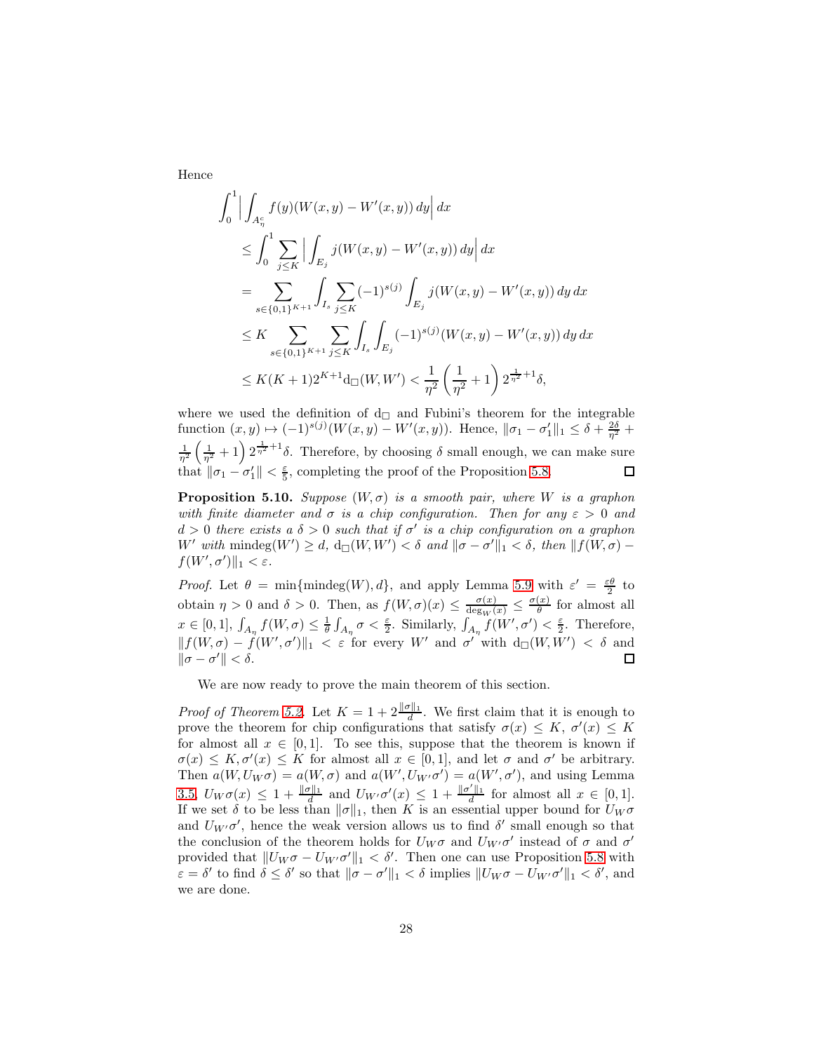Hence

$$
\begin{aligned}
\int_0^1 \Big| \int_{A_\eta^c} & f(y)(W(x,y) - W'(x,y))\, dy \Big|\, dx \\
&\le \int_0^1 \sum_{j \le K} \Big| \int_{E_j} j(W(x,y) - W'(x,y))\, dy \Big|\, dx \\
&= \sum_{s \in \{0,1\}^{K+1}} \int_{I_s} \sum_{j \le K} (-1)^{s(j)} \int_{E_j} j(W(x,y) - W'(x,y))\, dy\, dx \\
&\le K \sum_{s \in \{0,1\}^{K+1}} \sum_{j \le K} \int_{I_s} \int_{E_j} (-1)^{s(j)}(W(x,y) - W'(x,y))\, dy\, dx \\
&\le K(K+1)2^{K+1} \mathrm{d}_\square(W, W') < \frac{1}{\eta^2}\left(\frac{1}{\eta^2} + 1\right) 2^{\frac{1}{\eta^2}+1}\delta,
\end{aligned}
$$

where we used the definition of $\mathrm{d}_\square$ and Fubini's theorem for the integrable function $(x,y) \mapsto (-1)^{s(j)}(W(x,y) - W'(x,y))$. Hence, $\|\sigma_1 - \sigma_1'\|_1 \le \delta + \frac{2\delta}{\eta^2} + \frac{1}{\eta^2}\left(\frac{1}{\eta^2} + 1\right) 2^{\frac{1}{\eta^2}+1}\delta$. Therefore, by choosing $\delta$ small enough, we can make sure that $\|\sigma_1 - \sigma_1'\| < \frac{\varepsilon}{5}$, completing the proof of the Proposition 5.8. ◻

**Proposition 5.10.** *Suppose $(W, \sigma)$ is a smooth pair, where $W$ is a graphon with finite diameter and $\sigma$ is a chip configuration. Then for any $\varepsilon > 0$ and $d > 0$ there exists a $\delta > 0$ such that if $\sigma'$ is a chip configuration on a graphon $W'$ with $\mathrm{mindeg}(W') \ge d$, $\mathrm{d}_\square(W, W') < \delta$ and $\|\sigma - \sigma'\|_1 < \delta$, then $\|f(W,\sigma) - f(W',\sigma')\|_1 < \varepsilon$.*

*Proof.* Let $\theta = \min\{\mathrm{mindeg}(W), d\}$, and apply Lemma 5.9 with $\varepsilon' = \frac{\varepsilon\theta}{2}$ to obtain $\eta > 0$ and $\delta > 0$. Then, as $f(W,\sigma)(x) \le \frac{\sigma(x)}{\deg_W(x)} \le \frac{\sigma(x)}{\theta}$ for almost all $x \in [0,1]$, $\int_{A_\eta} f(W,\sigma) \le \frac{1}{\theta}\int_{A_\eta} \sigma < \frac{\varepsilon}{2}$. Similarly, $\int_{A_\eta} f(W',\sigma') < \frac{\varepsilon}{2}$. Therefore, $\|f(W,\sigma) - f(W',\sigma')\|_1 < \varepsilon$ for every $W'$ and $\sigma'$ with $\mathrm{d}_\square(W,W') < \delta$ and $\|\sigma - \sigma'\| < \delta$. ◻

We are now ready to prove the main theorem of this section.

*Proof of Theorem 5.2.* Let $K = 1 + 2\frac{\|\sigma\|_1}{d}$. We first claim that it is enough to prove the theorem for chip configurations that satisfy $\sigma(x) \le K$, $\sigma'(x) \le K$ for almost all $x \in [0,1]$. To see this, suppose that the theorem is known if $\sigma(x) \le K, \sigma'(x) \le K$ for almost all $x \in [0,1]$, and let $\sigma$ and $\sigma'$ be arbitrary. Then $a(W, U_W\sigma) = a(W,\sigma)$ and $a(W', U_{W'}\sigma') = a(W',\sigma')$, and using Lemma 3.5, $U_W\sigma(x) \le 1 + \frac{\|\sigma\|_1}{d}$ and $U_{W'}\sigma'(x) \le 1 + \frac{\|\sigma'\|_1}{d}$ for almost all $x \in [0,1]$. If we set $\delta$ to be less than $\|\sigma\|_1$, then $K$ is an essential upper bound for $U_W\sigma$ and $U_{W'}\sigma'$, hence the weak version allows us to find $\delta'$ small enough so that the conclusion of the theorem holds for $U_W\sigma$ and $U_{W'}\sigma'$ instead of $\sigma$ and $\sigma'$ provided that $\|U_W\sigma - U_{W'}\sigma'\|_1 < \delta'$. Then one can use Proposition 5.8 with $\varepsilon = \delta'$ to find $\delta \le \delta'$ so that $\|\sigma - \sigma'\|_1 < \delta$ implies $\|U_W\sigma - U_{W'}\sigma'\|_1 < \delta'$, and we are done.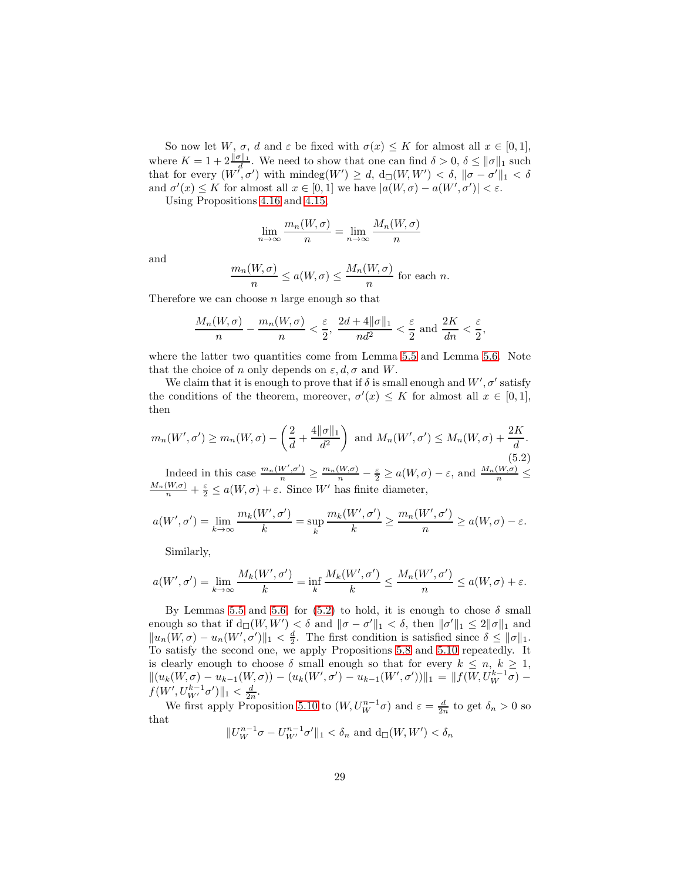So now let $W$, $\sigma$, $d$ and $\varepsilon$ be fixed with $\sigma(x) \le K$ for almost all $x \in [0,1]$, where $K = 1 + 2\frac{\|\sigma\|_1}{d}$. We need to show that one can find $\delta > 0$, $\delta \le \|\sigma\|_1$ such that for every $(W', \sigma')$ with $\operatorname{mindeg}(W') \ge d$, $\mathrm{d}_\square(W, W') < \delta$, $\|\sigma - \sigma'\|_1 < \delta$ and $\sigma'(x) \le K$ for almost all $x \in [0,1]$ we have $|a(W,\sigma) - a(W',\sigma')| < \varepsilon$.

Using Propositions 4.16 and 4.15,

$$\lim_{n\to\infty} \frac{m_n(W,\sigma)}{n} = \lim_{n\to\infty} \frac{M_n(W,\sigma)}{n}$$

and

$$\frac{m_n(W,\sigma)}{n} \le a(W,\sigma) \le \frac{M_n(W,\sigma)}{n} \text{ for each } n.$$

Therefore we can choose $n$ large enough so that

$$\frac{M_n(W,\sigma)}{n} - \frac{m_n(W,\sigma)}{n} < \frac{\varepsilon}{2},\ \frac{2d + 4\|\sigma\|_1}{nd^2} < \frac{\varepsilon}{2} \text{ and } \frac{2K}{dn} < \frac{\varepsilon}{2},$$

where the latter two quantities come from Lemma 5.5 and Lemma 5.6. Note that the choice of $n$ only depends on $\varepsilon, d, \sigma$ and $W$.

We claim that it is enough to prove that if $\delta$ is small enough and $W', \sigma'$ satisfy the conditions of the theorem, moreover, $\sigma'(x) \le K$ for almost all $x \in [0,1]$, then

$$m_n(W',\sigma') \ge m_n(W,\sigma) - \left(\frac{2}{d} + \frac{4\|\sigma\|_1}{d^2}\right) \text{ and } M_n(W',\sigma') \le M_n(W,\sigma) + \frac{2K}{d}. \tag{5.2}$$

Indeed in this case $\frac{m_n(W',\sigma')}{n} \ge \frac{m_n(W,\sigma)}{n} - \frac{\varepsilon}{2} \ge a(W,\sigma) - \varepsilon$, and $\frac{M_n(W,\sigma)}{n} \le \frac{M_n(W,\sigma)}{n} + \frac{\varepsilon}{2} \le a(W,\sigma) + \varepsilon$. Since $W'$ has finite diameter,

$$a(W',\sigma') = \lim_{k\to\infty} \frac{m_k(W',\sigma')}{k} = \sup_k \frac{m_k(W',\sigma')}{k} \ge \frac{m_n(W',\sigma')}{n} \ge a(W,\sigma) - \varepsilon.$$

Similarly,

$$a(W',\sigma') = \lim_{k\to\infty} \frac{M_k(W',\sigma')}{k} = \inf_k \frac{M_k(W',\sigma')}{k} \le \frac{M_n(W',\sigma')}{n} \le a(W,\sigma) + \varepsilon.$$

By Lemmas 5.5 and 5.6, for (5.2) to hold, it is enough to chose $\delta$ small enough so that if $\mathrm{d}_\square(W,W') < \delta$ and $\|\sigma - \sigma'\|_1 < \delta$, then $\|\sigma'\|_1 \le 2\|\sigma\|_1$ and $\|u_n(W,\sigma) - u_n(W',\sigma')\|_1 < \frac{d}{2}$. The first condition is satisfied since $\delta \le \|\sigma\|_1$. To satisfy the second one, we apply Propositions 5.8 and 5.10 repeatedly. It is clearly enough to choose $\delta$ small enough so that for every $k \le n$, $k \ge 1$, $\|(u_k(W,\sigma) - u_{k-1}(W,\sigma)) - (u_k(W',\sigma') - u_{k-1}(W',\sigma'))\|_1 = \|f(W, U_W^{k-1}\sigma) - f(W', U_{W'}^{k-1}\sigma')\|_1 < \frac{d}{2n}$.

We first apply Proposition 5.10 to $(W, U_W^{n-1}\sigma)$ and $\varepsilon = \frac{d}{2n}$ to get $\delta_n > 0$ so that

$$\|U_W^{n-1}\sigma - U_{W'}^{n-1}\sigma'\|_1 < \delta_n \text{ and } \mathrm{d}_\square(W,W') < \delta_n$$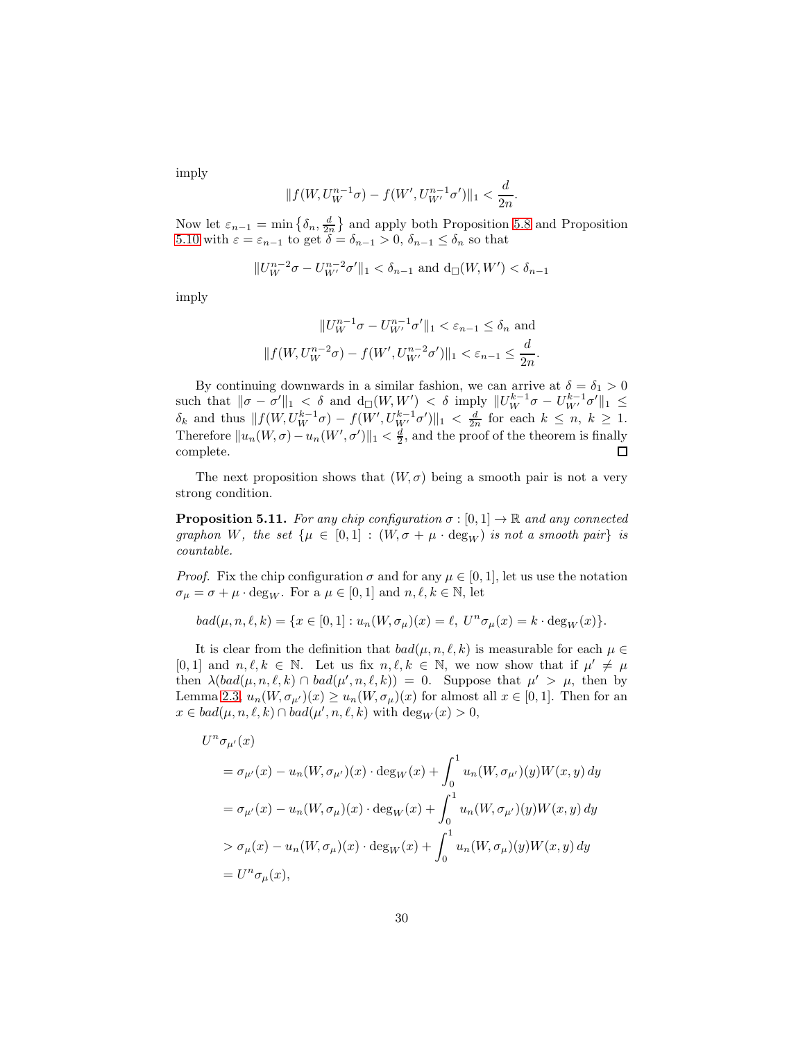imply

$$\|f(W, U_W^{n-1}\sigma) - f(W', U_{W'}^{n-1}\sigma')\|_1 < \frac{d}{2n}.$$

Now let $\varepsilon_{n-1} = \min\left\{\delta_n, \frac{d}{2n}\right\}$ and apply both Proposition 5.8 and Proposition 5.10 with $\varepsilon = \varepsilon_{n-1}$ to get $\delta = \delta_{n-1} > 0$, $\delta_{n-1} \leq \delta_n$ so that

$$\|U_W^{n-2}\sigma - U_{W'}^{n-2}\sigma'\|_1 < \delta_{n-1} \text{ and } \mathrm{d}_\square(W, W') < \delta_{n-1}$$

imply

$$\|U_W^{n-1}\sigma - U_{W'}^{n-1}\sigma'\|_1 < \varepsilon_{n-1} \leq \delta_n \text{ and}$$
$$\|f(W, U_W^{n-2}\sigma) - f(W', U_{W'}^{n-2}\sigma')\|_1 < \varepsilon_{n-1} \leq \frac{d}{2n}.$$

By continuing downwards in a similar fashion, we can arrive at $\delta = \delta_1 > 0$ such that $\|\sigma - \sigma'\|_1 < \delta$ and $\mathrm{d}_\square(W, W') < \delta$ imply $\|U_W^{k-1}\sigma - U_{W'}^{k-1}\sigma'\|_1 \leq \delta_k$ and thus $\|f(W, U_W^{k-1}\sigma) - f(W', U_{W'}^{k-1}\sigma')\|_1 < \frac{d}{2n}$ for each $k \leq n$, $k \geq 1$. Therefore $\|u_n(W, \sigma) - u_n(W', \sigma')\|_1 < \frac{d}{2}$, and the proof of the theorem is finally complete. □

The next proposition shows that $(W, \sigma)$ being a smooth pair is not a very strong condition.

**Proposition 5.11.** *For any chip configuration $\sigma : [0, 1] \to \mathbb{R}$ and any connected graphon $W$, the set $\{\mu \in [0, 1] : (W, \sigma + \mu \cdot \deg_W)$ is not a smooth pair$\}$ is countable.*

*Proof.* Fix the chip configuration $\sigma$ and for any $\mu \in [0, 1]$, let us use the notation $\sigma_\mu = \sigma + \mu \cdot \deg_W$. For a $\mu \in [0, 1]$ and $n, \ell, k \in \mathbb{N}$, let

$$bad(\mu, n, \ell, k) = \{x \in [0, 1] : u_n(W, \sigma_\mu)(x) = \ell,\ U^n\sigma_\mu(x) = k \cdot \deg_W(x)\}.$$

It is clear from the definition that $bad(\mu, n, \ell, k)$ is measurable for each $\mu \in [0, 1]$ and $n, \ell, k \in \mathbb{N}$. Let us fix $n, \ell, k \in \mathbb{N}$, we now show that if $\mu' \neq \mu$ then $\lambda(bad(\mu, n, \ell, k) \cap bad(\mu', n, \ell, k)) = 0$. Suppose that $\mu' > \mu$, then by Lemma 2.3, $u_n(W, \sigma_{\mu'})(x) \geq u_n(W, \sigma_\mu)(x)$ for almost all $x \in [0, 1]$. Then for an $x \in bad(\mu, n, \ell, k) \cap bad(\mu', n, \ell, k)$ with $\deg_W(x) > 0$,

$$\begin{aligned}
&U^n\sigma_{\mu'}(x) \\
&= \sigma_{\mu'}(x) - u_n(W, \sigma_{\mu'})(x) \cdot \deg_W(x) + \int_0^1 u_n(W, \sigma_{\mu'})(y)W(x, y)\, dy \\
&= \sigma_{\mu'}(x) - u_n(W, \sigma_\mu)(x) \cdot \deg_W(x) + \int_0^1 u_n(W, \sigma_{\mu'})(y)W(x, y)\, dy \\
&> \sigma_\mu(x) - u_n(W, \sigma_\mu)(x) \cdot \deg_W(x) + \int_0^1 u_n(W, \sigma_\mu)(y)W(x, y)\, dy \\
&= U^n\sigma_\mu(x),
\end{aligned}$$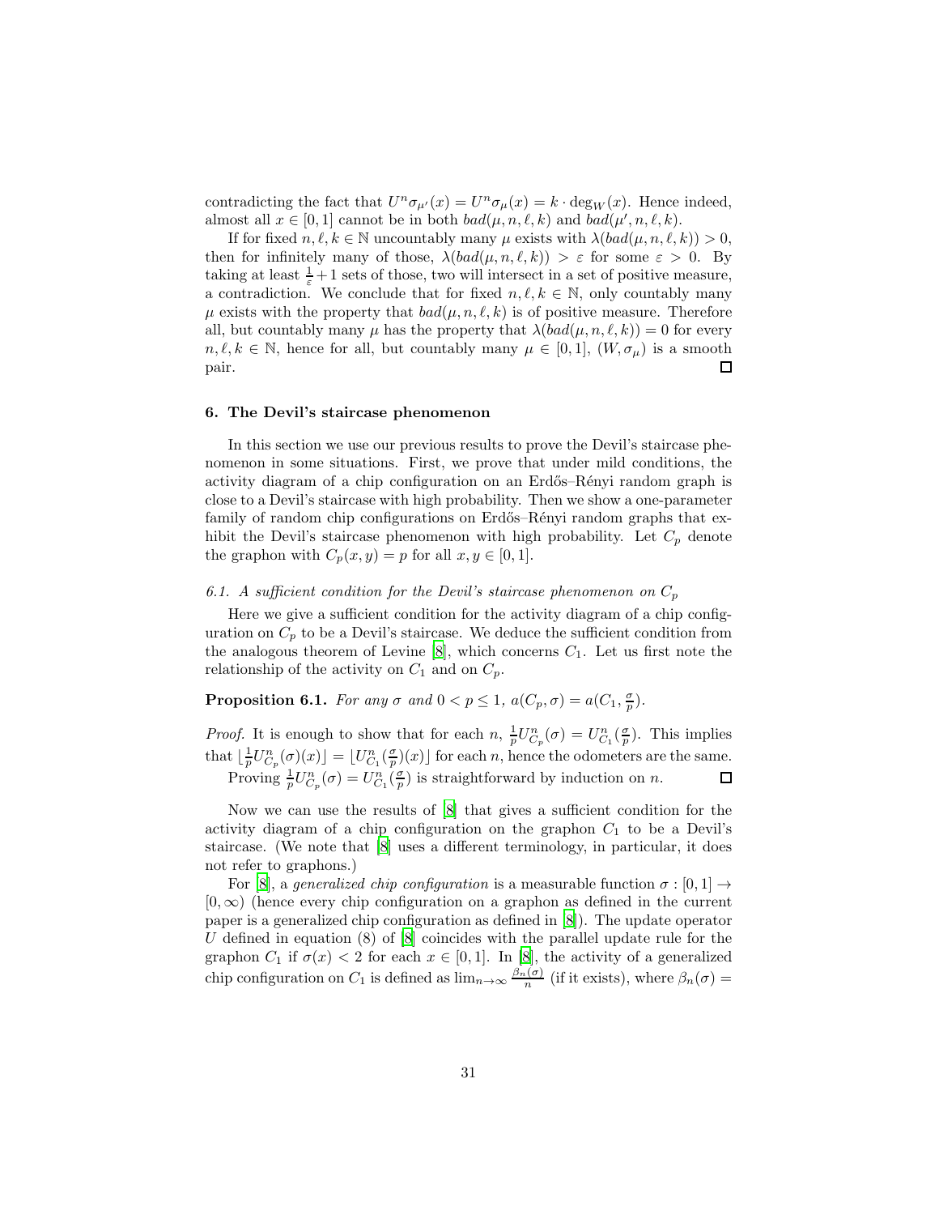contradicting the fact that $U^n\sigma_{\mu'}(x) = U^n\sigma_\mu(x) = k \cdot \deg_W(x)$. Hence indeed, almost all $x \in [0,1]$ cannot be in both $bad(\mu, n, \ell, k)$ and $bad(\mu', n, \ell, k)$.

If for fixed $n, \ell, k \in \mathbb{N}$ uncountably many $\mu$ exists with $\lambda(bad(\mu, n, \ell, k)) > 0$, then for infinitely many of those, $\lambda(bad(\mu, n, \ell, k)) > \varepsilon$ for some $\varepsilon > 0$. By taking at least $\frac{1}{\varepsilon} + 1$ sets of those, two will intersect in a set of positive measure, a contradiction. We conclude that for fixed $n, \ell, k \in \mathbb{N}$, only countably many $\mu$ exists with the property that $bad(\mu, n, \ell, k)$ is of positive measure. Therefore all, but countably many $\mu$ has the property that $\lambda(bad(\mu, n, \ell, k)) = 0$ for every $n, \ell, k \in \mathbb{N}$, hence for all, but countably many $\mu \in [0,1]$, $(W, \sigma_\mu)$ is a smooth pair. $\square$

## 6. The Devil's staircase phenomenon

In this section we use our previous results to prove the Devil's staircase phenomenon in some situations. First, we prove that under mild conditions, the activity diagram of a chip configuration on an Erdős–Rényi random graph is close to a Devil's staircase with high probability. Then we show a one-parameter family of random chip configurations on Erdős–Rényi random graphs that exhibit the Devil's staircase phenomenon with high probability. Let $C_p$ denote the graphon with $C_p(x, y) = p$ for all $x, y \in [0,1]$.

### 6.1. A sufficient condition for the Devil's staircase phenomenon on $C_p$

Here we give a sufficient condition for the activity diagram of a chip configuration on $C_p$ to be a Devil's staircase. We deduce the sufficient condition from the analogous theorem of Levine [8], which concerns $C_1$. Let us first note the relationship of the activity on $C_1$ and on $C_p$.

**Proposition 6.1.** *For any $\sigma$ and $0 < p \leq 1$, $a(C_p, \sigma) = a(C_1, \frac{\sigma}{p})$.*

*Proof.* It is enough to show that for each $n$, $\frac{1}{p}U^n_{C_p}(\sigma) = U^n_{C_1}(\frac{\sigma}{p})$. This implies that $\lfloor \frac{1}{p}U^n_{C_p}(\sigma)(x) \rfloor = \lfloor U^n_{C_1}(\frac{\sigma}{p})(x) \rfloor$ for each $n$, hence the odometers are the same.

Proving $\frac{1}{p}U^n_{C_p}(\sigma) = U^n_{C_1}(\frac{\sigma}{p})$ is straightforward by induction on $n$. $\square$

Now we can use the results of [8] that gives a sufficient condition for the activity diagram of a chip configuration on the graphon $C_1$ to be a Devil's staircase. (We note that [8] uses a different terminology, in particular, it does not refer to graphons.)

For [8], a *generalized chip configuration* is a measurable function $\sigma : [0,1] \to [0, \infty)$ (hence every chip configuration on a graphon as defined in the current paper is a generalized chip configuration as defined in [8]). The update operator $U$ defined in equation (8) of [8] coincides with the parallel update rule for the graphon $C_1$ if $\sigma(x) < 2$ for each $x \in [0,1]$. In [8], the activity of a generalized chip configuration on $C_1$ is defined as $\lim_{n\to\infty} \frac{\beta_n(\sigma)}{n}$ (if it exists), where $\beta_n(\sigma) =$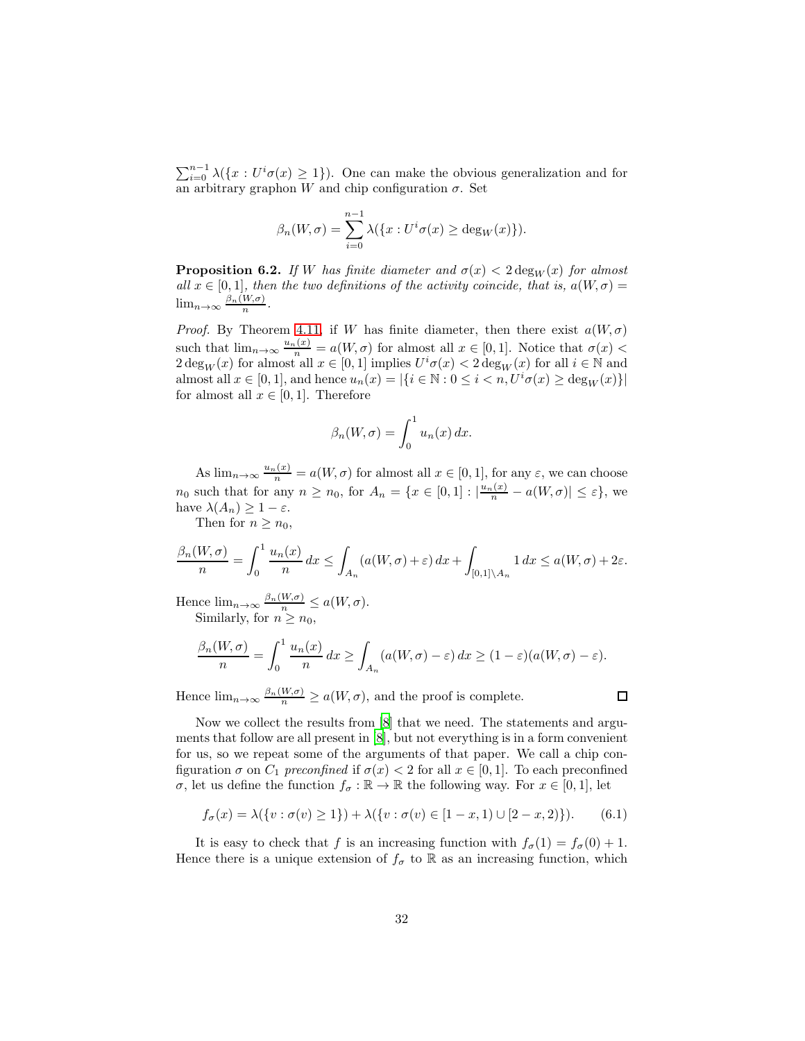$\sum_{i=0}^{n-1} \lambda(\{x : U^i\sigma(x) \geq 1\})$. One can make the obvious generalization and for an arbitrary graphon $W$ and chip configuration $\sigma$. Set

$$\beta_n(W, \sigma) = \sum_{i=0}^{n-1} \lambda(\{x : U^i\sigma(x) \geq \deg_W(x)\}).$$

**Proposition 6.2.** *If $W$ has finite diameter and $\sigma(x) < 2\deg_W(x)$ for almost all $x \in [0,1]$, then the two definitions of the activity coincide, that is, $a(W,\sigma) = \lim_{n\to\infty} \frac{\beta_n(W,\sigma)}{n}$.*

*Proof.* By Theorem 4.11, if $W$ has finite diameter, then there exist $a(W,\sigma)$ such that $\lim_{n\to\infty} \frac{u_n(x)}{n} = a(W,\sigma)$ for almost all $x \in [0,1]$. Notice that $\sigma(x) < 2\deg_W(x)$ for almost all $x \in [0,1]$ implies $U^i\sigma(x) < 2\deg_W(x)$ for all $i \in \mathbb{N}$ and almost all $x \in [0,1]$, and hence $u_n(x) = |\{i \in \mathbb{N} : 0 \leq i < n, U^i\sigma(x) \geq \deg_W(x)\}|$ for almost all $x \in [0,1]$. Therefore

$$\beta_n(W,\sigma) = \int_0^1 u_n(x)\, dx.$$

As $\lim_{n\to\infty} \frac{u_n(x)}{n} = a(W,\sigma)$ for almost all $x \in [0,1]$, for any $\varepsilon$, we can choose $n_0$ such that for any $n \geq n_0$, for $A_n = \{x \in [0,1] : |\frac{u_n(x)}{n} - a(W,\sigma)| \leq \varepsilon\}$, we have $\lambda(A_n) \geq 1-\varepsilon$.

Then for $n \geq n_0$,

$$\frac{\beta_n(W,\sigma)}{n} = \int_0^1 \frac{u_n(x)}{n}\, dx \leq \int_{A_n} (a(W,\sigma)+\varepsilon)\, dx + \int_{[0,1]\setminus A_n} 1\, dx \leq a(W,\sigma) + 2\varepsilon.$$

Hence $\lim_{n\to\infty} \frac{\beta_n(W,\sigma)}{n} \leq a(W,\sigma)$.

Similarly, for $n \geq n_0$,

$$\frac{\beta_n(W,\sigma)}{n} = \int_0^1 \frac{u_n(x)}{n}\, dx \geq \int_{A_n} (a(W,\sigma)-\varepsilon)\, dx \geq (1-\varepsilon)(a(W,\sigma)-\varepsilon).$$

Hence $\lim_{n\to\infty} \frac{\beta_n(W,\sigma)}{n} \geq a(W,\sigma)$, and the proof is complete. $\square$

Now we collect the results from [8] that we need. The statements and arguments that follow are all present in [8], but not everything is in a form convenient for us, so we repeat some of the arguments of that paper. We call a chip configuration $\sigma$ on $C_1$ *preconfined* if $\sigma(x) < 2$ for all $x \in [0,1]$. To each preconfined $\sigma$, let us define the function $f_\sigma : \mathbb{R} \to \mathbb{R}$ the following way. For $x \in [0,1]$, let

$$f_\sigma(x) = \lambda(\{v : \sigma(v) \geq 1\}) + \lambda(\{v : \sigma(v) \in [1-x, 1) \cup [2-x, 2)\}). \tag{6.1}$$

It is easy to check that $f$ is an increasing function with $f_\sigma(1) = f_\sigma(0) + 1$. Hence there is a unique extension of $f_\sigma$ to $\mathbb{R}$ as an increasing function, which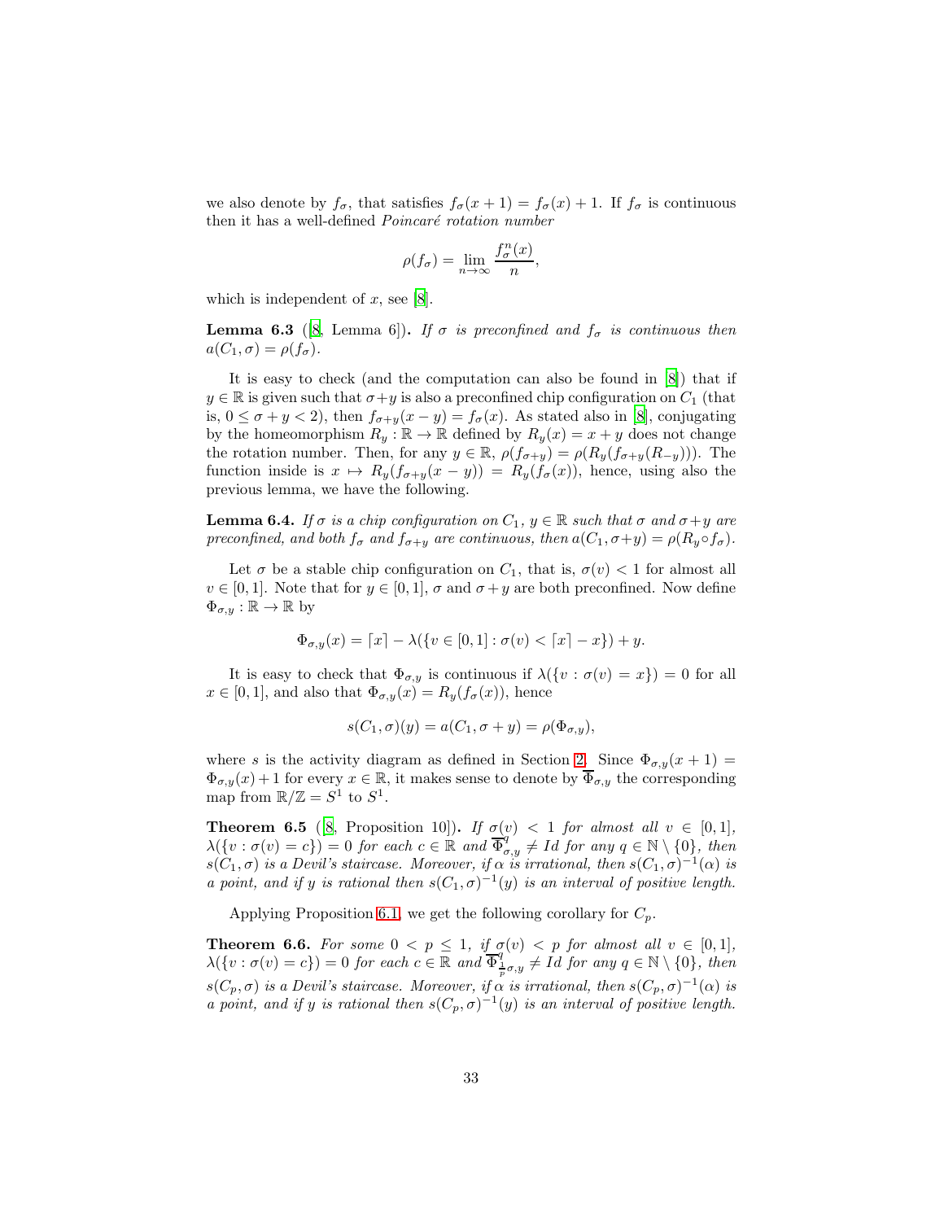we also denote by $f_\sigma$, that satisfies $f_\sigma(x+1) = f_\sigma(x) + 1$. If $f_\sigma$ is continuous then it has a well-defined *Poincaré rotation number*

$$\rho(f_\sigma) = \lim_{n\to\infty} \frac{f_\sigma^n(x)}{n},$$

which is independent of $x$, see [8].

**Lemma 6.3** ([8, Lemma 6]). *If $\sigma$ is preconfined and $f_\sigma$ is continuous then $a(C_1, \sigma) = \rho(f_\sigma)$.*

It is easy to check (and the computation can also be found in [8]) that if $y \in \mathbb{R}$ is given such that $\sigma + y$ is also a preconfined chip configuration on $C_1$ (that is, $0 \le \sigma + y < 2$), then $f_{\sigma+y}(x - y) = f_\sigma(x)$. As stated also in [8], conjugating by the homeomorphism $R_y : \mathbb{R} \to \mathbb{R}$ defined by $R_y(x) = x + y$ does not change the rotation number. Then, for any $y \in \mathbb{R}$, $\rho(f_{\sigma+y}) = \rho(R_y(f_{\sigma+y}(R_{-y})))$. The function inside is $x \mapsto R_y(f_{\sigma+y}(x - y)) = R_y(f_\sigma(x))$, hence, using also the previous lemma, we have the following.

**Lemma 6.4.** *If $\sigma$ is a chip configuration on $C_1$, $y \in \mathbb{R}$ such that $\sigma$ and $\sigma + y$ are preconfined, and both $f_\sigma$ and $f_{\sigma+y}$ are continuous, then $a(C_1, \sigma + y) = \rho(R_y \circ f_\sigma)$.*

Let $\sigma$ be a stable chip configuration on $C_1$, that is, $\sigma(v) < 1$ for almost all $v \in [0, 1]$. Note that for $y \in [0, 1]$, $\sigma$ and $\sigma + y$ are both preconfined. Now define $\Phi_{\sigma,y} : \mathbb{R} \to \mathbb{R}$ by

$$\Phi_{\sigma,y}(x) = \lceil x \rceil - \lambda(\{v \in [0, 1] : \sigma(v) < \lceil x \rceil - x\}) + y.$$

It is easy to check that $\Phi_{\sigma,y}$ is continuous if $\lambda(\{v : \sigma(v) = x\}) = 0$ for all $x \in [0, 1]$, and also that $\Phi_{\sigma,y}(x) = R_y(f_\sigma(x))$, hence

$$s(C_1, \sigma)(y) = a(C_1, \sigma + y) = \rho(\Phi_{\sigma,y}),$$

where $s$ is the activity diagram as defined in Section 2. Since $\Phi_{\sigma,y}(x + 1) = \Phi_{\sigma,y}(x) + 1$ for every $x \in \mathbb{R}$, it makes sense to denote by $\overline{\Phi}_{\sigma,y}$ the corresponding map from $\mathbb{R}/\mathbb{Z} = S^1$ to $S^1$.

**Theorem 6.5** ([8, Proposition 10]). *If $\sigma(v) < 1$ for almost all $v \in [0, 1]$, $\lambda(\{v : \sigma(v) = c\}) = 0$ for each $c \in \mathbb{R}$ and $\overline{\Phi}^q_{\sigma,y} \neq Id$ for any $q \in \mathbb{N} \setminus \{0\}$, then $s(C_1, \sigma)$ is a Devil's staircase. Moreover, if $\alpha$ is irrational, then $s(C_1, \sigma)^{-1}(\alpha)$ is a point, and if $y$ is rational then $s(C_1, \sigma)^{-1}(y)$ is an interval of positive length.*

Applying Proposition 6.1, we get the following corollary for $C_p$.

**Theorem 6.6.** *For some $0 < p \le 1$, if $\sigma(v) < p$ for almost all $v \in [0, 1]$, $\lambda(\{v : \sigma(v) = c\}) = 0$ for each $c \in \mathbb{R}$ and $\overline{\Phi}^q_{\frac{1}{p}\sigma,y} \neq Id$ for any $q \in \mathbb{N} \setminus \{0\}$, then $s(C_p, \sigma)$ is a Devil's staircase. Moreover, if $\alpha$ is irrational, then $s(C_p, \sigma)^{-1}(\alpha)$ is a point, and if $y$ is rational then $s(C_p, \sigma)^{-1}(y)$ is an interval of positive length.*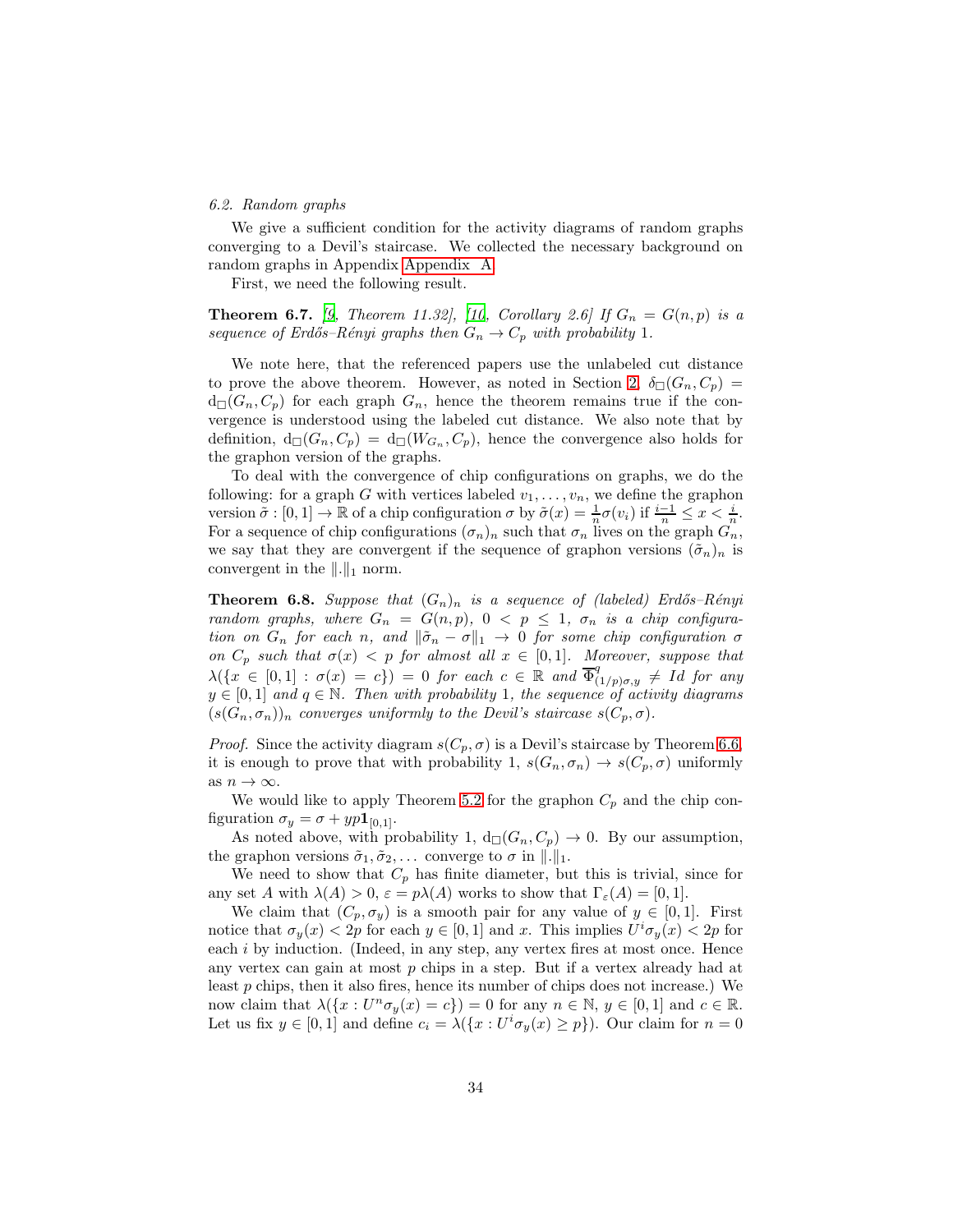*6.2. Random graphs*

We give a sufficient condition for the activity diagrams of random graphs converging to a Devil's staircase. We collected the necessary background on random graphs in Appendix Appendix A.

First, we need the following result.

**Theorem 6.7.** *[9, Theorem 11.32], [10, Corollary 2.6] If $G_n = G(n,p)$ is a sequence of Erdős–Rényi graphs then $G_n \to C_p$ with probability 1.*

We note here, that the referenced papers use the unlabeled cut distance to prove the above theorem. However, as noted in Section 2, $\delta_\square(G_n, C_p) = \mathrm{d}_\square(G_n, C_p)$ for each graph $G_n$, hence the theorem remains true if the convergence is understood using the labeled cut distance. We also note that by definition, $\mathrm{d}_\square(G_n, C_p) = \mathrm{d}_\square(W_{G_n}, C_p)$, hence the convergence also holds for the graphon version of the graphs.

To deal with the convergence of chip configurations on graphs, we do the following: for a graph $G$ with vertices labeled $v_1, \dots, v_n$, we define the graphon version $\tilde{\sigma} : [0,1] \to \mathbb{R}$ of a chip configuration $\sigma$ by $\tilde{\sigma}(x) = \frac{1}{n}\sigma(v_i)$ if $\frac{i-1}{n} \leq x < \frac{i}{n}$. For a sequence of chip configurations $(\sigma_n)_n$ such that $\sigma_n$ lives on the graph $G_n$, we say that they are convergent if the sequence of graphon versions $(\tilde{\sigma}_n)_n$ is convergent in the $\|.\|_1$ norm.

**Theorem 6.8.** *Suppose that $(G_n)_n$ is a sequence of (labeled) Erdős–Rényi random graphs, where $G_n = G(n,p)$, $0 < p \leq 1$, $\sigma_n$ is a chip configuration on $G_n$ for each $n$, and $\|\tilde{\sigma}_n - \sigma\|_1 \to 0$ for some chip configuration $\sigma$ on $C_p$ such that $\sigma(x) < p$ for almost all $x \in [0,1]$. Moreover, suppose that $\lambda(\{x \in [0,1] : \sigma(x) = c\}) = 0$ for each $c \in \mathbb{R}$ and $\overline{\Phi}^q_{(1/p)\sigma,y} \neq Id$ for any $y \in [0,1]$ and $q \in \mathbb{N}$. Then with probability 1, the sequence of activity diagrams $(s(G_n, \sigma_n))_n$ converges uniformly to the Devil's staircase $s(C_p, \sigma)$.*

*Proof.* Since the activity diagram $s(C_p, \sigma)$ is a Devil's staircase by Theorem 6.6, it is enough to prove that with probability 1, $s(G_n, \sigma_n) \to s(C_p, \sigma)$ uniformly as $n \to \infty$.

We would like to apply Theorem 5.2 for the graphon $C_p$ and the chip configuration $\sigma_y = \sigma + yp\mathbf{1}_{[0,1]}$.

As noted above, with probability 1, $\mathrm{d}_\square(G_n, C_p) \to 0$. By our assumption, the graphon versions $\tilde{\sigma}_1, \tilde{\sigma}_2, \dots$ converge to $\sigma$ in $\|.\|_1$.

We need to show that $C_p$ has finite diameter, but this is trivial, since for any set $A$ with $\lambda(A) > 0$, $\varepsilon = p\lambda(A)$ works to show that $\Gamma_\varepsilon(A) = [0,1]$.

We claim that $(C_p, \sigma_y)$ is a smooth pair for any value of $y \in [0,1]$. First notice that $\sigma_y(x) < 2p$ for each $y \in [0,1]$ and $x$. This implies $U^i\sigma_y(x) < 2p$ for each $i$ by induction. (Indeed, in any step, any vertex fires at most once. Hence any vertex can gain at most $p$ chips in a step. But if a vertex already had at least $p$ chips, then it also fires, hence its number of chips does not increase.) We now claim that $\lambda(\{x : U^n\sigma_y(x) = c\}) = 0$ for any $n \in \mathbb{N}$, $y \in [0,1]$ and $c \in \mathbb{R}$. Let us fix $y \in [0,1]$ and define $c_i = \lambda(\{x : U^i\sigma_y(x) \geq p\})$. Our claim for $n = 0$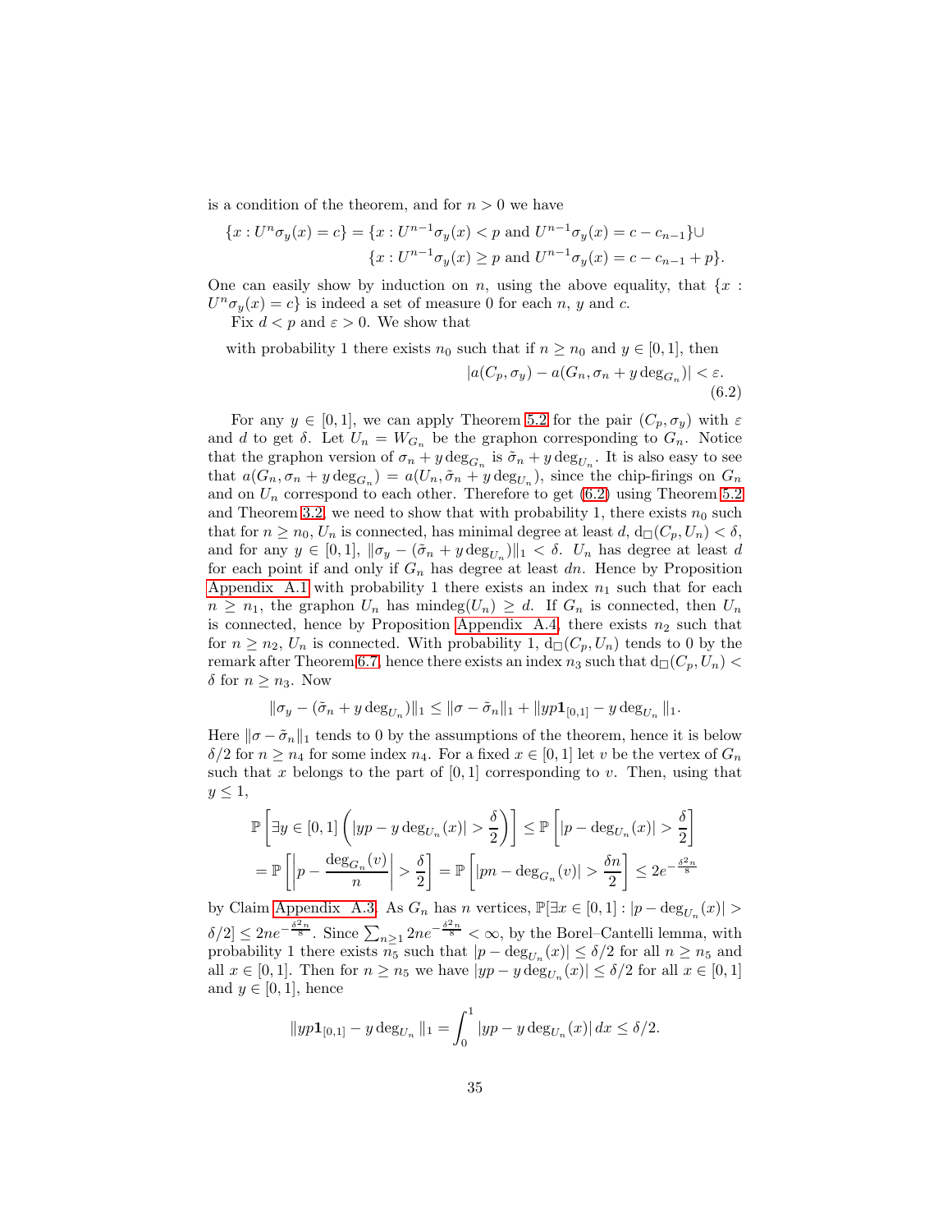is a condition of the theorem, and for $n > 0$ we have

$$\{x : U^n\sigma_y(x) = c\} = \{x : U^{n-1}\sigma_y(x) < p \text{ and } U^{n-1}\sigma_y(x) = c - c_{n-1}\} \cup \{x : U^{n-1}\sigma_y(x) \geq p \text{ and } U^{n-1}\sigma_y(x) = c - c_{n-1} + p\}.$$

One can easily show by induction on $n$, using the above equality, that $\{x : U^n\sigma_y(x) = c\}$ is indeed a set of measure 0 for each $n$, $y$ and $c$.

Fix $d < p$ and $\varepsilon > 0$. We show that

with probability 1 there exists $n_0$ such that if $n \geq n_0$ and $y \in [0,1]$, then

$$|a(C_p, \sigma_y) - a(G_n, \sigma_n + y \deg_{G_n})| < \varepsilon. \tag{6.2}$$

For any $y \in [0,1]$, we can apply Theorem 5.2 for the pair $(C_p, \sigma_y)$ with $\varepsilon$ and $d$ to get $\delta$. Let $U_n = W_{G_n}$ be the graphon corresponding to $G_n$. Notice that the graphon version of $\sigma_n + y \deg_{G_n}$ is $\tilde{\sigma}_n + y \deg_{U_n}$. It is also easy to see that $a(G_n, \sigma_n + y \deg_{G_n}) = a(U_n, \tilde{\sigma}_n + y \deg_{U_n})$, since the chip-firings on $G_n$ and on $U_n$ correspond to each other. Therefore to get (6.2) using Theorem 5.2 and Theorem 3.2, we need to show that with probability 1, there exists $n_0$ such that for $n \geq n_0$, $U_n$ is connected, has minimal degree at least $d$, $\mathrm{d}_\square(C_p, U_n) < \delta$, and for any $y \in [0,1]$, $\|\sigma_y - (\tilde{\sigma}_n + y \deg_{U_n})\|_1 < \delta$. $U_n$ has degree at least $d$ for each point if and only if $G_n$ has degree at least $dn$. Hence by Proposition Appendix A.1 with probability 1 there exists an index $n_1$ such that for each $n \geq n_1$, the graphon $U_n$ has $\mathrm{mindeg}(U_n) \geq d$. If $G_n$ is connected, then $U_n$ is connected, hence by Proposition Appendix A.4, there exists $n_2$ such that for $n \geq n_2$, $U_n$ is connected. With probability 1, $\mathrm{d}_\square(C_p, U_n)$ tends to 0 by the remark after Theorem 6.7, hence there exists an index $n_3$ such that $\mathrm{d}_\square(C_p, U_n) < \delta$ for $n \geq n_3$. Now

$$\|\sigma_y - (\tilde{\sigma}_n + y \deg_{U_n})\|_1 \leq \|\sigma - \tilde{\sigma}_n\|_1 + \|yp\mathbf{1}_{[0,1]} - y \deg_{U_n}\|_1.$$

Here $\|\sigma - \tilde{\sigma}_n\|_1$ tends to 0 by the assumptions of the theorem, hence it is below $\delta/2$ for $n \geq n_4$ for some index $n_4$. For a fixed $x \in [0,1]$ let $v$ be the vertex of $G_n$ such that $x$ belongs to the part of $[0,1]$ corresponding to $v$. Then, using that $y \leq 1$,

$$\mathbb{P}\left[\exists y \in [0,1] \left(|yp - y \deg_{U_n}(x)| > \frac{\delta}{2}\right)\right] \leq \mathbb{P}\left[|p - \deg_{U_n}(x)| > \frac{\delta}{2}\right]$$
$$= \mathbb{P}\left[\left|p - \frac{\deg_{G_n}(v)}{n}\right| > \frac{\delta}{2}\right] = \mathbb{P}\left[|pn - \deg_{G_n}(v)| > \frac{\delta n}{2}\right] \leq 2e^{-\frac{\delta^2 n}{8}}$$

by Claim Appendix A.3. As $G_n$ has $n$ vertices, $\mathbb{P}[\exists x \in [0,1] : |p - \deg_{U_n}(x)| > \delta/2] \leq 2ne^{-\frac{\delta^2 n}{8}}$. Since $\sum_{n\geq 1} 2ne^{-\frac{\delta^2 n}{8}} < \infty$, by the Borel–Cantelli lemma, with probability 1 there exists $n_5$ such that $|p - \deg_{U_n}(x)| \leq \delta/2$ for all $n \geq n_5$ and all $x \in [0,1]$. Then for $n \geq n_5$ we have $|yp - y \deg_{U_n}(x)| \leq \delta/2$ for all $x \in [0,1]$ and $y \in [0,1]$, hence

$$\|yp\mathbf{1}_{[0,1]} - y \deg_{U_n}\|_1 = \int_0^1 |yp - y \deg_{U_n}(x)|\, dx \leq \delta/2.$$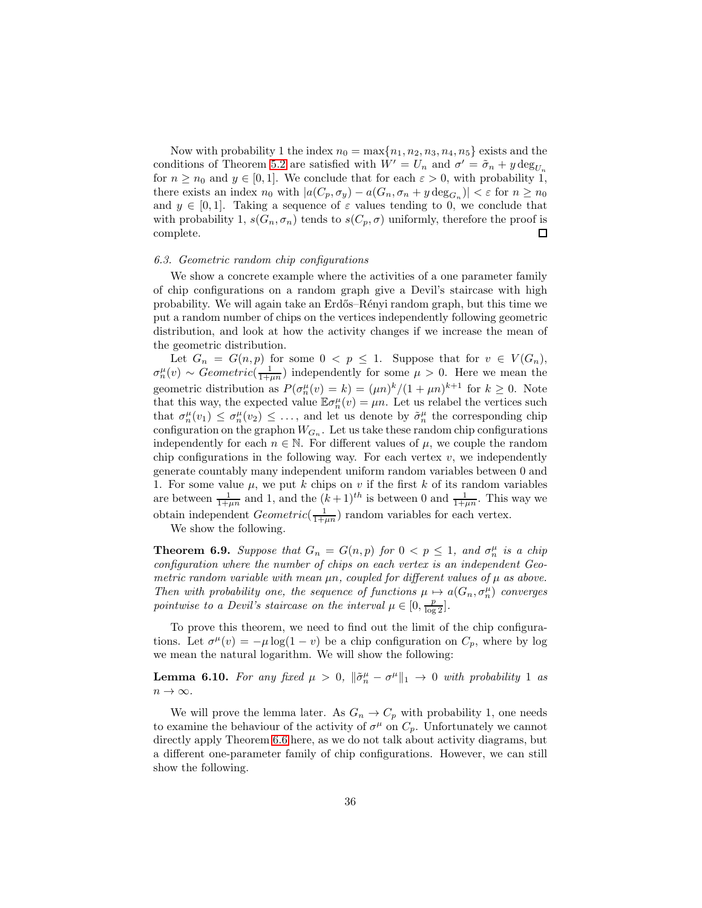Now with probability 1 the index $n_0 = \max\{n_1, n_2, n_3, n_4, n_5\}$ exists and the conditions of Theorem 5.2 are satisfied with $W' = U_n$ and $\sigma' = \tilde{\sigma}_n + y \deg_{U_n}$ for $n \geq n_0$ and $y \in [0,1]$. We conclude that for each $\varepsilon > 0$, with probability 1, there exists an index $n_0$ with $|a(C_p, \sigma_y) - a(G_n, \sigma_n + y \deg_{G_n})| < \varepsilon$ for $n \geq n_0$ and $y \in [0,1]$. Taking a sequence of $\varepsilon$ values tending to 0, we conclude that with probability 1, $s(G_n, \sigma_n)$ tends to $s(C_p, \sigma)$ uniformly, therefore the proof is complete. □

*6.3. Geometric random chip configurations*

We show a concrete example where the activities of a one parameter family of chip configurations on a random graph give a Devil's staircase with high probability. We will again take an Erdős–Rényi random graph, but this time we put a random number of chips on the vertices independently following geometric distribution, and look at how the activity changes if we increase the mean of the geometric distribution.

Let $G_n = G(n,p)$ for some $0 < p \leq 1$. Suppose that for $v \in V(G_n)$, $\sigma_n^\mu(v) \sim Geometric(\frac{1}{1+\mu n})$ independently for some $\mu > 0$. Here we mean the geometric distribution as $P(\sigma_n^\mu(v) = k) = (\mu n)^k/(1+\mu n)^{k+1}$ for $k \geq 0$. Note that this way, the expected value $\mathbb{E}\sigma_n^\mu(v) = \mu n$. Let us relabel the vertices such that $\sigma_n^\mu(v_1) \leq \sigma_n^\mu(v_2) \leq \dots$, and let us denote by $\tilde{\sigma}_n^\mu$ the corresponding chip configuration on the graphon $W_{G_n}$. Let us take these random chip configurations independently for each $n \in \mathbb{N}$. For different values of $\mu$, we couple the random chip configurations in the following way. For each vertex $v$, we independently generate countably many independent uniform random variables between 0 and 1. For some value $\mu$, we put $k$ chips on $v$ if the first $k$ of its random variables are between $\frac{1}{1+\mu n}$ and 1, and the $(k+1)^{th}$ is between 0 and $\frac{1}{1+\mu n}$. This way we obtain independent $Geometric(\frac{1}{1+\mu n})$ random variables for each vertex.

We show the following.

**Theorem 6.9.** *Suppose that $G_n = G(n,p)$ for $0 < p \leq 1$, and $\sigma_n^\mu$ is a chip configuration where the number of chips on each vertex is an independent Geometric random variable with mean $\mu n$, coupled for different values of $\mu$ as above. Then with probability one, the sequence of functions $\mu \mapsto a(G_n, \sigma_n^\mu)$ converges pointwise to a Devil's staircase on the interval $\mu \in [0, \frac{p}{\log 2}]$.*

To prove this theorem, we need to find out the limit of the chip configurations. Let $\sigma^\mu(v) = -\mu \log(1-v)$ be a chip configuration on $C_p$, where by log we mean the natural logarithm. We will show the following:

**Lemma 6.10.** *For any fixed $\mu > 0$, $\|\tilde{\sigma}_n^\mu - \sigma^\mu\|_1 \to 0$ with probability 1 as $n \to \infty$.*

We will prove the lemma later. As $G_n \to C_p$ with probability 1, one needs to examine the behaviour of the activity of $\sigma^\mu$ on $C_p$. Unfortunately we cannot directly apply Theorem 6.6 here, as we do not talk about activity diagrams, but a different one-parameter family of chip configurations. However, we can still show the following.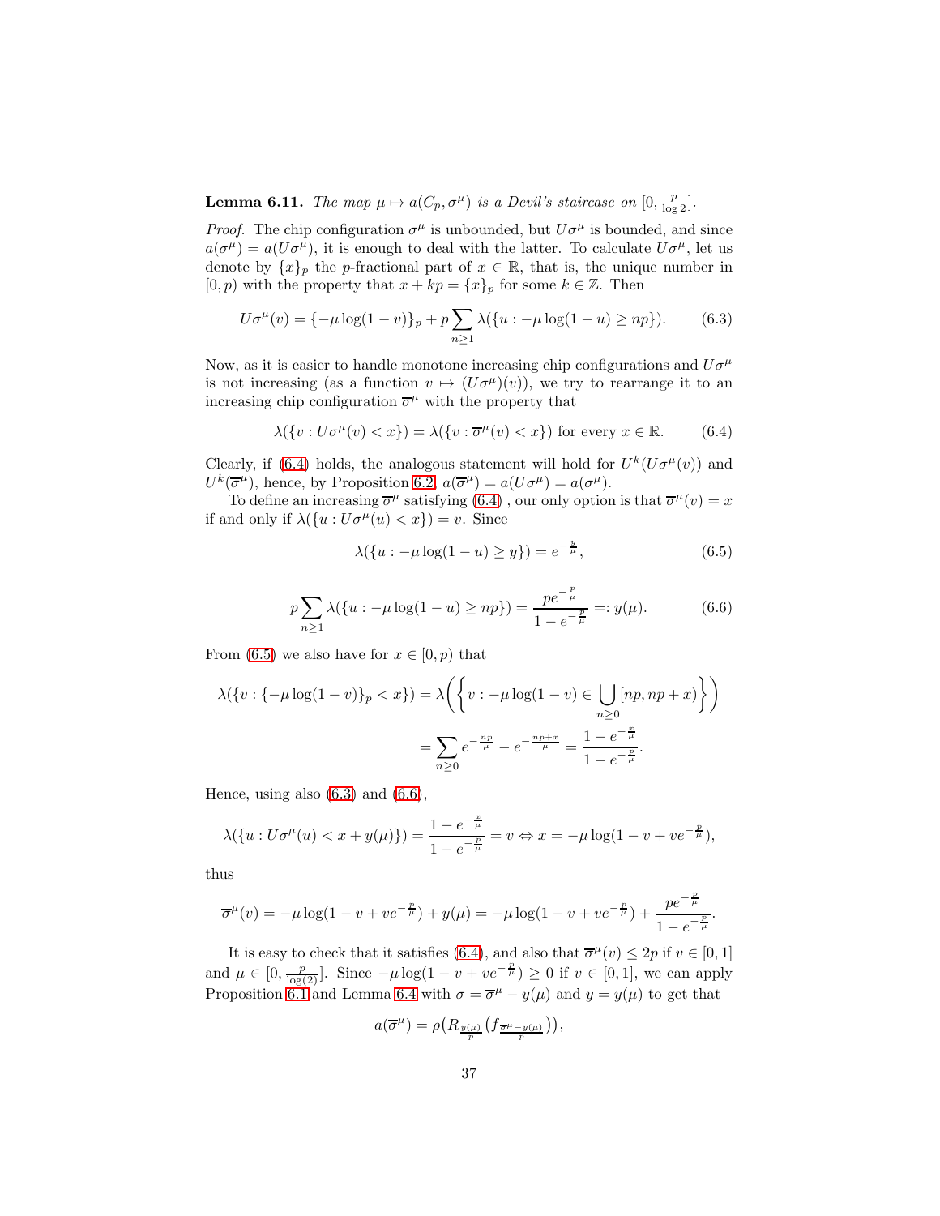**Lemma 6.11.** *The map $\mu \mapsto a(C_p, \sigma^\mu)$ is a Devil's staircase on $[0, \frac{p}{\log 2}]$.*

*Proof.* The chip configuration $\sigma^\mu$ is unbounded, but $U\sigma^\mu$ is bounded, and since $a(\sigma^\mu) = a(U\sigma^\mu)$, it is enough to deal with the latter. To calculate $U\sigma^\mu$, let us denote by $\{x\}_p$ the $p$-fractional part of $x \in \mathbb{R}$, that is, the unique number in $[0, p)$ with the property that $x + kp = \{x\}_p$ for some $k \in \mathbb{Z}$. Then

$$U\sigma^\mu(v) = \{-\mu \log(1-v)\}_p + p \sum_{n \geq 1} \lambda(\{u : -\mu \log(1-u) \geq np\}). \tag{6.3}$$

Now, as it is easier to handle monotone increasing chip configurations and $U\sigma^\mu$ is not increasing (as a function $v \mapsto (U\sigma^\mu)(v)$), we try to rearrange it to an increasing chip configuration $\overline{\sigma}^\mu$ with the property that

$$\lambda(\{v : U\sigma^\mu(v) < x\}) = \lambda(\{v : \overline{\sigma}^\mu(v) < x\}) \text{ for every } x \in \mathbb{R}. \tag{6.4}$$

Clearly, if (6.4) holds, the analogous statement will hold for $U^k(U\sigma^\mu(v))$ and $U^k(\overline{\sigma}^\mu)$, hence, by Proposition 6.2, $a(\overline{\sigma}^\mu) = a(U\sigma^\mu) = a(\sigma^\mu)$.

To define an increasing $\overline{\sigma}^\mu$ satisfying (6.4) , our only option is that $\overline{\sigma}^\mu(v) = x$ if and only if $\lambda(\{u : U\sigma^\mu(u) < x\}) = v$. Since

$$\lambda(\{u : -\mu \log(1-u) \geq y\}) = e^{-\frac{y}{\mu}}, \tag{6.5}$$

$$p \sum_{n \geq 1} \lambda(\{u : -\mu \log(1-u) \geq np\}) = \frac{pe^{-\frac{p}{\mu}}}{1 - e^{-\frac{p}{\mu}}} =: y(\mu). \tag{6.6}$$

From (6.5) we also have for $x \in [0, p)$ that

$$\begin{aligned}
\lambda(\{v : \{-\mu \log(1-v)\}_p < x\}) &= \lambda\Bigg(\Bigg\{v : -\mu \log(1-v) \in \bigcup_{n \geq 0} [np, np + x)\Bigg\}\Bigg) \\
&= \sum_{n \geq 0} e^{-\frac{np}{\mu}} - e^{-\frac{np+x}{\mu}} = \frac{1 - e^{-\frac{x}{\mu}}}{1 - e^{-\frac{p}{\mu}}}.
\end{aligned}$$

Hence, using also (6.3) and (6.6),

$$\lambda(\{u : U\sigma^\mu(u) < x + y(\mu)\}) = \frac{1 - e^{-\frac{x}{\mu}}}{1 - e^{-\frac{p}{\mu}}} = v \Leftrightarrow x = -\mu \log(1 - v + ve^{-\frac{p}{\mu}}),$$

thus

$$\overline{\sigma}^\mu(v) = -\mu \log(1 - v + ve^{-\frac{p}{\mu}}) + y(\mu) = -\mu \log(1 - v + ve^{-\frac{p}{\mu}}) + \frac{pe^{-\frac{p}{\mu}}}{1 - e^{-\frac{p}{\mu}}}.$$

It is easy to check that it satisfies (6.4), and also that $\overline{\sigma}^\mu(v) \leq 2p$ if $v \in [0, 1]$ and $\mu \in [0, \frac{p}{\log(2)}]$. Since $-\mu \log(1 - v + ve^{-\frac{p}{\mu}}) \geq 0$ if $v \in [0, 1]$, we can apply Proposition 6.1 and Lemma 6.4 with $\sigma = \overline{\sigma}^\mu - y(\mu)$ and $y = y(\mu)$ to get that

$$a(\overline{\sigma}^\mu) = \rho\big(R_{\frac{y(\mu)}{p}}\big(f_{\frac{\overline{\sigma}^\mu - y(\mu)}{p}}\big)\big),$$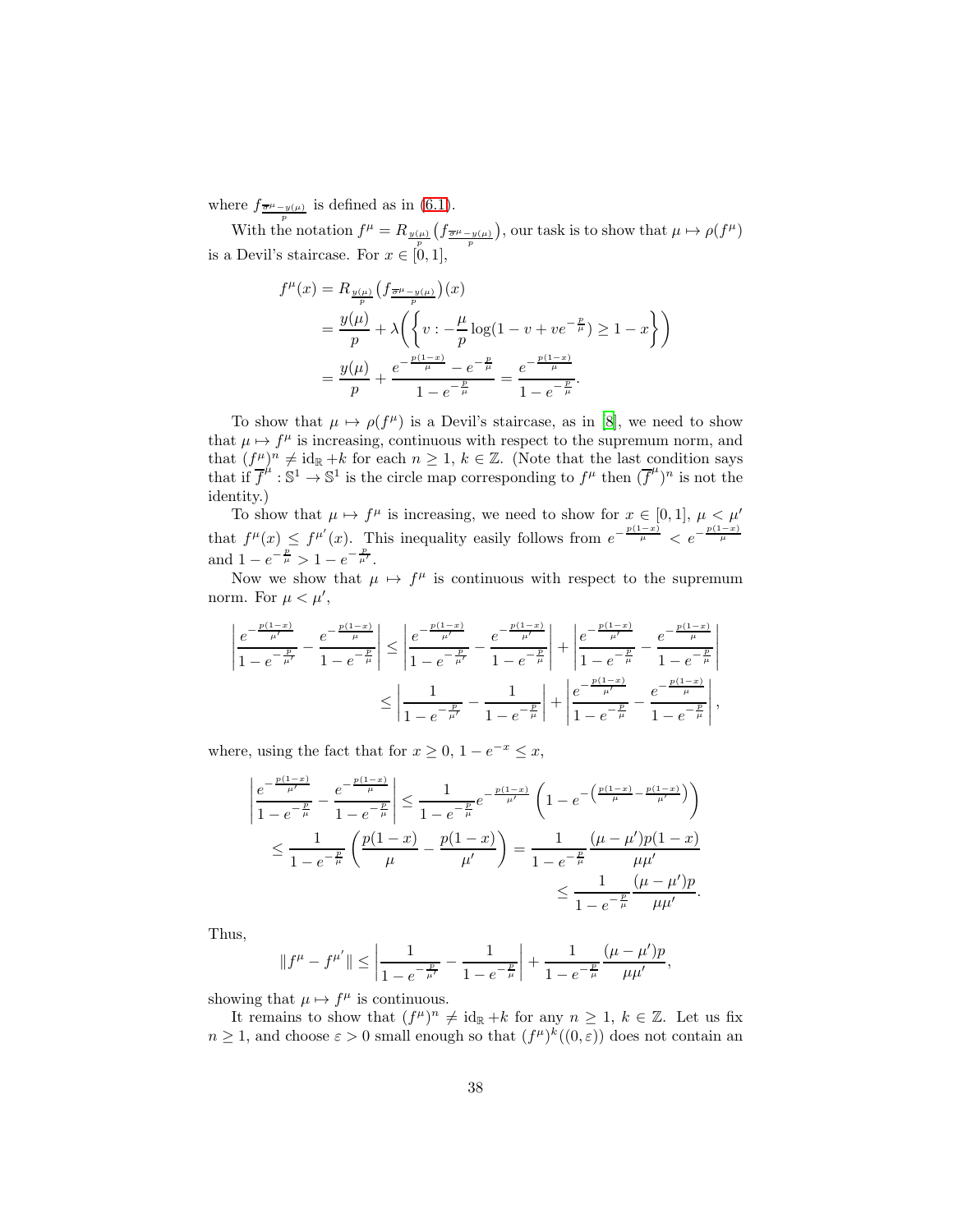where $f_{\frac{\overline{\sigma}^\mu - y(\mu)}{p}}$ is defined as in (6.1).

With the notation $f^\mu = R_{\frac{y(\mu)}{p}}\big(f_{\frac{\overline{\sigma}^\mu - y(\mu)}{p}}\big)$, our task is to show that $\mu \mapsto \rho(f^\mu)$ is a Devil's staircase. For $x \in [0,1]$,

$$
\begin{aligned}
f^\mu(x) &= R_{\frac{y(\mu)}{p}}\big(f_{\frac{\overline{\sigma}^\mu - y(\mu)}{p}}\big)(x) \\
&= \frac{y(\mu)}{p} + \lambda\bigg(\bigg\{v : -\frac{\mu}{p}\log(1 - v + ve^{-\frac{p}{\mu}}) \geq 1 - x\bigg\}\bigg) \\
&= \frac{y(\mu)}{p} + \frac{e^{-\frac{p(1-x)}{\mu}} - e^{-\frac{p}{\mu}}}{1 - e^{-\frac{p}{\mu}}} = \frac{e^{-\frac{p(1-x)}{\mu}}}{1 - e^{-\frac{p}{\mu}}}.
\end{aligned}
$$

To show that $\mu \mapsto \rho(f^\mu)$ is a Devil's staircase, as in [8], we need to show that $\mu \mapsto f^\mu$ is increasing, continuous with respect to the supremum norm, and that $(f^\mu)^n \neq \mathrm{id}_\mathbb{R} + k$ for each $n \geq 1$, $k \in \mathbb{Z}$. (Note that the last condition says that if $\overline{f}^\mu : \mathbb{S}^1 \to \mathbb{S}^1$ is the circle map corresponding to $f^\mu$ then $(\overline{f}^\mu)^n$ is not the identity.)

To show that $\mu \mapsto f^\mu$ is increasing, we need to show for $x \in [0,1]$, $\mu < \mu'$ that $f^\mu(x) \leq f^{\mu'}(x)$. This inequality easily follows from $e^{-\frac{p(1-x)}{\mu}} < e^{-\frac{p(1-x)}{\mu}}$ and $1 - e^{-\frac{p}{\mu}} > 1 - e^{-\frac{p}{\mu'}}$.

Now we show that $\mu \mapsto f^\mu$ is continuous with respect to the supremum norm. For $\mu < \mu'$,

$$
\begin{aligned}
\left|\frac{e^{-\frac{p(1-x)}{\mu'}}}{1 - e^{-\frac{p}{\mu'}}} - \frac{e^{-\frac{p(1-x)}{\mu}}}{1 - e^{-\frac{p}{\mu}}}\right| &\leq \left|\frac{e^{-\frac{p(1-x)}{\mu'}}}{1 - e^{-\frac{p}{\mu'}}} - \frac{e^{-\frac{p(1-x)}{\mu'}}}{1 - e^{-\frac{p}{\mu}}}\right| + \left|\frac{e^{-\frac{p(1-x)}{\mu'}}}{1 - e^{-\frac{p}{\mu}}} - \frac{e^{-\frac{p(1-x)}{\mu}}}{1 - e^{-\frac{p}{\mu}}}\right| \\
&\leq \left|\frac{1}{1 - e^{-\frac{p}{\mu'}}} - \frac{1}{1 - e^{-\frac{p}{\mu}}}\right| + \left|\frac{e^{-\frac{p(1-x)}{\mu'}}}{1 - e^{-\frac{p}{\mu}}} - \frac{e^{-\frac{p(1-x)}{\mu}}}{1 - e^{-\frac{p}{\mu}}}\right|,
\end{aligned}
$$

where, using the fact that for $x \geq 0$, $1 - e^{-x} \leq x$,

$$
\begin{aligned}
\left|\frac{e^{-\frac{p(1-x)}{\mu'}}}{1 - e^{-\frac{p}{\mu}}} - \frac{e^{-\frac{p(1-x)}{\mu}}}{1 - e^{-\frac{p}{\mu}}}\right| &\leq \frac{1}{1 - e^{-\frac{p}{\mu}}} e^{-\frac{p(1-x)}{\mu'}} \left(1 - e^{-\left(\frac{p(1-x)}{\mu} - \frac{p(1-x)}{\mu'}\right)}\right) \\
&\leq \frac{1}{1 - e^{-\frac{p}{\mu}}}\left(\frac{p(1-x)}{\mu} - \frac{p(1-x)}{\mu'}\right) = \frac{1}{1 - e^{-\frac{p}{\mu}}} \frac{(\mu - \mu')p(1-x)}{\mu\mu'} \\
&\leq \frac{1}{1 - e^{-\frac{p}{\mu}}} \frac{(\mu - \mu')p}{\mu\mu'}.
\end{aligned}
$$

Thus,

$$
\|f^\mu - f^{\mu'}\| \leq \left|\frac{1}{1 - e^{-\frac{p}{\mu'}}} - \frac{1}{1 - e^{-\frac{p}{\mu}}}\right| + \frac{1}{1 - e^{-\frac{p}{\mu}}} \frac{(\mu - \mu')p}{\mu\mu'},
$$

showing that $\mu \mapsto f^\mu$ is continuous.

It remains to show that $(f^\mu)^n \neq \mathrm{id}_\mathbb{R} + k$ for any $n \geq 1$, $k \in \mathbb{Z}$. Let us fix $n \geq 1$, and choose $\varepsilon > 0$ small enough so that $(f^\mu)^k((0,\varepsilon))$ does not contain an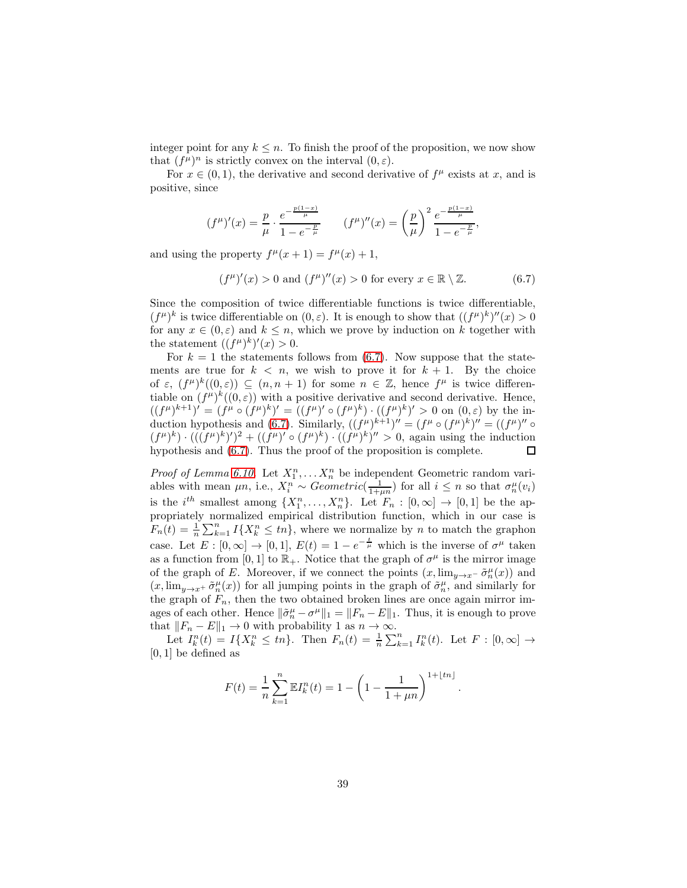integer point for any $k \le n$. To finish the proof of the proposition, we now show that $(f^\mu)^n$ is strictly convex on the interval $(0, \varepsilon)$.

For $x \in (0,1)$, the derivative and second derivative of $f^\mu$ exists at $x$, and is positive, since

$$(f^\mu)'(x) = \frac{p}{\mu} \cdot \frac{e^{-\frac{p(1-x)}{\mu}}}{1-e^{-\frac{p}{\mu}}} \qquad (f^\mu)''(x) = \left(\frac{p}{\mu}\right)^2 \frac{e^{-\frac{p(1-x)}{\mu}}}{1-e^{-\frac{p}{\mu}}},$$

and using the property $f^\mu(x+1) = f^\mu(x) + 1$,

$$(f^\mu)'(x) > 0 \text{ and } (f^\mu)''(x) > 0 \text{ for every } x \in \mathbb{R} \setminus \mathbb{Z}. \tag{6.7}$$

Since the composition of twice differentiable functions is twice differentiable, $(f^\mu)^k$ is twice differentiable on $(0, \varepsilon)$. It is enough to show that $((f^\mu)^k)''(x) > 0$ for any $x \in (0, \varepsilon)$ and $k \le n$, which we prove by induction on $k$ together with the statement $((f^\mu)^k)'(x) > 0$.

For $k = 1$ the statements follows from (6.7). Now suppose that the statements are true for $k < n$, we wish to prove it for $k+1$. By the choice of $\varepsilon$, $(f^\mu)^k((0,\varepsilon)) \subseteq (n, n+1)$ for some $n \in \mathbb{Z}$, hence $f^\mu$ is twice differentiable on $(f^\mu)^k((0,\varepsilon))$ with a positive derivative and second derivative. Hence, $((f^\mu)^{k+1})' = (f^\mu \circ (f^\mu)^k)' = ((f^\mu)' \circ (f^\mu)^k) \cdot ((f^\mu)^k)' > 0$ on $(0, \varepsilon)$ by the induction hypothesis and (6.7). Similarly, $((f^\mu)^{k+1})'' = (f^\mu \circ (f^\mu)^k)'' = ((f^\mu)'' \circ (f^\mu)^k) \cdot (((f^\mu)^k)')^2 + ((f^\mu)' \circ (f^\mu)^k) \cdot ((f^\mu)^k)'' > 0$, again using the induction hypothesis and (6.7). Thus the proof of the proposition is complete. ◻

*Proof of Lemma 6.10.* Let $X_1^n, \dots X_n^n$ be independent Geometric random variables with mean $\mu n$, i.e., $X_i^n \sim Geometric(\frac{1}{1+\mu n})$ for all $i \le n$ so that $\sigma_n^\mu(v_i)$ is the $i^{th}$ smallest among $\{X_1^n, \dots, X_n^n\}$. Let $F_n : [0, \infty] \to [0,1]$ be the appropriately normalized empirical distribution function, which in our case is $F_n(t) = \frac{1}{n}\sum_{k=1}^n I\{X_k^n \le tn\}$, where we normalize by $n$ to match the graphon case. Let $E : [0,\infty] \to [0,1]$, $E(t) = 1 - e^{-\frac{t}{\mu}}$ which is the inverse of $\sigma^\mu$ taken as a function from $[0,1]$ to $\mathbb{R}_+$. Notice that the graph of $\sigma^\mu$ is the mirror image of the graph of $E$. Moreover, if we connect the points $(x, \lim_{y\to x^-} \tilde{\sigma}_n^\mu(x))$ and $(x, \lim_{y \to x^+} \tilde{\sigma}_n^\mu(x))$ for all jumping points in the graph of $\tilde{\sigma}_n^\mu$, and similarly for the graph of $F_n$, then the two obtained broken lines are once again mirror images of each other. Hence $\|\tilde{\sigma}_n^\mu - \sigma^\mu\|_1 = \|F_n - E\|_1$. Thus, it is enough to prove that $\|F_n - E\|_1 \to 0$ with probability 1 as $n \to \infty$.

Let $I_k^n(t) = I\{X_k^n \le tn\}$. Then $F_n(t) = \frac{1}{n}\sum_{k=1}^n I_k^n(t)$. Let $F : [0,\infty] \to [0,1]$ be defined as

$$F(t) = \frac{1}{n}\sum_{k=1}^n \mathbb{E} I_k^n(t) = 1 - \left(1 - \frac{1}{1+\mu n}\right)^{1+\lfloor tn \rfloor}.$$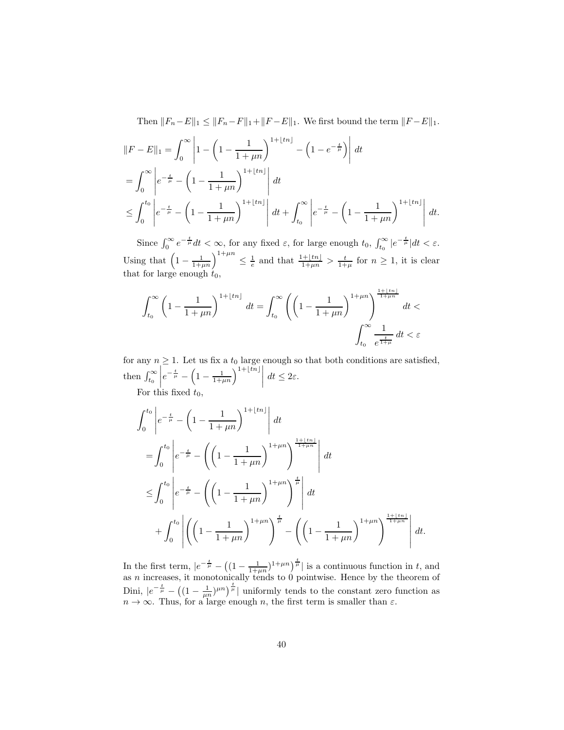Then $\|F_n - E\|_1 \leq \|F_n - F\|_1 + \|F - E\|_1$. We first bound the term $\|F - E\|_1$.

$$
\begin{aligned}
\|F - E\|_1 &= \int_0^\infty \left| 1 - \left(1 - \frac{1}{1+\mu n}\right)^{1+\lfloor tn \rfloor} - \left(1 - e^{-\frac{t}{\mu}}\right) \right| dt \\
&= \int_0^\infty \left| e^{-\frac{t}{\mu}} - \left(1 - \frac{1}{1+\mu n}\right)^{1+\lfloor tn \rfloor} \right| dt \\
&\leq \int_0^{t_0} \left| e^{-\frac{t}{\mu}} - \left(1 - \frac{1}{1+\mu n}\right)^{1+\lfloor tn \rfloor} \right| dt + \int_{t_0}^\infty \left| e^{-\frac{t}{\mu}} - \left(1 - \frac{1}{1+\mu n}\right)^{1+\lfloor tn \rfloor} \right| dt.
\end{aligned}
$$

Since $\int_0^\infty e^{-\frac{t}{\mu}} dt < \infty$, for any fixed $\varepsilon$, for large enough $t_0$, $\int_{t_0}^\infty |e^{-\frac{t}{\mu}}| dt < \varepsilon$. Using that $\left(1 - \frac{1}{1+\mu n}\right)^{1+\mu n} \leq \frac{1}{e}$ and that $\frac{1+\lfloor tn \rfloor}{1+\mu n} > \frac{t}{1+\mu}$ for $n \geq 1$, it is clear that for large enough $t_0$,

$$
\int_{t_0}^\infty \left(1 - \frac{1}{1+\mu n}\right)^{1+\lfloor tn \rfloor} dt = \int_{t_0}^\infty \left( \left(1 - \frac{1}{1+\mu n}\right)^{1+\mu n} \right)^{\frac{1+\lfloor tn \rfloor}{1+\mu n}} dt < \int_{t_0}^\infty \frac{1}{e^{\frac{t}{1+\mu}}} dt < \varepsilon
$$

for any $n \geq 1$. Let us fix a $t_0$ large enough so that both conditions are satisfied, then $\int_{t_0}^\infty \left| e^{-\frac{t}{\mu}} - \left(1 - \frac{1}{1+\mu n}\right)^{1+\lfloor tn \rfloor} \right| dt \leq 2\varepsilon$.

For this fixed $t_0$,

$$
\begin{aligned}
&\int_0^{t_0} \left| e^{-\frac{t}{\mu}} - \left(1 - \frac{1}{1+\mu n}\right)^{1+\lfloor tn \rfloor} \right| dt \\
&= \int_0^{t_0} \left| e^{-\frac{t}{\mu}} - \left( \left(1 - \frac{1}{1+\mu n}\right)^{1+\mu n} \right)^{\frac{1+\lfloor tn \rfloor}{1+\mu n}} \right| dt \\
&\leq \int_0^{t_0} \left| e^{-\frac{t}{\mu}} - \left( \left(1 - \frac{1}{1+\mu n}\right)^{1+\mu n} \right)^{\frac{t}{\mu}} \right| dt \\
&\quad + \int_0^{t_0} \left| \left( \left(1 - \frac{1}{1+\mu n}\right)^{1+\mu n} \right)^{\frac{t}{\mu}} - \left( \left(1 - \frac{1}{1+\mu n}\right)^{1+\mu n} \right)^{\frac{1+\lfloor tn \rfloor}{1+\mu n}} \right| dt.
\end{aligned}
$$

In the first term, $|e^{-\frac{t}{\mu}} - \left((1 - \frac{1}{1+\mu n})^{1+\mu n}\right)^{\frac{t}{\mu}}|$ is a continuous function in $t$, and as $n$ increases, it monotonically tends to 0 pointwise. Hence by the theorem of Dini, $|e^{-\frac{t}{\mu}} - \left((1 - \frac{1}{\mu n})^{\mu n}\right)^{\frac{t}{\mu}}|$ uniformly tends to the constant zero function as $n \to \infty$. Thus, for a large enough $n$, the first term is smaller than $\varepsilon$.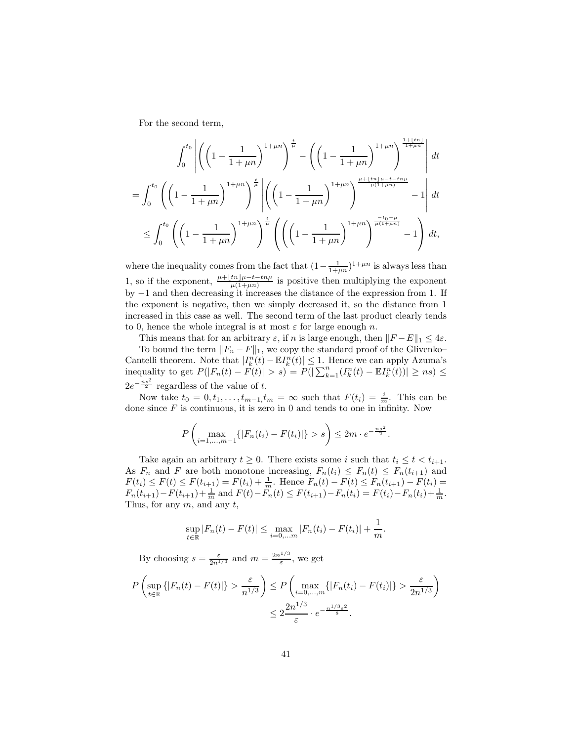For the second term,

$$\int_0^{t_0} \left| \left( \left(1 - \frac{1}{1+\mu n}\right)^{1+\mu n} \right)^{\frac{t}{\mu}} - \left( \left(1 - \frac{1}{1+\mu n}\right)^{1+\mu n} \right)^{\frac{1+\lfloor tn \rfloor}{1+\mu n}} \right| dt$$

$$= \int_0^{t_0} \left( \left(1 - \frac{1}{1+\mu n}\right)^{1+\mu n} \right)^{\frac{t}{\mu}} \left| \left( \left(1 - \frac{1}{1+\mu n}\right)^{1+\mu n} \right)^{\frac{\mu + \lfloor tn \rfloor \mu - t - tn\mu}{\mu(1+\mu n)}} - 1 \right| dt$$

$$\leq \int_0^{t_0} \left( \left(1 - \frac{1}{1+\mu n}\right)^{1+\mu n} \right)^{\frac{t}{\mu}} \left( \left( \left(1 - \frac{1}{1+\mu n}\right)^{1+\mu n} \right)^{\frac{-t_0 - \mu}{\mu(1+\mu n)}} - 1 \right) dt,$$

where the inequality comes from the fact that $(1 - \frac{1}{1+\mu n})^{1+\mu n}$ is always less than 1, so if the exponent, $\frac{\mu + \lfloor tn \rfloor \mu - t - tn\mu}{\mu(1+\mu n)}$ is positive then multiplying the exponent by $-1$ and then decreasing it increases the distance of the expression from 1. If the exponent is negative, then we simply decreased it, so the distance from 1 increased in this case as well. The second term of the last product clearly tends to 0, hence the whole integral is at most $\varepsilon$ for large enough $n$.

This means that for an arbitrary $\varepsilon$, if $n$ is large enough, then $\|F - E\|_1 \leq 4\varepsilon$.

To bound the term $\|F_n - F\|_1$, we copy the standard proof of the Glivenko–Cantelli theorem. Note that $|I_k^n(t) - \mathbb{E}I_k^n(t)| \leq 1$. Hence we can apply Azuma's inequality to get $P(|F_n(t) - F(t)| > s) = P(|\sum_{k=1}^n (I_k^n(t) - \mathbb{E}I_k^n(t))| \geq ns) \leq 2e^{-\frac{ns^2}{2}}$ regardless of the value of $t$.

Now take $t_0 = 0, t_1, \ldots, t_{m-1}, t_m = \infty$ such that $F(t_i) = \frac{i}{m}$. This can be done since $F$ is continuous, it is zero in 0 and tends to one in infinity. Now

$$P\left( \max_{i=1,\ldots,m-1} \{|F_n(t_i) - F(t_i)|\} > s \right) \leq 2m \cdot e^{-\frac{ns^2}{2}}.$$

Take again an arbitrary $t \geq 0$. There exists some $i$ such that $t_i \leq t < t_{i+1}$. As $F_n$ and $F$ are both monotone increasing, $F_n(t_i) \leq F_n(t) \leq F_n(t_{i+1})$ and $F(t_i) \leq F(t) \leq F(t_{i+1}) = F(t_i) + \frac{1}{m}$. Hence $F_n(t) - F(t) \leq F_n(t_{i+1}) - F(t_i) = F_n(t_{i+1}) - F(t_{i+1}) + \frac{1}{m}$ and $F(t) - F_n(t) \leq F(t_{i+1}) - F_n(t_i) = F(t_i) - F_n(t_i) + \frac{1}{m}$. Thus, for any $m$, and any $t$,

$$\sup_{t \in \mathbb{R}} |F_n(t) - F(t)| \leq \max_{i=0,\ldots m} |F_n(t_i) - F(t_i)| + \frac{1}{m}.$$

By choosing $s = \frac{\varepsilon}{2n^{1/3}}$ and $m = \frac{2n^{1/3}}{\varepsilon}$, we get

$$P\left( \sup_{t \in \mathbb{R}} \{|F_n(t) - F(t)|\} > \frac{\varepsilon}{n^{1/3}} \right) \leq P\left( \max_{i=0,\ldots,m} \{|F_n(t_i) - F(t_i)|\} > \frac{\varepsilon}{2n^{1/3}} \right)$$
$$\leq 2\frac{2n^{1/3}}{\varepsilon} \cdot e^{-\frac{n^{1/3}\varepsilon^2}{8}}.$$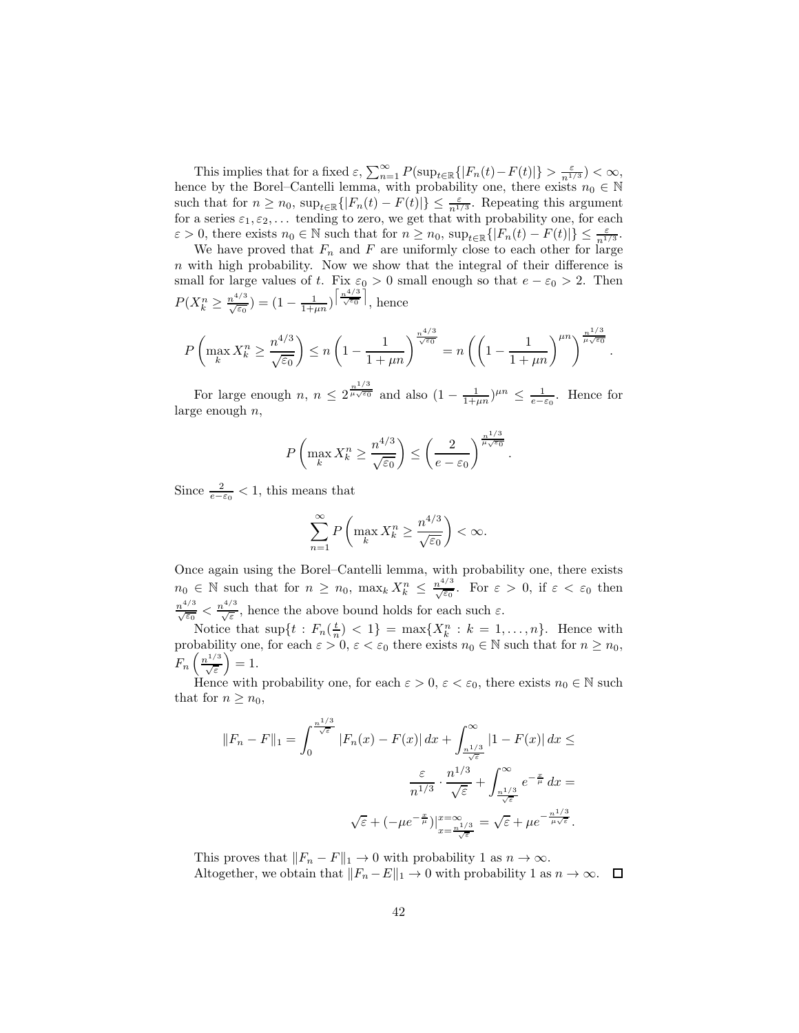This implies that for a fixed $\varepsilon$, $\sum_{n=1}^{\infty} P(\sup_{t\in\mathbb{R}}\{|F_n(t)-F(t)|\} > \frac{\varepsilon}{n^{1/3}}) < \infty$, hence by the Borel–Cantelli lemma, with probability one, there exists $n_0 \in \mathbb{N}$ such that for $n \geq n_0$, $\sup_{t\in\mathbb{R}}\{|F_n(t) - F(t)|\} \leq \frac{\varepsilon}{n^{1/3}}$. Repeating this argument for a series $\varepsilon_1, \varepsilon_2, \ldots$ tending to zero, we get that with probability one, for each $\varepsilon > 0$, there exists $n_0 \in \mathbb{N}$ such that for $n \geq n_0$, $\sup_{t\in\mathbb{R}}\{|F_n(t) - F(t)|\} \leq \frac{\varepsilon}{n^{1/3}}$.

We have proved that $F_n$ and $F$ are uniformly close to each other for large $n$ with high probability. Now we show that the integral of their difference is small for large values of $t$. Fix $\varepsilon_0 > 0$ small enough so that $e - \varepsilon_0 > 2$. Then $P(X_k^n \geq \frac{n^{4/3}}{\sqrt{\varepsilon_0}}) = (1 - \frac{1}{1+\mu n})^{\left\lceil \frac{n^{4/3}}{\sqrt{\varepsilon_0}} \right\rceil}$, hence

$$P\left(\max_k X_k^n \geq \frac{n^{4/3}}{\sqrt{\varepsilon_0}}\right) \leq n\left(1 - \frac{1}{1+\mu n}\right)^{\frac{n^{4/3}}{\sqrt{\varepsilon_0}}} = n\left(\left(1 - \frac{1}{1+\mu n}\right)^{\mu n}\right)^{\frac{n^{1/3}}{\mu\sqrt{\varepsilon_0}}}.$$

For large enough $n$, $n \leq 2^{\frac{n^{1/3}}{\mu\sqrt{\varepsilon_0}}}$ and also $(1 - \frac{1}{1+\mu n})^{\mu n} \leq \frac{1}{e-\varepsilon_0}$. Hence for large enough $n$,

$$P\left(\max_k X_k^n \geq \frac{n^{4/3}}{\sqrt{\varepsilon_0}}\right) \leq \left(\frac{2}{e-\varepsilon_0}\right)^{\frac{n^{1/3}}{\mu\sqrt{\varepsilon_0}}}.$$

Since $\frac{2}{e-\varepsilon_0} < 1$, this means that

$$\sum_{n=1}^{\infty} P\left(\max_k X_k^n \geq \frac{n^{4/3}}{\sqrt{\varepsilon_0}}\right) < \infty.$$

Once again using the Borel–Cantelli lemma, with probability one, there exists $n_0 \in \mathbb{N}$ such that for $n \geq n_0$, $\max_k X_k^n \leq \frac{n^{4/3}}{\sqrt{\varepsilon_0}}$. For $\varepsilon > 0$, if $\varepsilon < \varepsilon_0$ then $\frac{n^{4/3}}{\sqrt{\varepsilon_0}} < \frac{n^{4/3}}{\sqrt{\varepsilon}}$, hence the above bound holds for each such $\varepsilon$.

Notice that $\sup\{t : F_n(\frac{t}{n}) < 1\} = \max\{X_k^n : k = 1, \ldots, n\}$. Hence with probability one, for each $\varepsilon > 0$, $\varepsilon < \varepsilon_0$ there exists $n_0 \in \mathbb{N}$ such that for $n \geq n_0$, $F_n\left(\frac{n^{1/3}}{\sqrt{\varepsilon}}\right) = 1$.

Hence with probability one, for each $\varepsilon > 0$, $\varepsilon < \varepsilon_0$, there exists $n_0 \in \mathbb{N}$ such that for $n \geq n_0$,

$$\|F_n - F\|_1 = \int_0^{\frac{n^{1/3}}{\sqrt{\varepsilon}}} |F_n(x) - F(x)|\, dx + \int_{\frac{n^{1/3}}{\sqrt{\varepsilon}}}^{\infty} |1 - F(x)|\, dx \leq$$

$$\frac{\varepsilon}{n^{1/3}} \cdot \frac{n^{1/3}}{\sqrt{\varepsilon}} + \int_{\frac{n^{1/3}}{\sqrt{\varepsilon}}}^{\infty} e^{-\frac{x}{\mu}}\, dx =$$

$$\sqrt{\varepsilon} + (-\mu e^{-\frac{x}{\mu}})\Big|_{x=\frac{n^{1/3}}{\sqrt{\varepsilon}}}^{x=\infty} = \sqrt{\varepsilon} + \mu e^{-\frac{n^{1/3}}{\mu\sqrt{\varepsilon}}}.$$

This proves that $\|F_n - F\|_1 \to 0$ with probability 1 as $n \to \infty$.

Altogether, we obtain that $\|F_n - E\|_1 \to 0$ with probability 1 as $n \to \infty$. $\square$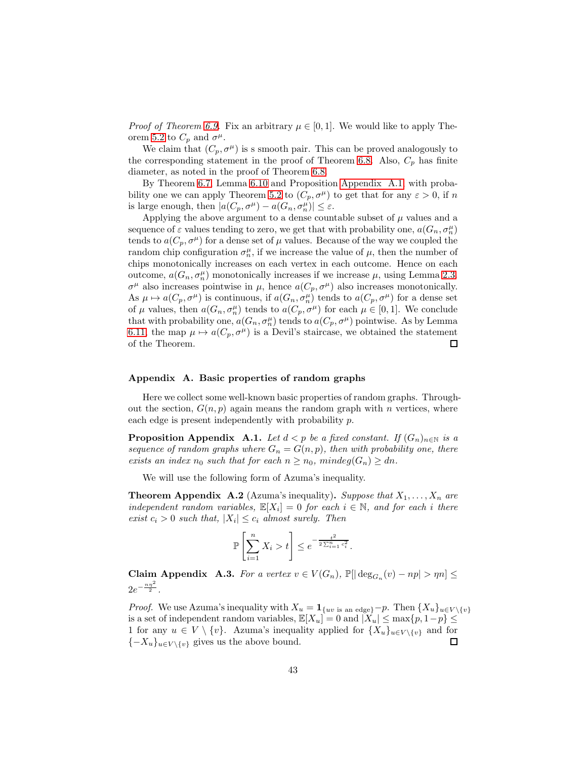*Proof of Theorem 6.9.* Fix an arbitrary $\mu \in [0, 1]$. We would like to apply Theorem 5.2 to $C_p$ and $\sigma^\mu$.

We claim that $(C_p, \sigma^\mu)$ is s smooth pair. This can be proved analogously to the corresponding statement in the proof of Theorem 6.8. Also, $C_p$ has finite diameter, as noted in the proof of Theorem 6.8.

By Theorem 6.7, Lemma 6.10 and Proposition Appendix A.1, with probability one we can apply Theorem 5.2 to $(C_p, \sigma^\mu)$ to get that for any $\varepsilon > 0$, if $n$ is large enough, then $|a(C_p, \sigma^\mu) - a(G_n, \sigma_n^\mu)| \leq \varepsilon$.

Applying the above argument to a dense countable subset of $\mu$ values and a sequence of $\varepsilon$ values tending to zero, we get that with probability one, $a(G_n, \sigma_n^\mu)$ tends to $a(C_p, \sigma^\mu)$ for a dense set of $\mu$ values. Because of the way we coupled the random chip configuration $\sigma_n^\mu$, if we increase the value of $\mu$, then the number of chips monotonically increases on each vertex in each outcome. Hence on each outcome, $a(G_n, \sigma_n^\mu)$ monotonically increases if we increase $\mu$, using Lemma 2.3. $\sigma^\mu$ also increases pointwise in $\mu$, hence $a(C_p, \sigma^\mu)$ also increases monotonically. As $\mu \mapsto a(C_p, \sigma^\mu)$ is continuous, if $a(G_n, \sigma_n^\mu)$ tends to $a(C_p, \sigma^\mu)$ for a dense set of $\mu$ values, then $a(G_n, \sigma_n^\mu)$ tends to $a(C_p, \sigma^\mu)$ for each $\mu \in [0, 1]$. We conclude that with probability one, $a(G_n, \sigma_n^\mu)$ tends to $a(C_p, \sigma^\mu)$ pointwise. As by Lemma 6.11, the map $\mu \mapsto a(C_p, \sigma^\mu)$ is a Devil's staircase, we obtained the statement of the Theorem. □

## Appendix A. Basic properties of random graphs

Here we collect some well-known basic properties of random graphs. Throughout the section, $G(n, p)$ again means the random graph with $n$ vertices, where each edge is present independently with probability $p$.

**Proposition Appendix A.1.** *Let $d < p$ be a fixed constant. If $(G_n)_{n \in \mathbb{N}}$ is a sequence of random graphs where $G_n = G(n, p)$, then with probability one, there exists an index $n_0$ such that for each $n \geq n_0$, $mindeg(G_n) \geq dn$.*

We will use the following form of Azuma's inequality.

**Theorem Appendix A.2** (Azuma's inequality)**.** *Suppose that $X_1, \ldots, X_n$ are independent random variables, $\mathbb{E}[X_i] = 0$ for each $i \in \mathbb{N}$, and for each $i$ there exist $c_i > 0$ such that, $|X_i| \leq c_i$ almost surely. Then*

$$\mathbb{P}\left[\sum_{i=1}^{n} X_i > t\right] \leq e^{-\frac{t^2}{2\sum_{i=1}^{n} c_i^2}}.$$

**Claim Appendix A.3.** *For a vertex $v \in V(G_n)$, $\mathbb{P}[|\deg_{G_n}(v) - np| > \eta n] \leq 2e^{-\frac{n\eta^2}{2}}$.*

*Proof.* We use Azuma's inequality with $X_u = \mathbf{1}_{\{uv \text{ is an edge}\}} - p$. Then $\{X_u\}_{u \in V \setminus \{v\}}$ is a set of independent random variables, $\mathbb{E}[X_u] = 0$ and $|X_u| \leq \max\{p, 1-p\} \leq 1$ for any $u \in V \setminus \{v\}$. Azuma's inequality applied for $\{X_u\}_{u \in V \setminus \{v\}}$ and for $\{-X_u\}_{u \in V \setminus \{v\}}$ gives us the above bound. □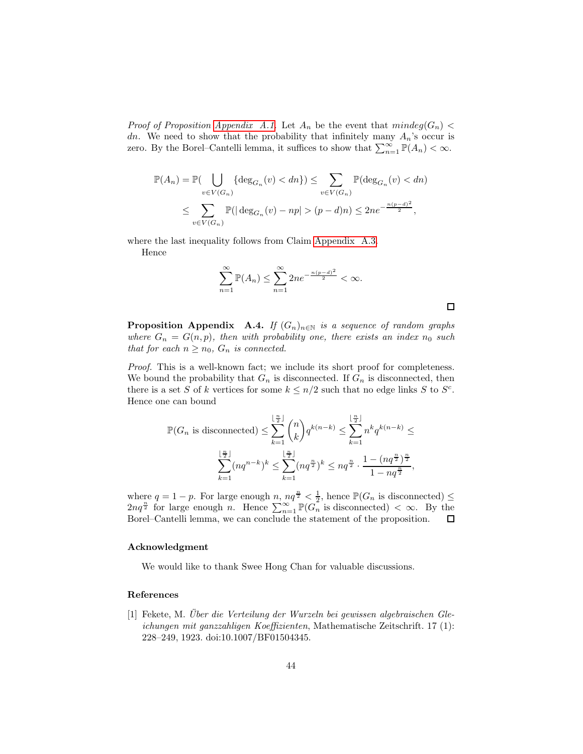*Proof of Proposition Appendix A.1.* Let $A_n$ be the event that $mindeg(G_n) < dn$. We need to show that the probability that infinitely many $A_n$'s occur is zero. By the Borel–Cantelli lemma, it suffices to show that $\sum_{n=1}^{\infty} \mathbb{P}(A_n) < \infty$.

$$\mathbb{P}(A_n) = \mathbb{P}\Big(\bigcup_{v \in V(G_n)} \{\deg_{G_n}(v) < dn\}\Big) \leq \sum_{v \in V(G_n)} \mathbb{P}(\deg_{G_n}(v) < dn)$$
$$\leq \sum_{v \in V(G_n)} \mathbb{P}(|\deg_{G_n}(v) - np| > (p-d)n) \leq 2ne^{-\frac{n(p-d)^2}{2}},$$

where the last inequality follows from Claim Appendix A.3.

Hence

$$\sum_{n=1}^{\infty} \mathbb{P}(A_n) \leq \sum_{n=1}^{\infty} 2ne^{-\frac{n(p-d)^2}{2}} < \infty.$$

□

**Proposition Appendix A.4.** *If $(G_n)_{n\in\mathbb{N}}$ is a sequence of random graphs where $G_n = G(n,p)$, then with probability one, there exists an index $n_0$ such that for each $n \geq n_0$, $G_n$ is connected.*

*Proof.* This is a well-known fact; we include its short proof for completeness. We bound the probability that $G_n$ is disconnected. If $G_n$ is disconnected, then there is a set $S$ of $k$ vertices for some $k \leq n/2$ such that no edge links $S$ to $S^c$. Hence one can bound

$$\mathbb{P}(G_n \text{ is disconnected}) \leq \sum_{k=1}^{\lfloor \frac{n}{2} \rfloor} \binom{n}{k} q^{k(n-k)} \leq \sum_{k=1}^{\lfloor \frac{n}{2} \rfloor} n^k q^{k(n-k)} \leq$$
$$\sum_{k=1}^{\lfloor \frac{n}{2} \rfloor} (nq^{n-k})^k \leq \sum_{k=1}^{\lfloor \frac{n}{2} \rfloor} (nq^{\frac{n}{2}})^k \leq nq^{\frac{n}{2}} \cdot \frac{1-(nq^{\frac{n}{2}})^{\frac{n}{2}}}{1-nq^{\frac{n}{2}}},$$

where $q = 1-p$. For large enough $n$, $nq^{\frac{n}{2}} < \frac{1}{2}$, hence $\mathbb{P}(G_n \text{ is disconnected}) \leq 2nq^{\frac{n}{2}}$ for large enough $n$. Hence $\sum_{n=1}^{\infty} \mathbb{P}(G_n \text{ is disconnected}) < \infty$. By the Borel–Cantelli lemma, we can conclude the statement of the proposition. □

## Acknowledgment

We would like to thank Swee Hong Chan for valuable discussions.

## References

[1] Fekete, M. *Über die Verteilung der Wurzeln bei gewissen algebraischen Gleichungen mit ganzzahligen Koeffizienten*, Mathematische Zeitschrift. 17 (1): 228–249, 1923. doi:10.1007/BF01504345.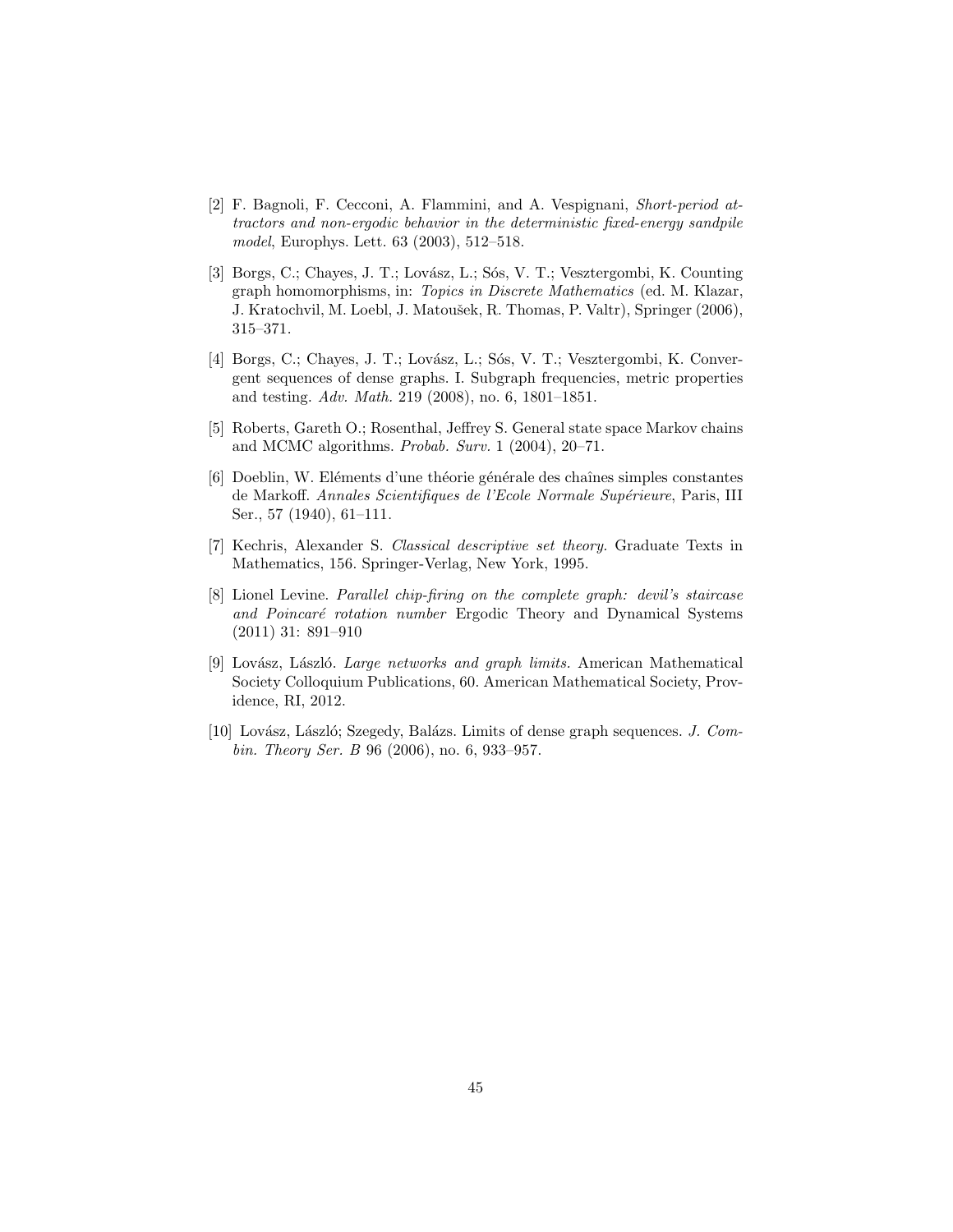[2] F. Bagnoli, F. Cecconi, A. Flammini, and A. Vespignani, *Short-period attractors and non-ergodic behavior in the deterministic fixed-energy sandpile model*, Europhys. Lett. 63 (2003), 512–518.

[3] Borgs, C.; Chayes, J. T.; Lovász, L.; Sós, V. T.; Vesztergombi, K. Counting graph homomorphisms, in: *Topics in Discrete Mathematics* (ed. M. Klazar, J. Kratochvil, M. Loebl, J. Matoušek, R. Thomas, P. Valtr), Springer (2006), 315–371.

[4] Borgs, C.; Chayes, J. T.; Lovász, L.; Sós, V. T.; Vesztergombi, K. Convergent sequences of dense graphs. I. Subgraph frequencies, metric properties and testing. *Adv. Math.* 219 (2008), no. 6, 1801–1851.

[5] Roberts, Gareth O.; Rosenthal, Jeffrey S. General state space Markov chains and MCMC algorithms. *Probab. Surv.* 1 (2004), 20–71.

[6] Doeblin, W. Eléments d'une théorie générale des chaînes simples constantes de Markoff. *Annales Scientifiques de l'Ecole Normale Supérieure*, Paris, III Ser., 57 (1940), 61–111.

[7] Kechris, Alexander S. *Classical descriptive set theory*. Graduate Texts in Mathematics, 156. Springer-Verlag, New York, 1995.

[8] Lionel Levine. *Parallel chip-firing on the complete graph: devil's staircase and Poincaré rotation number* Ergodic Theory and Dynamical Systems (2011) 31: 891–910

[9] Lovász, László. *Large networks and graph limits*. American Mathematical Society Colloquium Publications, 60. American Mathematical Society, Providence, RI, 2012.

[10] Lovász, László; Szegedy, Balázs. Limits of dense graph sequences. *J. Combin. Theory Ser. B* 96 (2006), no. 6, 933–957.